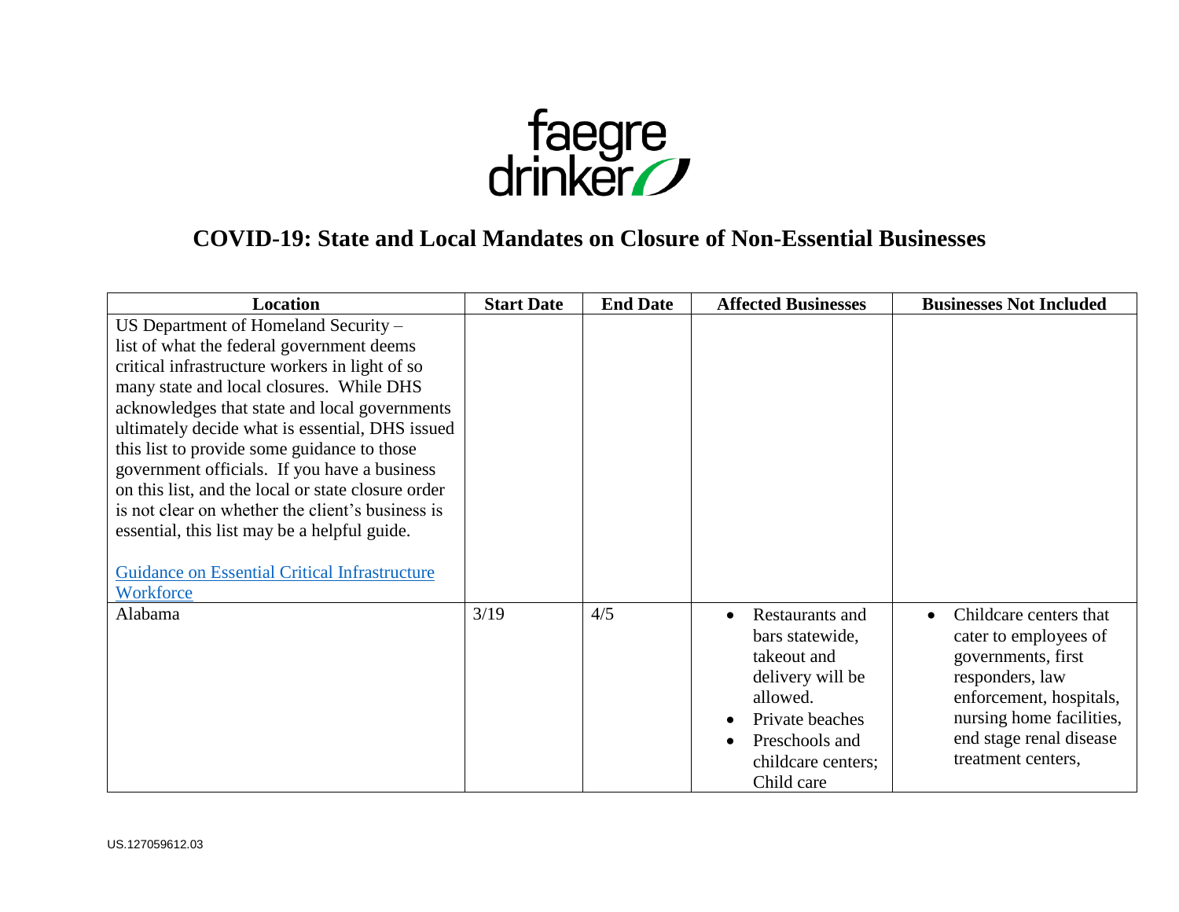# COVID-19: State and Local Mandates on Closure of Non-Essential Businesses

| Location | Start Date | End Date | Affected Businesses | Businesses Not Included |
|---|---|---|---|---|
| US Department of Homeland Security – list of what the federal government deems critical infrastructure workers in light of so many state and local closures. While DHS acknowledges that state and local governments ultimately decide what is essential, DHS issued this list to provide some guidance to those government officials. If you have a business on this list, and the local or state closure order is not clear on whether the client's business is essential, this list may be a helpful guide.<br><br>Guidance on Essential Critical Infrastructure Workforce | | | | |
| Alabama | 3/19 | 4/5 | • Restaurants and bars statewide, takeout and delivery will be allowed.<br>• Private beaches<br>• Preschools and childcare centers; Child care | • Childcare centers that cater to employees of governments, first responders, law enforcement, hospitals, nursing home facilities, end stage renal disease treatment centers, |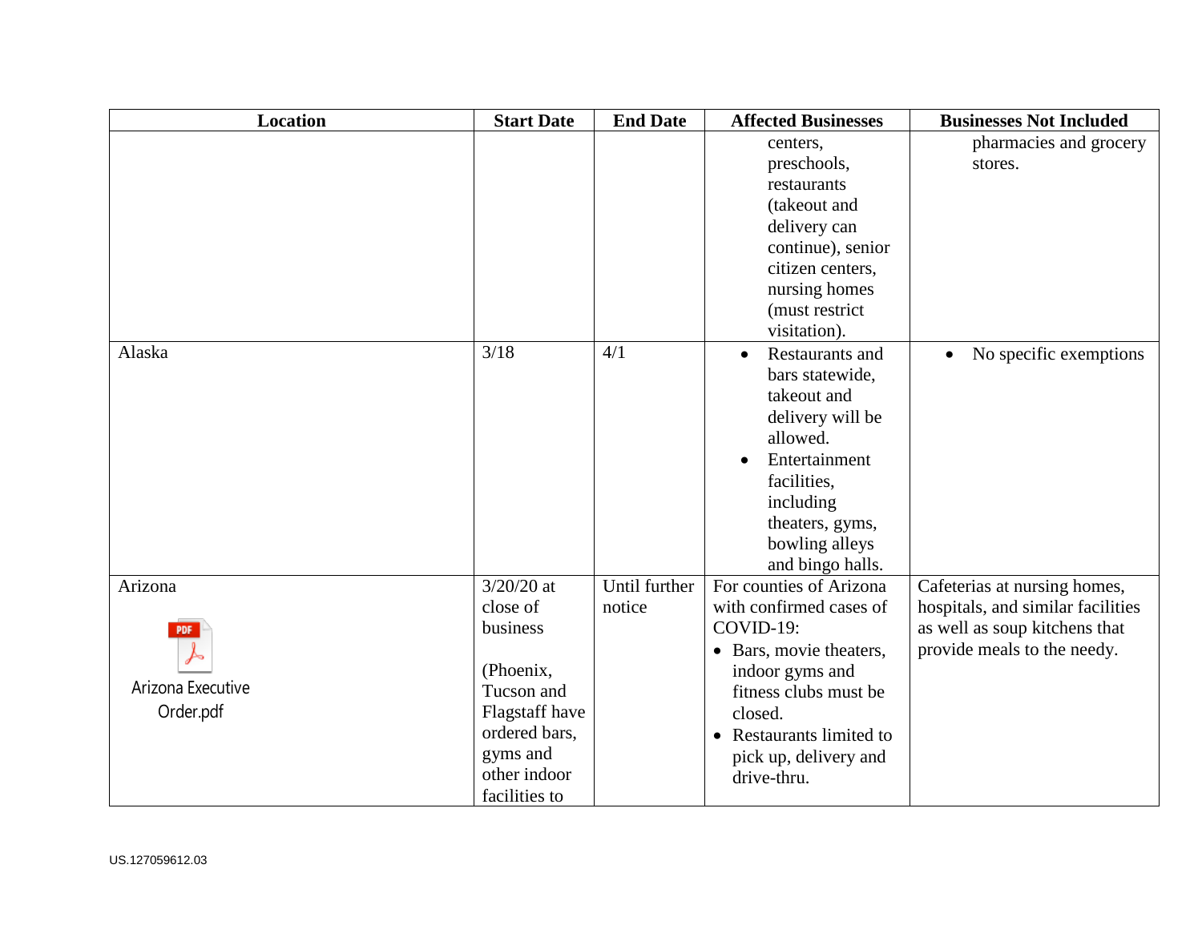| Location | Start Date | End Date | Affected Businesses | Businesses Not Included |
| --- | --- | --- | --- | --- |
| | | | centers, preschools, restaurants (takeout and delivery can continue), senior citizen centers, nursing homes (must restrict visitation). | pharmacies and grocery stores. |
| Alaska | 3/18 | 4/1 | • Restaurants and bars statewide, takeout and delivery will be allowed.<br>• Entertainment facilities, including theaters, gyms, bowling alleys and bingo halls. | • No specific exemptions |
| Arizona<br>Arizona Executive Order.pdf | 3/20/20 at close of business<br><br>(Phoenix, Tucson and Flagstaff have ordered bars, gyms and other indoor facilities to | Until further notice | For counties of Arizona with confirmed cases of COVID-19:<br>• Bars, movie theaters, indoor gyms and fitness clubs must be closed.<br>• Restaurants limited to pick up, delivery and drive-thru. | Cafeterias at nursing homes, hospitals, and similar facilities as well as soup kitchens that provide meals to the needy. |

US.127059612.03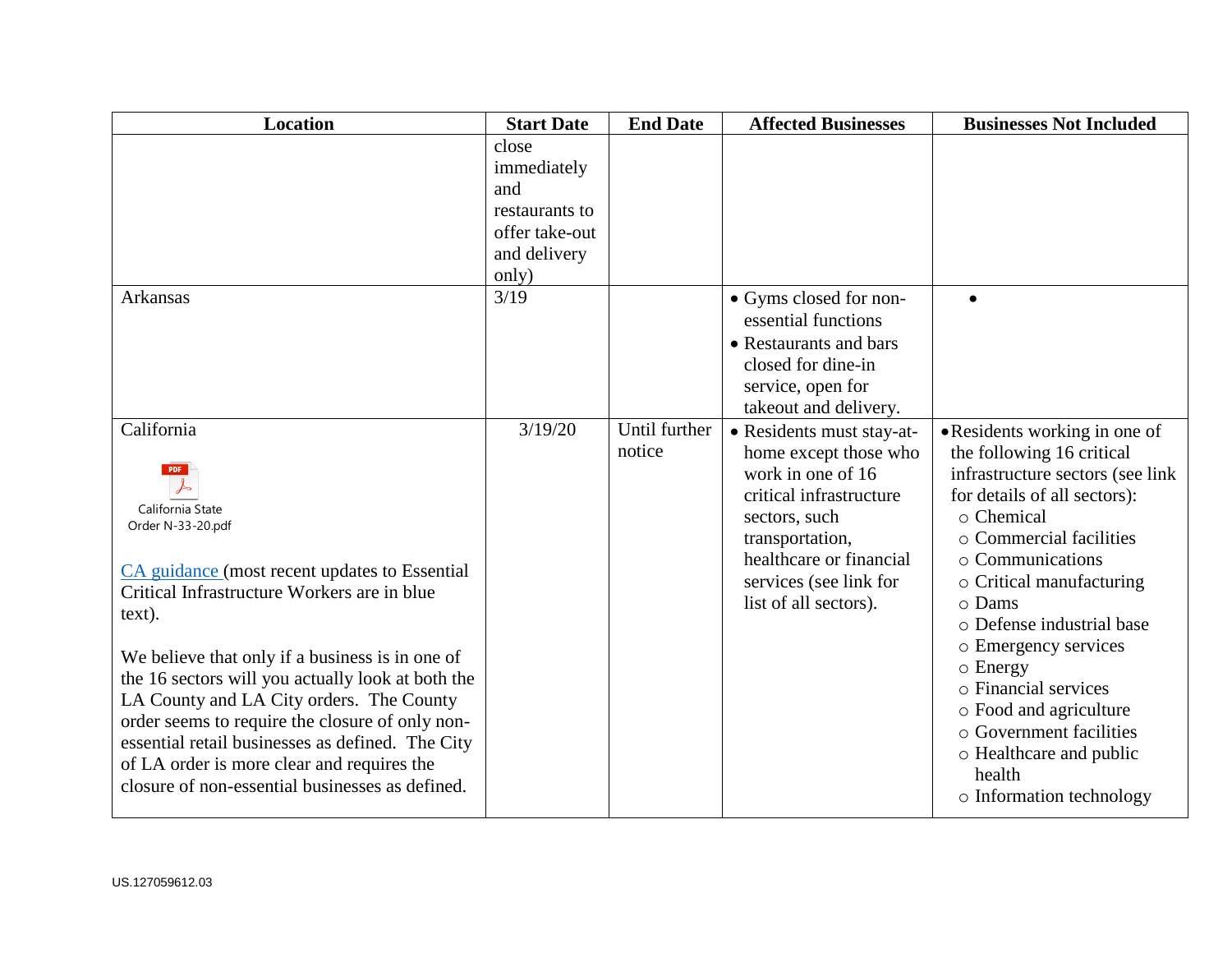| Location | Start Date | End Date | Affected Businesses | Businesses Not Included |
|---|---|---|---|---|
| | close immediately and restaurants to offer take-out and delivery only) | | | |
| Arkansas | 3/19 | | • Gyms closed for non-essential functions<br>• Restaurants and bars closed for dine-in service, open for takeout and delivery. | • |
| California<br><br>California State Order N-33-20.pdf<br><br>CA guidance (most recent updates to Essential Critical Infrastructure Workers are in blue text).<br><br>We believe that only if a business is in one of the 16 sectors will you actually look at both the LA County and LA City orders. The County order seems to require the closure of only non-essential retail businesses as defined. The City of LA order is more clear and requires the closure of non-essential businesses as defined. | 3/19/20 | Until further notice | • Residents must stay-at-home except those who work in one of 16 critical infrastructure sectors, such transportation, healthcare or financial services (see link for list of all sectors). | • Residents working in one of the following 16 critical infrastructure sectors (see link for details of all sectors):<br>○ Chemical<br>○ Commercial facilities<br>○ Communications<br>○ Critical manufacturing<br>○ Dams<br>○ Defense industrial base<br>○ Emergency services<br>○ Energy<br>○ Financial services<br>○ Food and agriculture<br>○ Government facilities<br>○ Healthcare and public health<br>○ Information technology |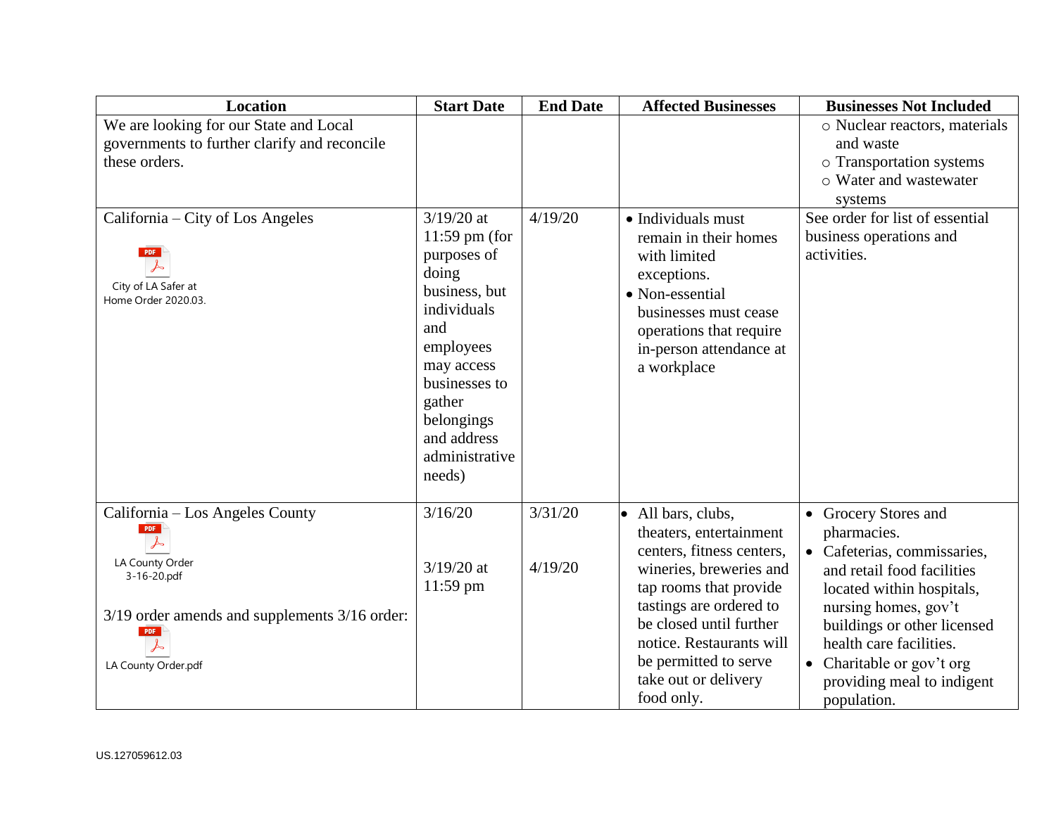| Location | Start Date | End Date | Affected Businesses | Businesses Not Included |
| --- | --- | --- | --- | --- |
| We are looking for our State and Local governments to further clarify and reconcile these orders. | | | | ○ Nuclear reactors, materials and waste<br>○ Transportation systems<br>○ Water and wastewater systems |
| California – City of Los Angeles<br><br>City of LA Safer at Home Order 2020.03. | 3/19/20 at 11:59 pm (for purposes of doing business, but individuals and employees may access businesses to gather belongings and address administrative needs) | 4/19/20 | • Individuals must remain in their homes with limited exceptions.<br>• Non-essential businesses must cease operations that require in-person attendance at a workplace | See order for list of essential business operations and activities. |
| California – Los Angeles County<br><br>LA County Order 3-16-20.pdf<br><br>3/19 order amends and supplements 3/16 order:<br><br>LA County Order.pdf | 3/16/20<br><br>3/19/20 at 11:59 pm | 3/31/20<br><br>4/19/20 | • All bars, clubs, theaters, entertainment centers, fitness centers, wineries, breweries and tap rooms that provide tastings are ordered to be closed until further notice. Restaurants will be permitted to serve take out or delivery food only. | • Grocery Stores and pharmacies.<br>• Cafeterias, commissaries, and retail food facilities located within hospitals, nursing homes, gov't buildings or other licensed health care facilities.<br>• Charitable or gov't org providing meal to indigent population. |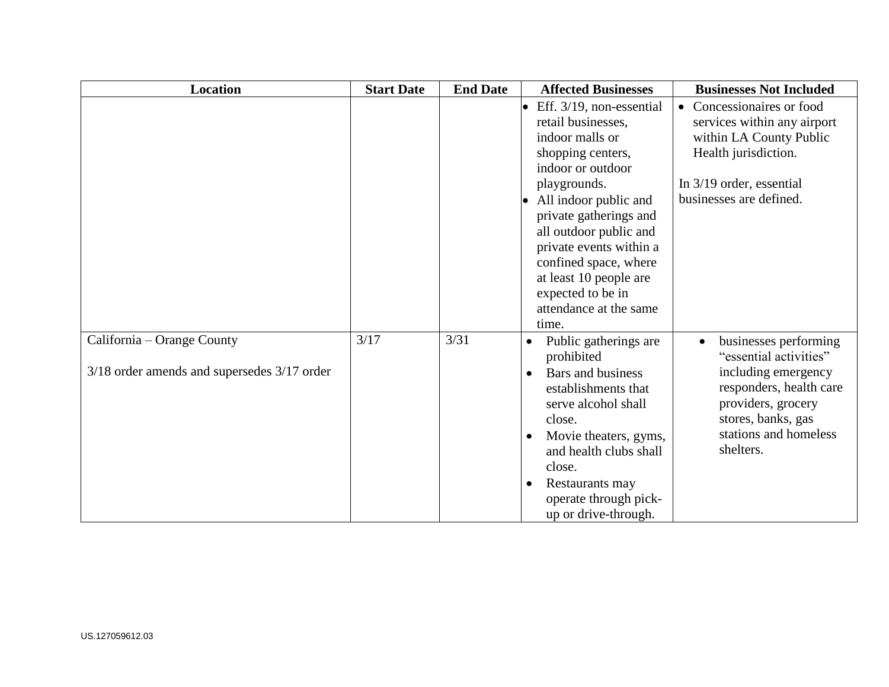| Location | Start Date | End Date | Affected Businesses | Businesses Not Included |
|---|---|---|---|---|
| | | | • Eff. 3/19, non-essential retail businesses, indoor malls or shopping centers, indoor or outdoor playgrounds.<br>• All indoor public and private gatherings and all outdoor public and private events within a confined space, where at least 10 people are expected to be in attendance at the same time. | • Concessionaires or food services within any airport within LA County Public Health jurisdiction.<br><br>In 3/19 order, essential businesses are defined. |
| California – Orange County<br><br>3/18 order amends and supersedes 3/17 order | 3/17 | 3/31 | • Public gatherings are prohibited<br>• Bars and business establishments that serve alcohol shall close.<br>• Movie theaters, gyms, and health clubs shall close.<br>• Restaurants may operate through pick-up or drive-through. | • businesses performing "essential activities" including emergency responders, health care providers, grocery stores, banks, gas stations and homeless shelters. |

US.127059612.03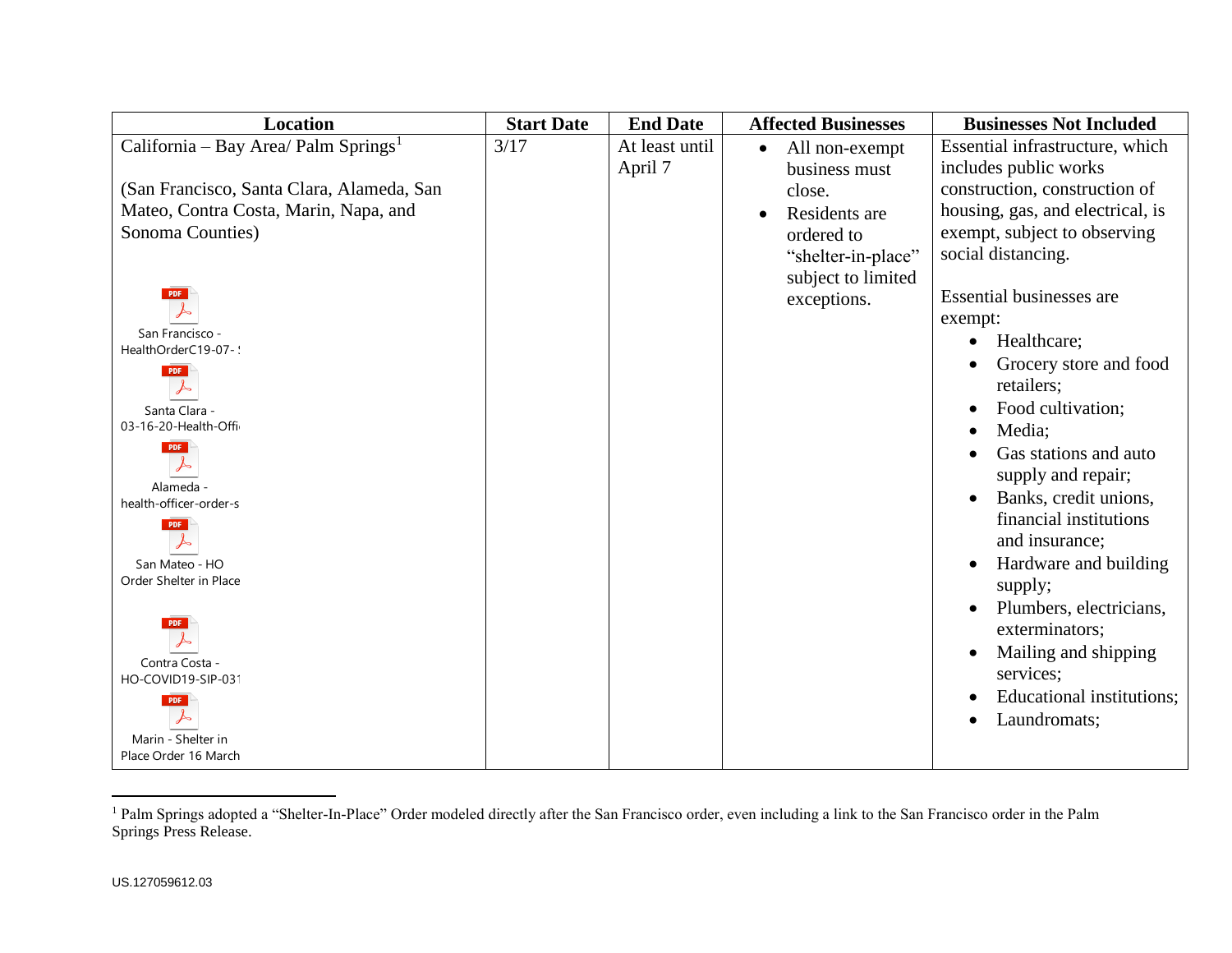| Location | Start Date | End Date | Affected Businesses | Businesses Not Included |
| --- | --- | --- | --- | --- |
| California – Bay Area/ Palm Springs[1]<br><br>(San Francisco, Santa Clara, Alameda, San Mateo, Contra Costa, Marin, Napa, and Sonoma Counties)<br><br>San Francisco - HealthOrderC19-07-!<br>Santa Clara - 03-16-20-Health-Offi<br>Alameda - health-officer-order-s<br>San Mateo - HO Order Shelter in Place<br>Contra Costa - HO-COVID19-SIP-031<br>Marin - Shelter in Place Order 16 March | 3/17 | At least until April 7 | • All non-exempt business must close.<br>• Residents are ordered to "shelter-in-place" subject to limited exceptions. | Essential infrastructure, which includes public works construction, construction of housing, gas, and electrical, is exempt, subject to observing social distancing.<br><br>Essential businesses are exempt:<br>• Healthcare;<br>• Grocery store and food retailers;<br>• Food cultivation;<br>• Media;<br>• Gas stations and auto supply and repair;<br>• Banks, credit unions, financial institutions and insurance;<br>• Hardware and building supply;<br>• Plumbers, electricians, exterminators;<br>• Mailing and shipping services;<br>• Educational institutions;<br>• Laundromats; |

[1] Palm Springs adopted a "Shelter-In-Place" Order modeled directly after the San Francisco order, even including a link to the San Francisco order in the Palm Springs Press Release.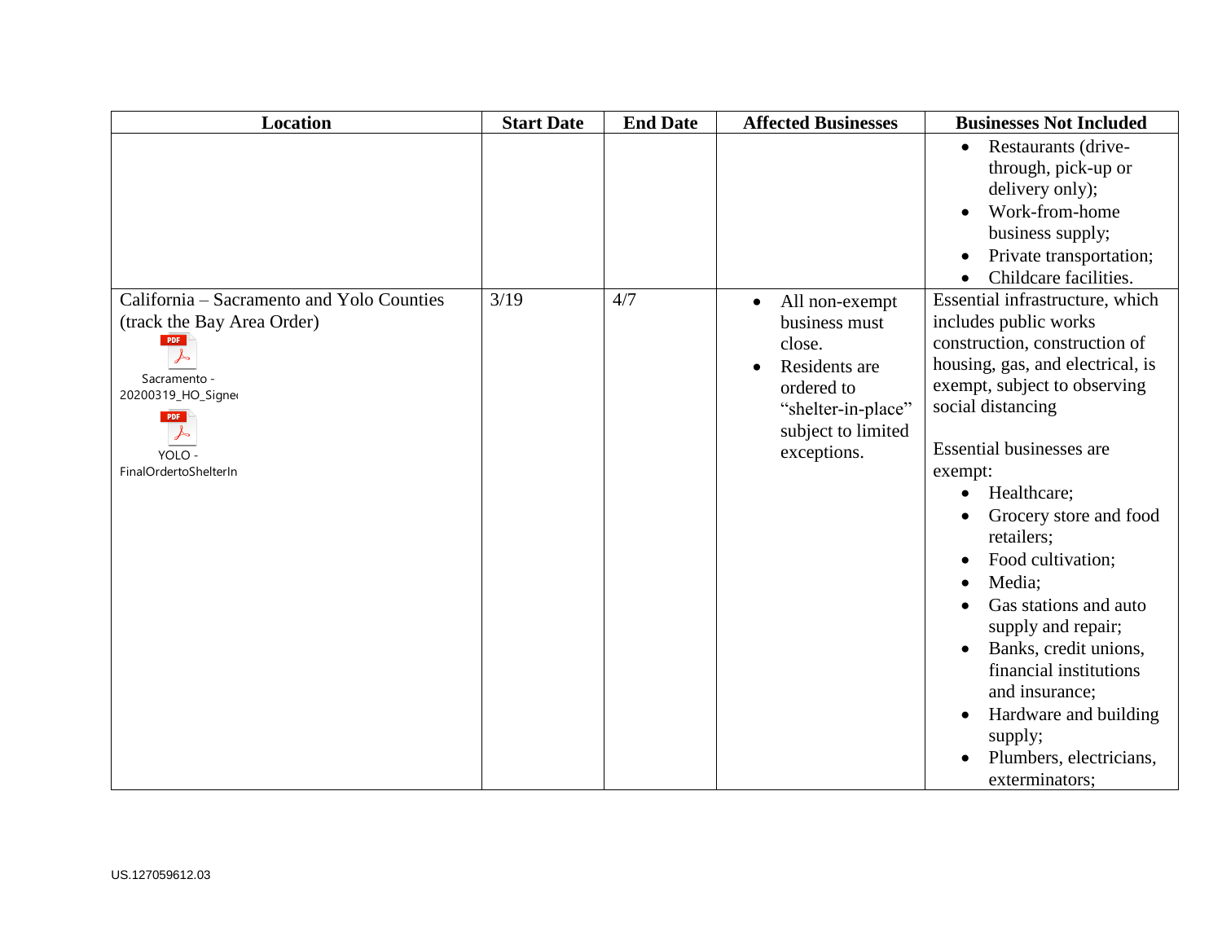| Location | Start Date | End Date | Affected Businesses | Businesses Not Included |
|---|---|---|---|---|
| | | | | • Restaurants (drive-through, pick-up or delivery only);<br>• Work-from-home business supply;<br>• Private transportation;<br>• Childcare facilities. |
| California – Sacramento and Yolo Counties (track the Bay Area Order)<br>Sacramento - 20200319_HO_Signed<br>YOLO - FinalOrdertoShelterIn | 3/19 | 4/7 | • All non-exempt business must close.<br>• Residents are ordered to "shelter-in-place" subject to limited exceptions. | Essential infrastructure, which includes public works construction, construction of housing, gas, and electrical, is exempt, subject to observing social distancing<br><br>Essential businesses are exempt:<br>• Healthcare;<br>• Grocery store and food retailers;<br>• Food cultivation;<br>• Media;<br>• Gas stations and auto supply and repair;<br>• Banks, credit unions, financial institutions and insurance;<br>• Hardware and building supply;<br>• Plumbers, electricians, exterminators; |

US.127059612.03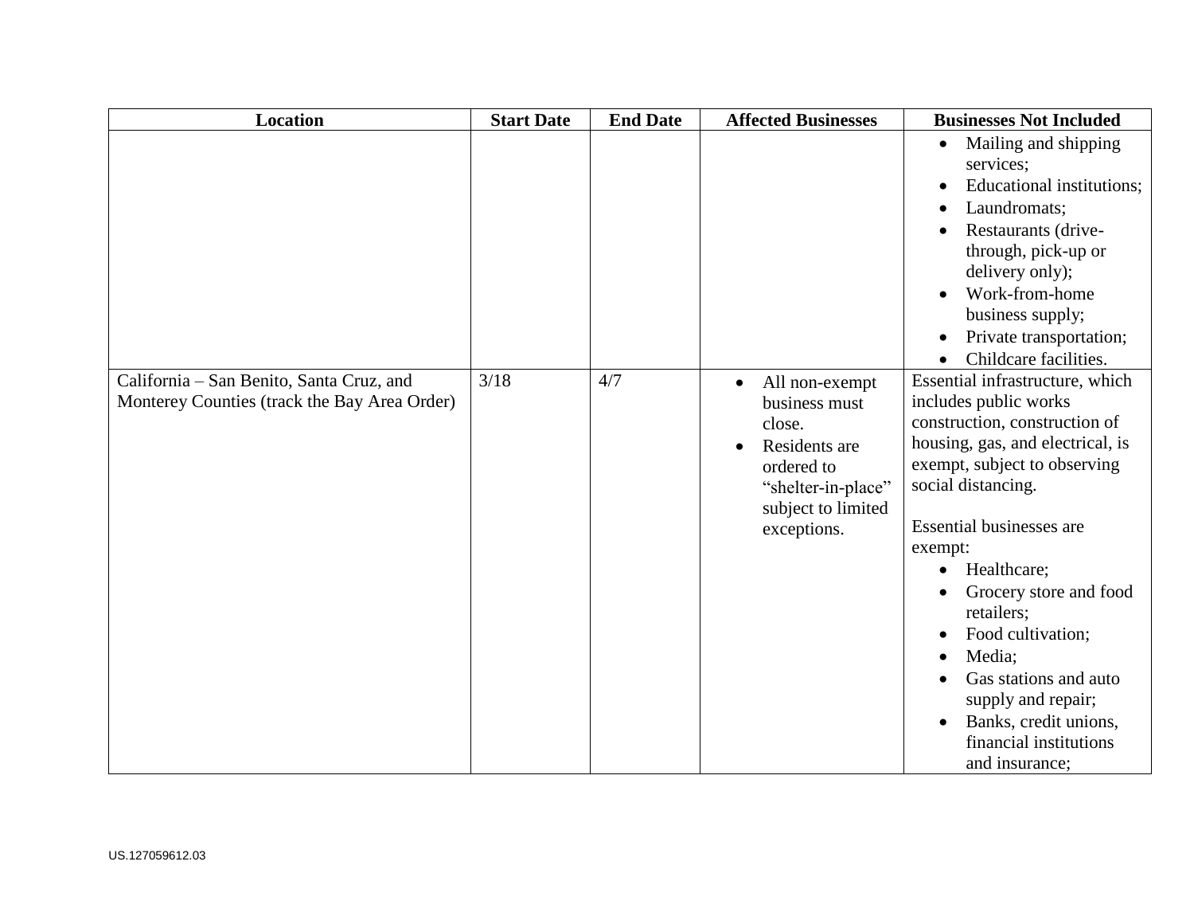| Location | Start Date | End Date | Affected Businesses | Businesses Not Included |
|---|---|---|---|---|
| | | | | • Mailing and shipping services;<br>• Educational institutions;<br>• Laundromats;<br>• Restaurants (drive-through, pick-up or delivery only);<br>• Work-from-home business supply;<br>• Private transportation;<br>• Childcare facilities. |
| California – San Benito, Santa Cruz, and Monterey Counties (track the Bay Area Order) | 3/18 | 4/7 | • All non-exempt business must close.<br>• Residents are ordered to "shelter-in-place" subject to limited exceptions. | Essential infrastructure, which includes public works construction, construction of housing, gas, and electrical, is exempt, subject to observing social distancing.<br><br>Essential businesses are exempt:<br>• Healthcare;<br>• Grocery store and food retailers;<br>• Food cultivation;<br>• Media;<br>• Gas stations and auto supply and repair;<br>• Banks, credit unions, financial institutions and insurance; |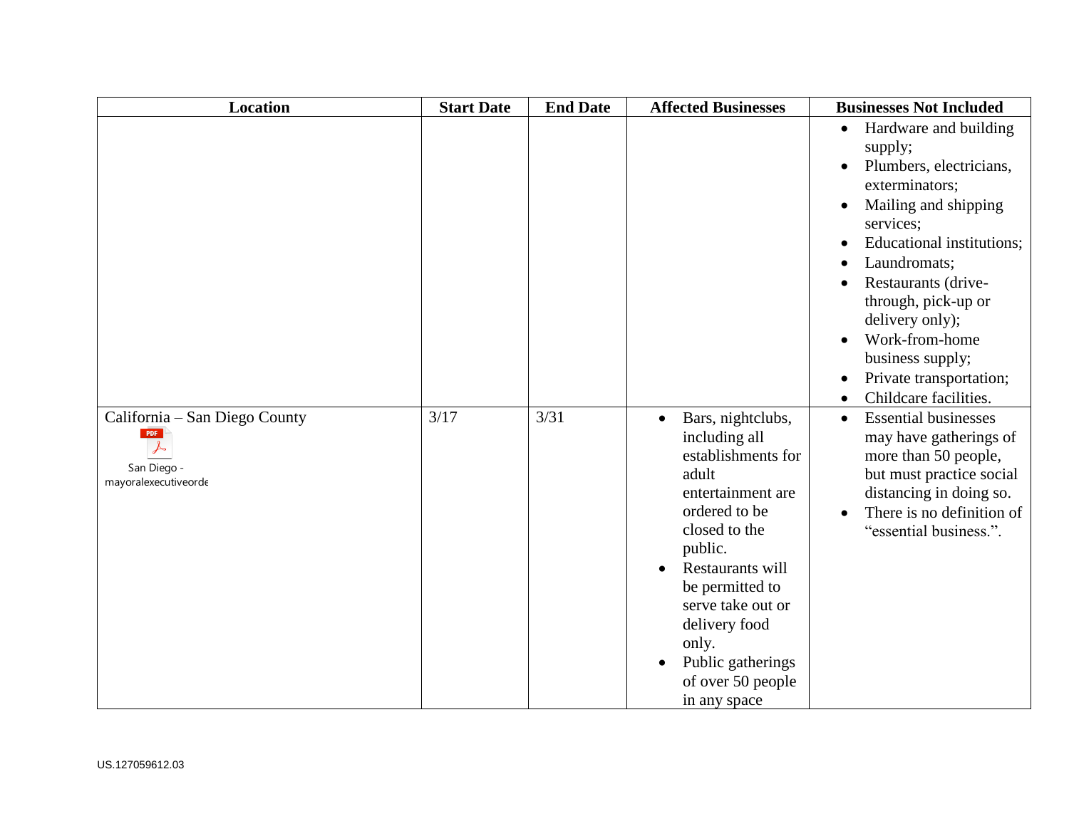| Location | Start Date | End Date | Affected Businesses | Businesses Not Included |
|---|---|---|---|---|
| | | | | • Hardware and building supply;<br>• Plumbers, electricians, exterminators;<br>• Mailing and shipping services;<br>• Educational institutions;<br>• Laundromats;<br>• Restaurants (drive-through, pick-up or delivery only);<br>• Work-from-home business supply;<br>• Private transportation;<br>• Childcare facilities. |
| California – San Diego County<br>San Diego - mayoralexecutiveorde | 3/17 | 3/31 | • Bars, nightclubs, including all establishments for adult entertainment are ordered to be closed to the public.<br>• Restaurants will be permitted to serve take out or delivery food only.<br>• Public gatherings of over 50 people in any space | • Essential businesses may have gatherings of more than 50 people, but must practice social distancing in doing so.<br>• There is no definition of "essential business.". |

US.127059612.03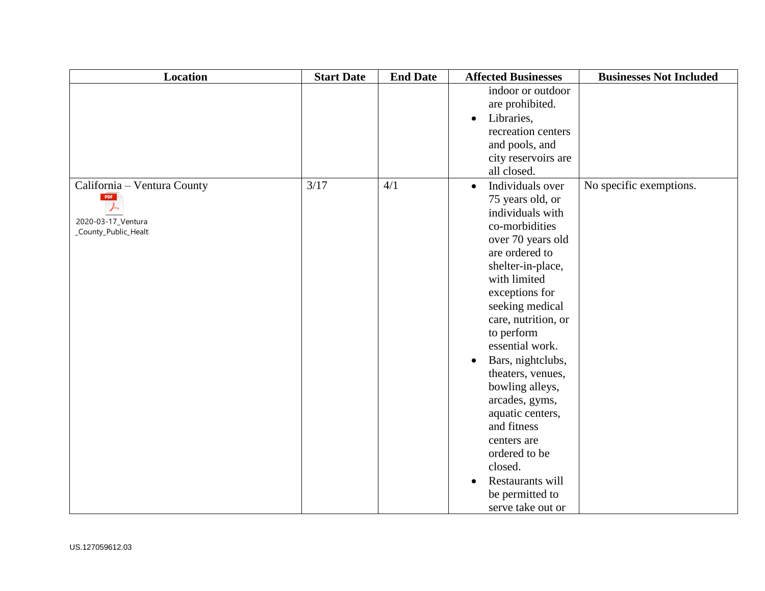| Location | Start Date | End Date | Affected Businesses | Businesses Not Included |
| --- | --- | --- | --- | --- |
| | | | indoor or outdoor are prohibited.<br>• Libraries, recreation centers and pools, and city reservoirs are all closed. | |
| California – Ventura County<br>2020-03-17_Ventura_County_Public_Healt | 3/17 | 4/1 | • Individuals over 75 years old, or individuals with co-morbidities over 70 years old are ordered to shelter-in-place, with limited exceptions for seeking medical care, nutrition, or to perform essential work.<br>• Bars, nightclubs, theaters, venues, bowling alleys, arcades, gyms, aquatic centers, and fitness centers are ordered to be closed.<br>• Restaurants will be permitted to serve take out or | No specific exemptions. |

US.127059612.03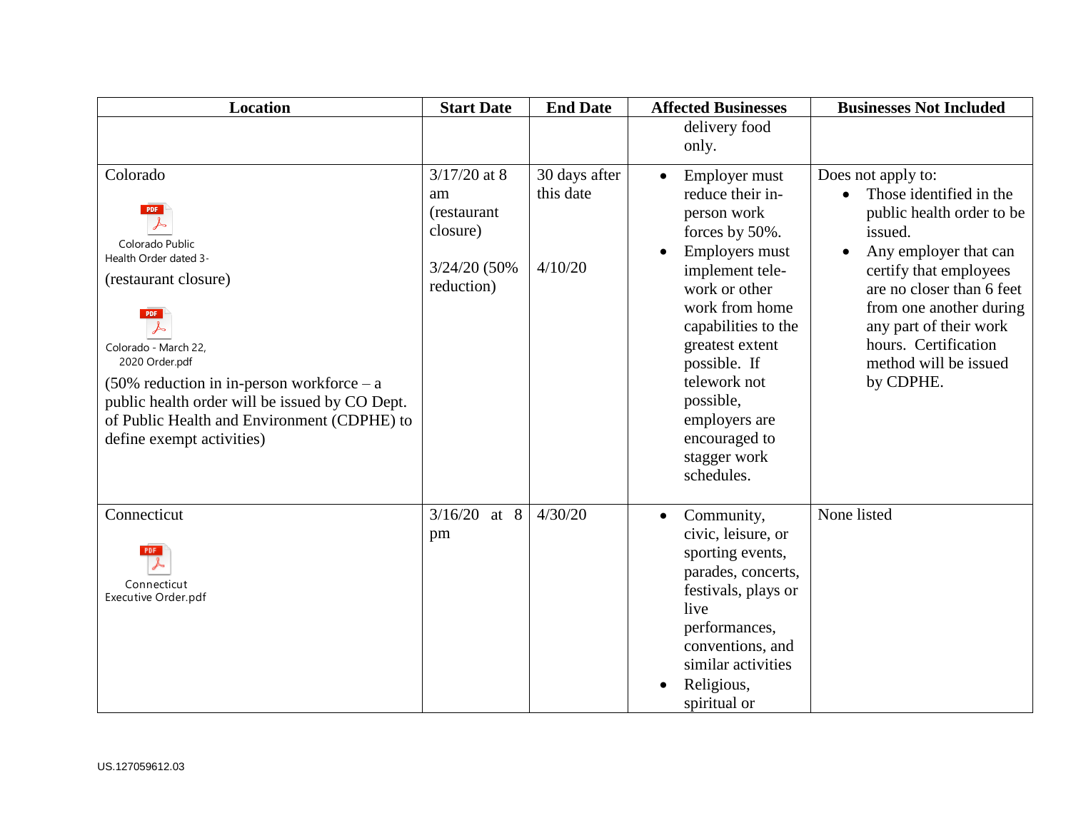| Location | Start Date | End Date | Affected Businesses | Businesses Not Included |
|---|---|---|---|---|
| | | | delivery food only. | |
| Colorado<br>Colorado Public Health Order dated 3-<br>(restaurant closure)<br>Colorado - March 22, 2020 Order.pdf<br>(50% reduction in in-person workforce – a public health order will be issued by CO Dept. of Public Health and Environment (CDPHE) to define exempt activities) | 3/17/20 at 8 am (restaurant closure)<br><br>3/24/20 (50% reduction) | 30 days after this date<br><br>4/10/20 | • Employer must reduce their in-person work forces by 50%.<br>• Employers must implement tele-work or other work from home capabilities to the greatest extent possible. If telework not possible, employers are encouraged to stagger work schedules. | Does not apply to:<br>• Those identified in the public health order to be issued.<br>• Any employer that can certify that employees are no closer than 6 feet from one another during any part of their work hours. Certification method will be issued by CDPHE. |
| Connecticut<br>Connecticut Executive Order.pdf | 3/16/20 at 8 pm | 4/30/20 | • Community, civic, leisure, or sporting events, parades, concerts, festivals, plays or live performances, conventions, and similar activities<br>• Religious, spiritual or | None listed |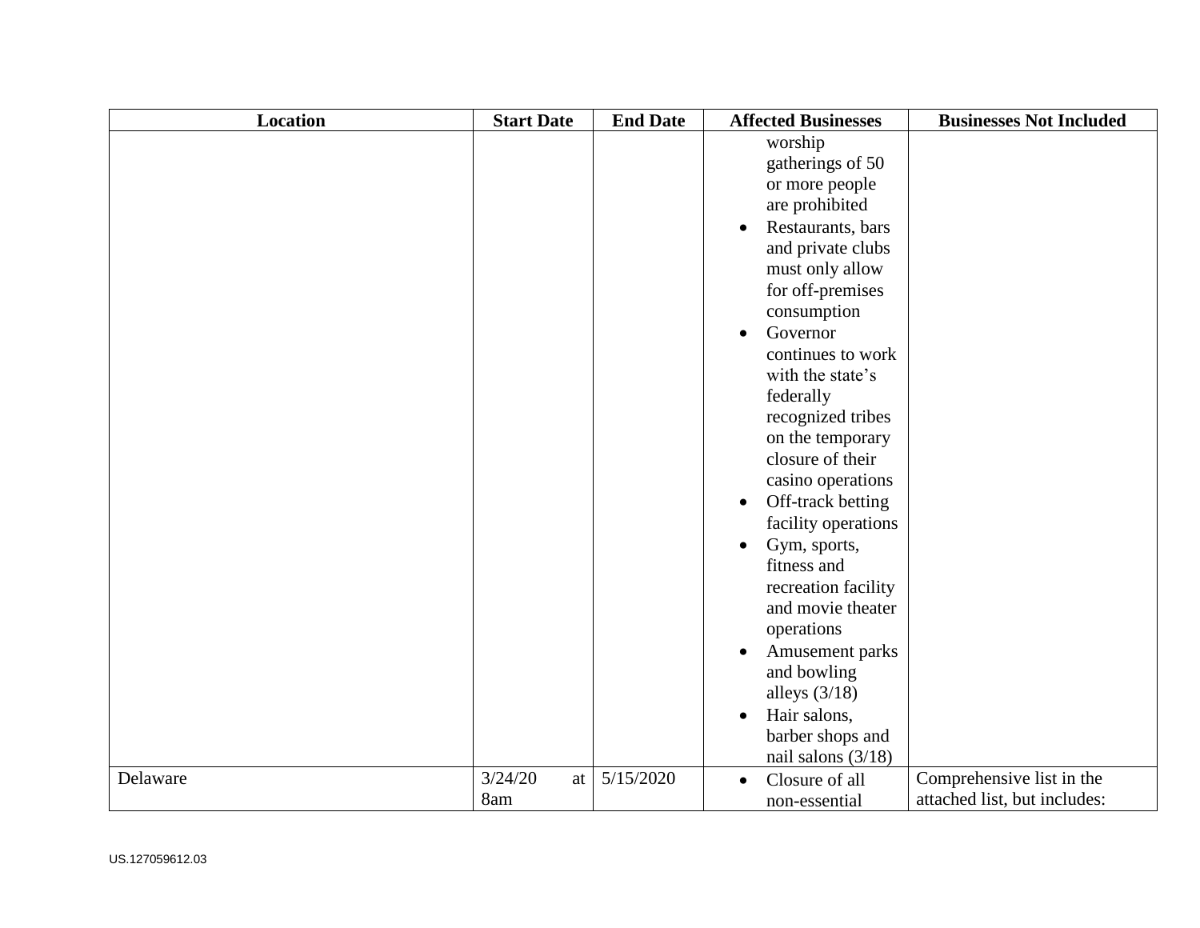| Location | Start Date | End Date | Affected Businesses | Businesses Not Included |
|---|---|---|---|---|
| | | | worship gatherings of 50 or more people are prohibited<br>• Restaurants, bars and private clubs must only allow for off-premises consumption<br>• Governor continues to work with the state's federally recognized tribes on the temporary closure of their casino operations<br>• Off-track betting facility operations<br>• Gym, sports, fitness and recreation facility and movie theater operations<br>• Amusement parks and bowling alleys (3/18)<br>• Hair salons, barber shops and nail salons (3/18) | |
| Delaware | 3/24/20 at 8am | 5/15/2020 | • Closure of all non-essential | Comprehensive list in the attached list, but includes: |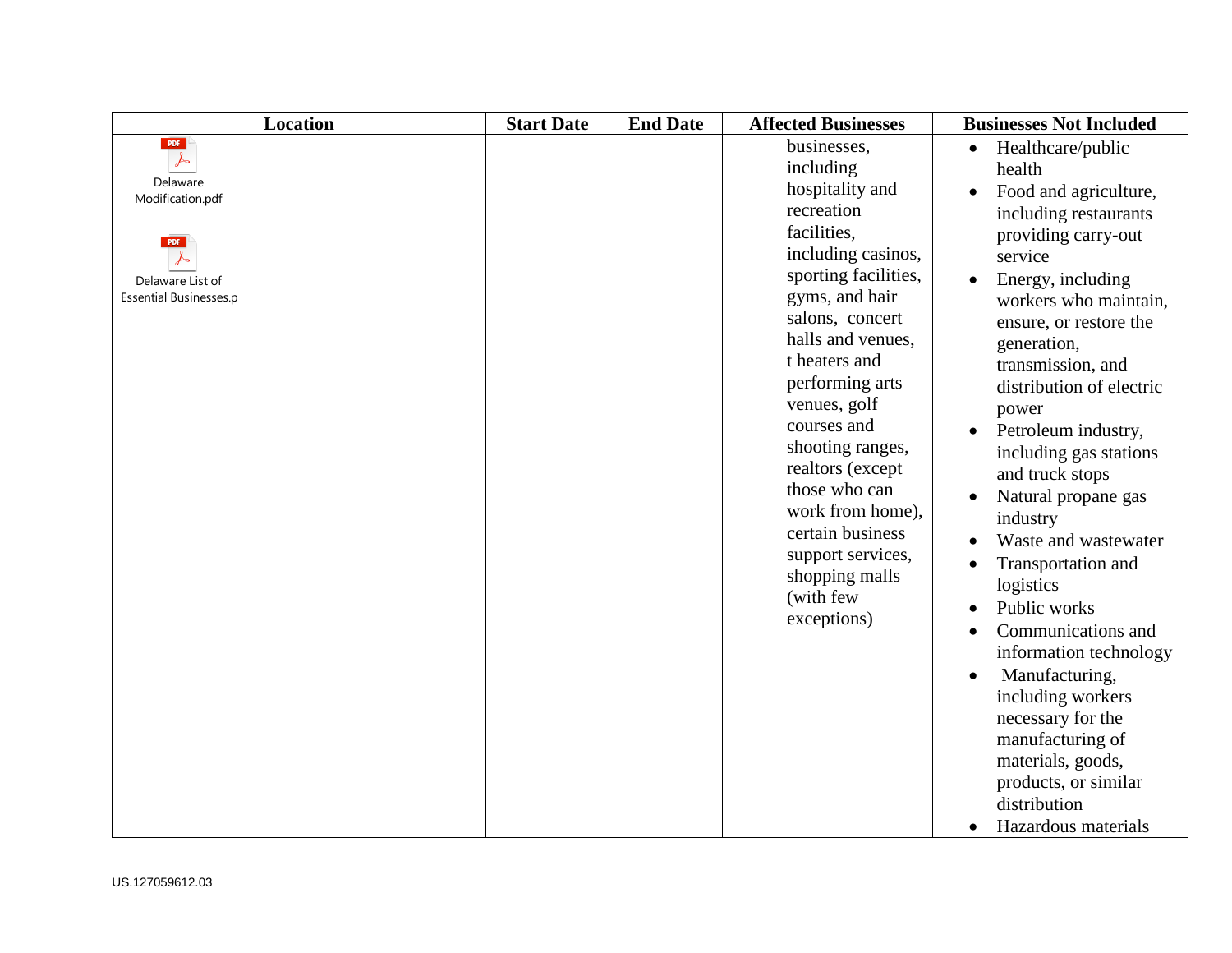| Location | Start Date | End Date | Affected Businesses | Businesses Not Included |
| --- | --- | --- | --- | --- |
| Delaware Modification.pdf<br><br>Delaware List of Essential Businesses.p | | | businesses, including hospitality and recreation facilities, including casinos, sporting facilities, gyms, and hair salons, concert halls and venues, t heaters and performing arts venues, golf courses and shooting ranges, realtors (except those who can work from home), certain business support services, shopping malls (with few exceptions) | • Healthcare/public health<br>• Food and agriculture, including restaurants providing carry-out service<br>• Energy, including workers who maintain, ensure, or restore the generation, transmission, and distribution of electric power<br>• Petroleum industry, including gas stations and truck stops<br>• Natural propane gas industry<br>• Waste and wastewater<br>• Transportation and logistics<br>• Public works<br>• Communications and information technology<br>• Manufacturing, including workers necessary for the manufacturing of materials, goods, products, or similar distribution<br>• Hazardous materials |

US.127059612.03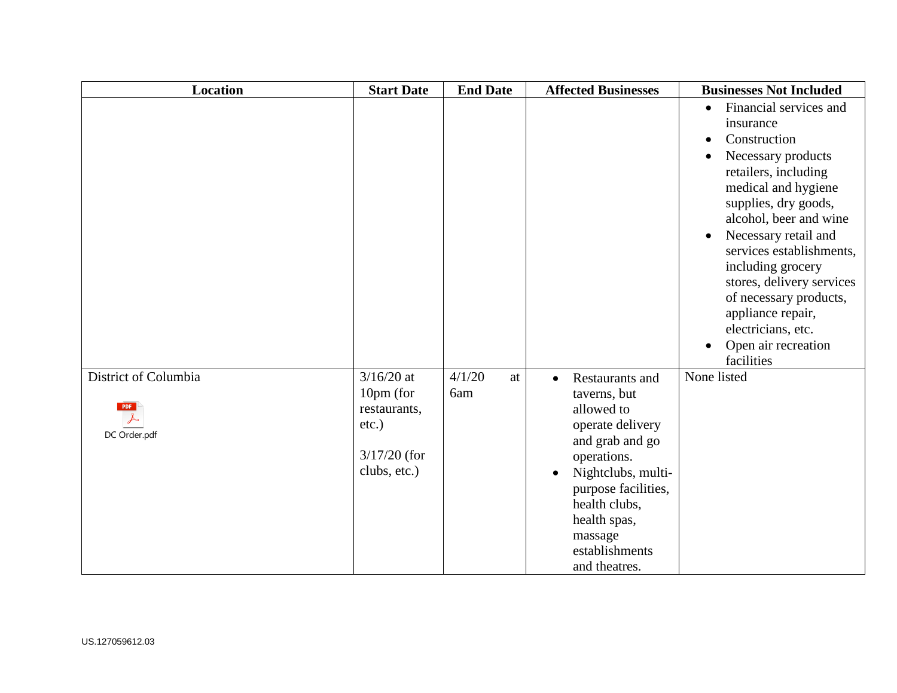| Location | Start Date | End Date | Affected Businesses | Businesses Not Included |
|---|---|---|---|---|
| | | | | • Financial services and insurance<br>• Construction<br>• Necessary products retailers, including medical and hygiene supplies, dry goods, alcohol, beer and wine<br>• Necessary retail and services establishments, including grocery stores, delivery services of necessary products, appliance repair, electricians, etc.<br>• Open air recreation facilities |
| District of Columbia<br><br>DC Order.pdf | 3/16/20 at 10pm (for restaurants, etc.)<br><br>3/17/20 (for clubs, etc.) | 4/1/20 at 6am | • Restaurants and taverns, but allowed to operate delivery and grab and go operations.<br>• Nightclubs, multi-purpose facilities, health clubs, health spas, massage establishments and theatres. | None listed |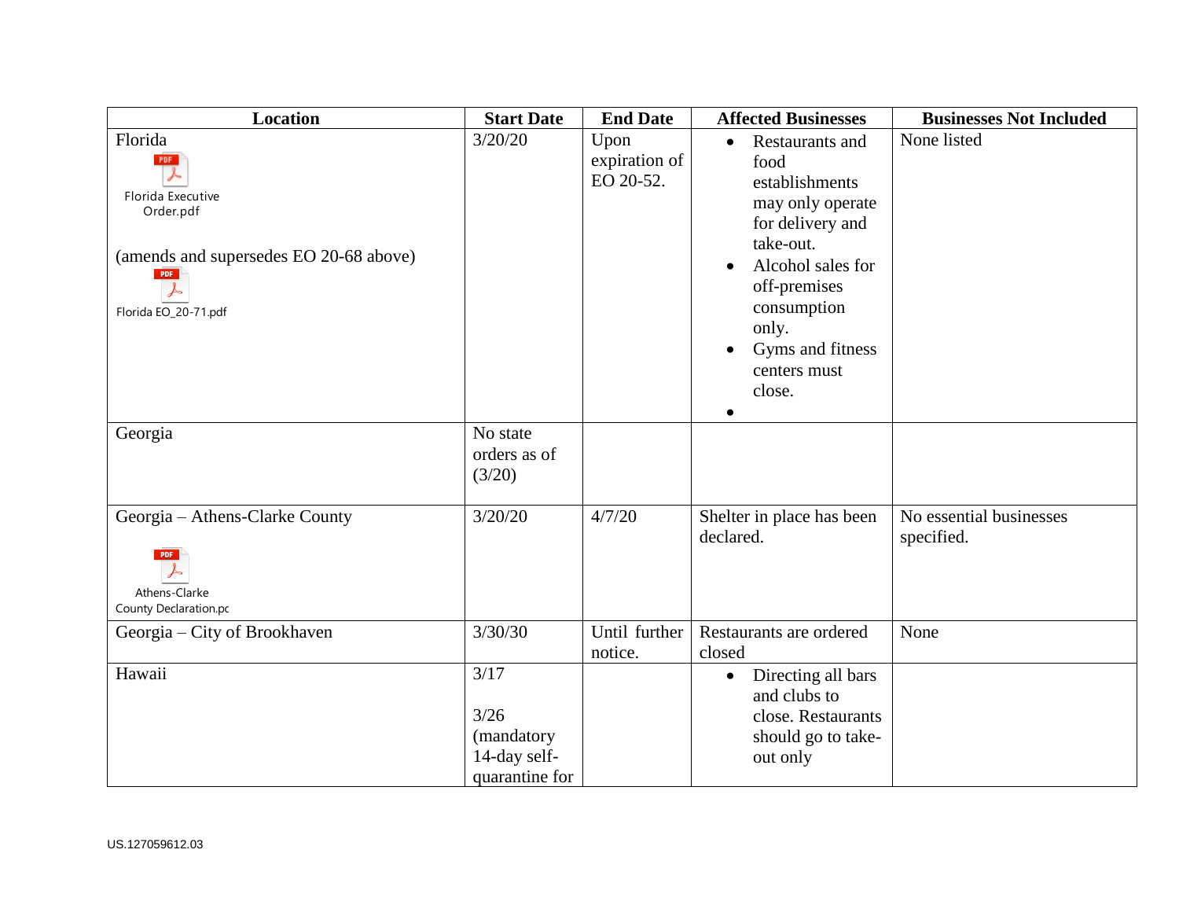| Location | Start Date | End Date | Affected Businesses | Businesses Not Included |
|---|---|---|---|---|
| Florida<br>Florida Executive Order.pdf<br><br>(amends and supersedes EO 20-68 above)<br>Florida EO_20-71.pdf | 3/20/20 | Upon expiration of EO 20-52. | • Restaurants and food establishments may only operate for delivery and take-out.<br>• Alcohol sales for off-premises consumption only.<br>• Gyms and fitness centers must close.<br>• | None listed |
| Georgia | No state orders as of (3/20) | | | |
| Georgia – Athens-Clarke County<br><br>Athens-Clarke County Declaration.pc | 3/20/20 | 4/7/20 | Shelter in place has been declared. | No essential businesses specified. |
| Georgia – City of Brookhaven | 3/30/30 | Until further notice. | Restaurants are ordered closed | None |
| Hawaii | 3/17<br><br>3/26 (mandatory 14-day self-quarantine for | | • Directing all bars and clubs to close. Restaurants should go to take-out only | |

US.127059612.03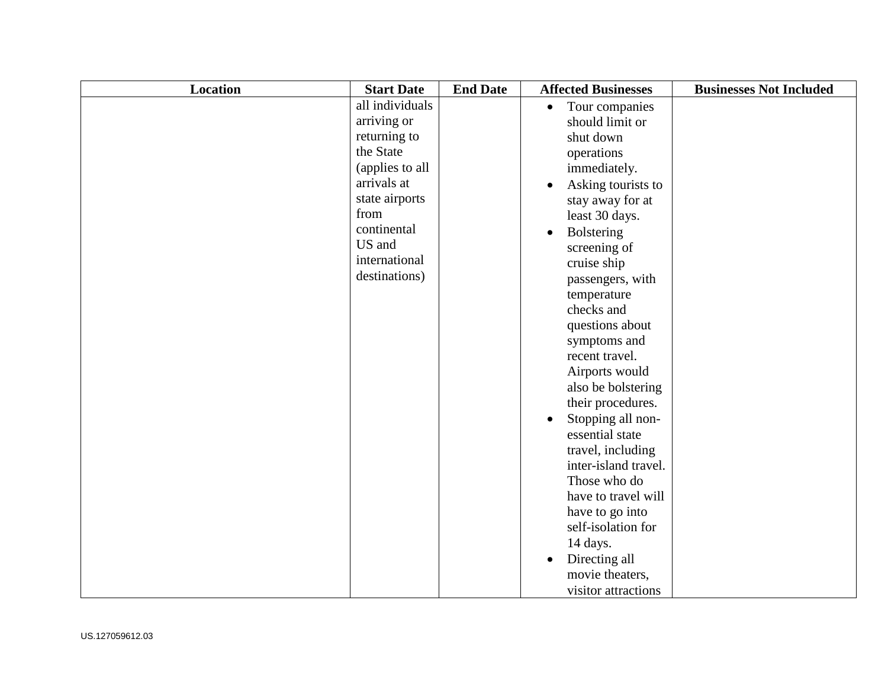| Location | Start Date | End Date | Affected Businesses | Businesses Not Included |
| --- | --- | --- | --- | --- |
| | all individuals arriving or returning to the State (applies to all arrivals at state airports from continental US and international destinations) | | • Tour companies should limit or shut down operations immediately.<br>• Asking tourists to stay away for at least 30 days.<br>• Bolstering screening of cruise ship passengers, with temperature checks and questions about symptoms and recent travel. Airports would also be bolstering their procedures.<br>• Stopping all non-essential state travel, including inter-island travel. Those who do have to travel will have to go into self-isolation for 14 days.<br>• Directing all movie theaters, visitor attractions | |

US.127059612.03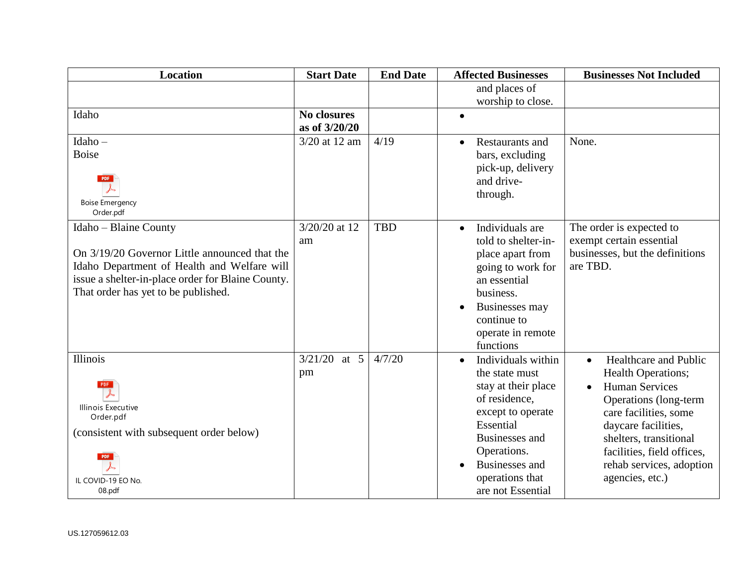| Location | Start Date | End Date | Affected Businesses | Businesses Not Included |
|---|---|---|---|---|
| | | | and places of worship to close. | |
| Idaho | **No closures as of 3/20/20** | | • | |
| Idaho – Boise<br><br>Boise Emergency Order.pdf | 3/20 at 12 am | 4/19 | • Restaurants and bars, excluding pick-up, delivery and drive-through. | None. |
| Idaho – Blaine County<br><br>On 3/19/20 Governor Little announced that the Idaho Department of Health and Welfare will issue a shelter-in-place order for Blaine County. That order has yet to be published. | 3/20/20 at 12 am | TBD | • Individuals are told to shelter-in-place apart from going to work for an essential business.<br>• Businesses may continue to operate in remote functions | The order is expected to exempt certain essential businesses, but the definitions are TBD. |
| Illinois<br><br>Illinois Executive Order.pdf<br><br>(consistent with subsequent order below)<br><br>IL COVID-19 EO No. 08.pdf | 3/21/20 at 5 pm | 4/7/20 | • Individuals within the state must stay at their place of residence, except to operate Essential Businesses and Operations.<br>• Businesses and operations that are not Essential | • Healthcare and Public Health Operations;<br>• Human Services Operations (long-term care facilities, some daycare facilities, shelters, transitional facilities, field offices, rehab services, adoption agencies, etc.) |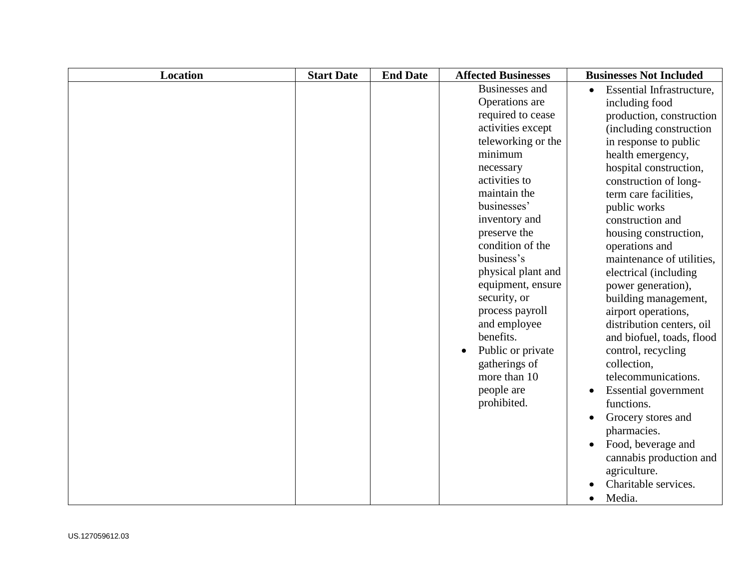| Location | Start Date | End Date | Affected Businesses | Businesses Not Included |
|---|---|---|---|---|
| | | | Businesses and Operations are required to cease activities except teleworking or the minimum necessary activities to maintain the businesses' inventory and preserve the condition of the business's physical plant and equipment, ensure security, or process payroll and employee benefits.<br>• Public or private gatherings of more than 10 people are prohibited. | • Essential Infrastructure, including food production, construction (including construction in response to public health emergency, hospital construction, construction of long-term care facilities, public works construction and housing construction, operations and maintenance of utilities, electrical (including power generation), building management, airport operations, distribution centers, oil and biofuel, toads, flood control, recycling collection, telecommunications.<br>• Essential government functions.<br>• Grocery stores and pharmacies.<br>• Food, beverage and cannabis production and agriculture.<br>• Charitable services.<br>• Media. |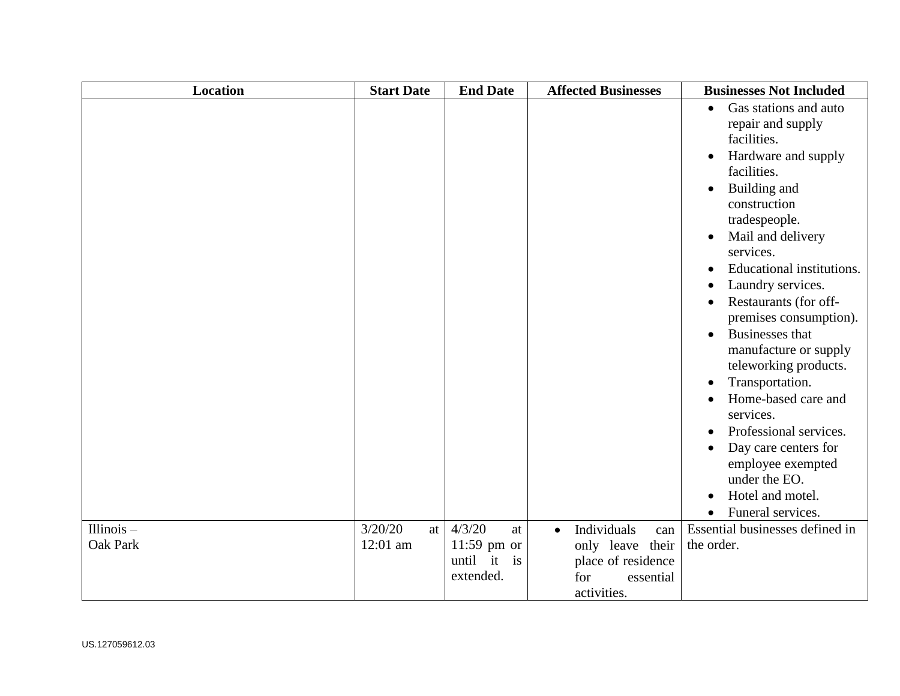| Location | Start Date | End Date | Affected Businesses | Businesses Not Included |
|---|---|---|---|---|
| | | | | • Gas stations and auto repair and supply facilities.<br>• Hardware and supply facilities.<br>• Building and construction tradespeople.<br>• Mail and delivery services.<br>• Educational institutions.<br>• Laundry services.<br>• Restaurants (for off-premises consumption).<br>• Businesses that manufacture or supply teleworking products.<br>• Transportation.<br>• Home-based care and services.<br>• Professional services.<br>• Day care centers for employee exempted under the EO.<br>• Hotel and motel.<br>• Funeral services. |
| Illinois – Oak Park | 3/20/20 at 12:01 am | 4/3/20 at 11:59 pm or until it is extended. | • Individuals can only leave their place of residence for essential activities. | Essential businesses defined in the order. |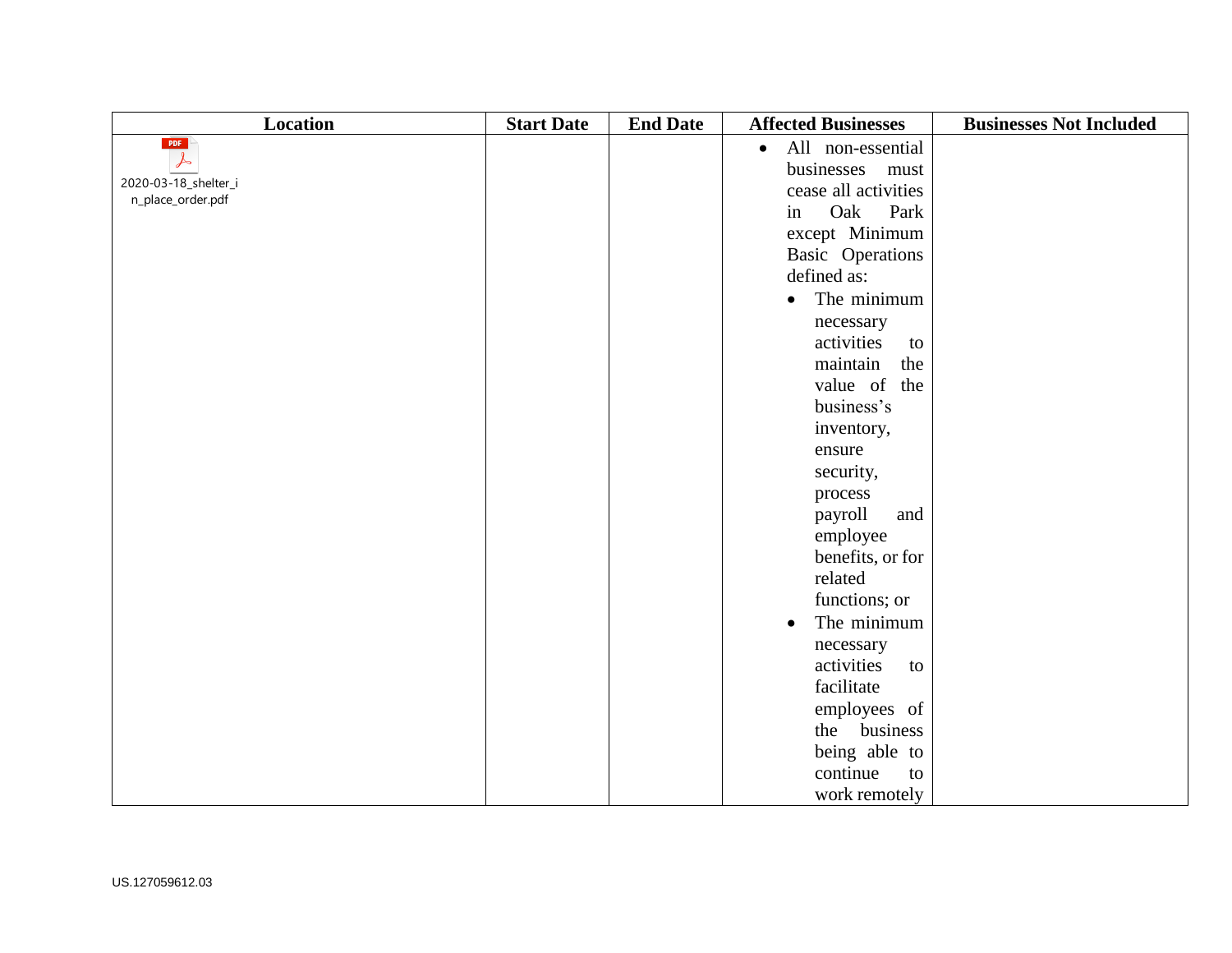| Location | Start Date | End Date | Affected Businesses | Businesses Not Included |
| --- | --- | --- | --- | --- |
| 2020-03-18_shelter_in_place_order.pdf | | | • All non-essential businesses must cease all activities in Oak Park except Minimum Basic Operations defined as: <br>• The minimum necessary activities to maintain the value of the business's inventory, ensure security, process payroll and employee benefits, or for related functions; or <br>• The minimum necessary activities to facilitate employees of the business being able to continue to work remotely | |

US.127059612.03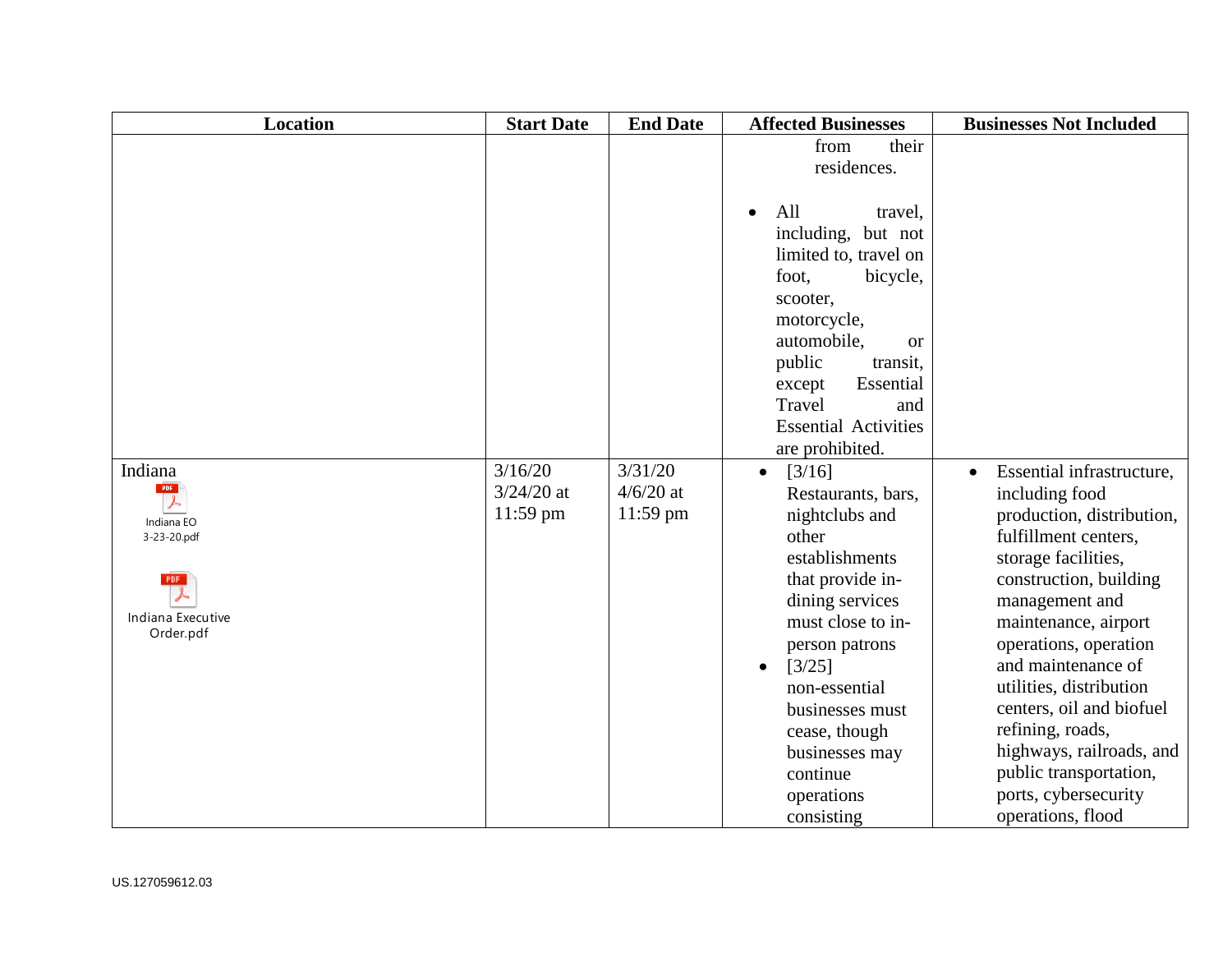| Location | Start Date | End Date | Affected Businesses | Businesses Not Included |
|---|---|---|---|---|
| | | | from their residences.<br><br>• All travel, including, but not limited to, travel on foot, bicycle, scooter, motorcycle, automobile, or public transit, except Essential Travel and Essential Activities are prohibited. | |
| Indiana<br>Indiana EO 3-23-20.pdf<br>Indiana Executive Order.pdf | 3/16/20<br>3/24/20 at 11:59 pm | 3/31/20<br>4/6/20 at 11:59 pm | • [3/16] Restaurants, bars, nightclubs and other establishments that provide in-dining services must close to in-person patrons<br>• [3/25] non-essential businesses must cease, though businesses may continue operations consisting | • Essential infrastructure, including food production, distribution, fulfillment centers, storage facilities, construction, building management and maintenance, airport operations, operation and maintenance of utilities, distribution centers, oil and biofuel refining, roads, highways, railroads, and public transportation, ports, cybersecurity operations, flood |

US.127059612.03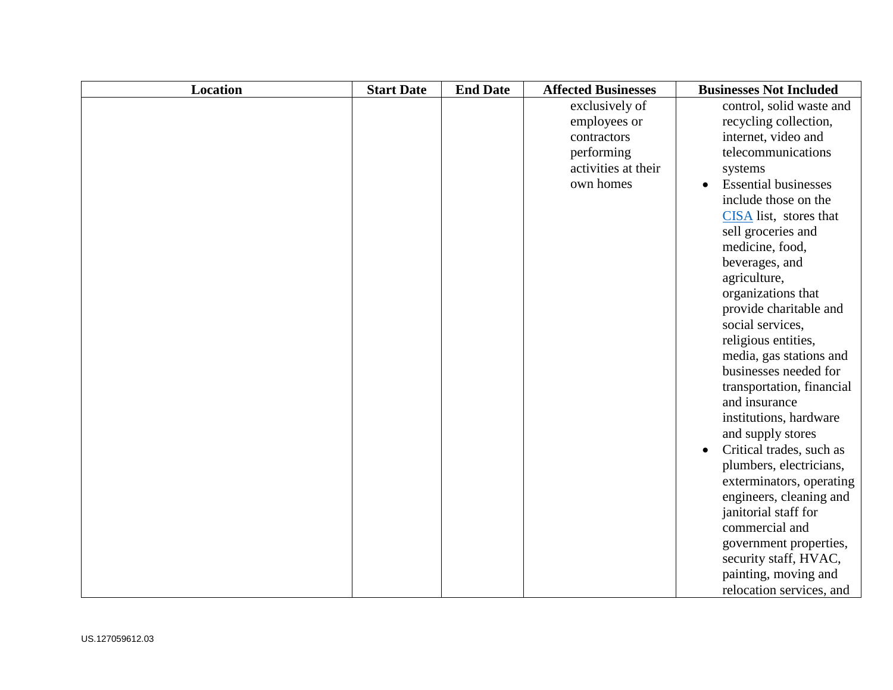| Location | Start Date | End Date | Affected Businesses | Businesses Not Included |
| --- | --- | --- | --- | --- |
| | | | exclusively of employees or contractors performing activities at their own homes | control, solid waste and recycling collection, internet, video and telecommunications systems<br>• Essential businesses include those on the CISA list, stores that sell groceries and medicine, food, beverages, and agriculture, organizations that provide charitable and social services, religious entities, media, gas stations and businesses needed for transportation, financial and insurance institutions, hardware and supply stores<br>• Critical trades, such as plumbers, electricians, exterminators, operating engineers, cleaning and janitorial staff for commercial and government properties, security staff, HVAC, painting, moving and relocation services, and |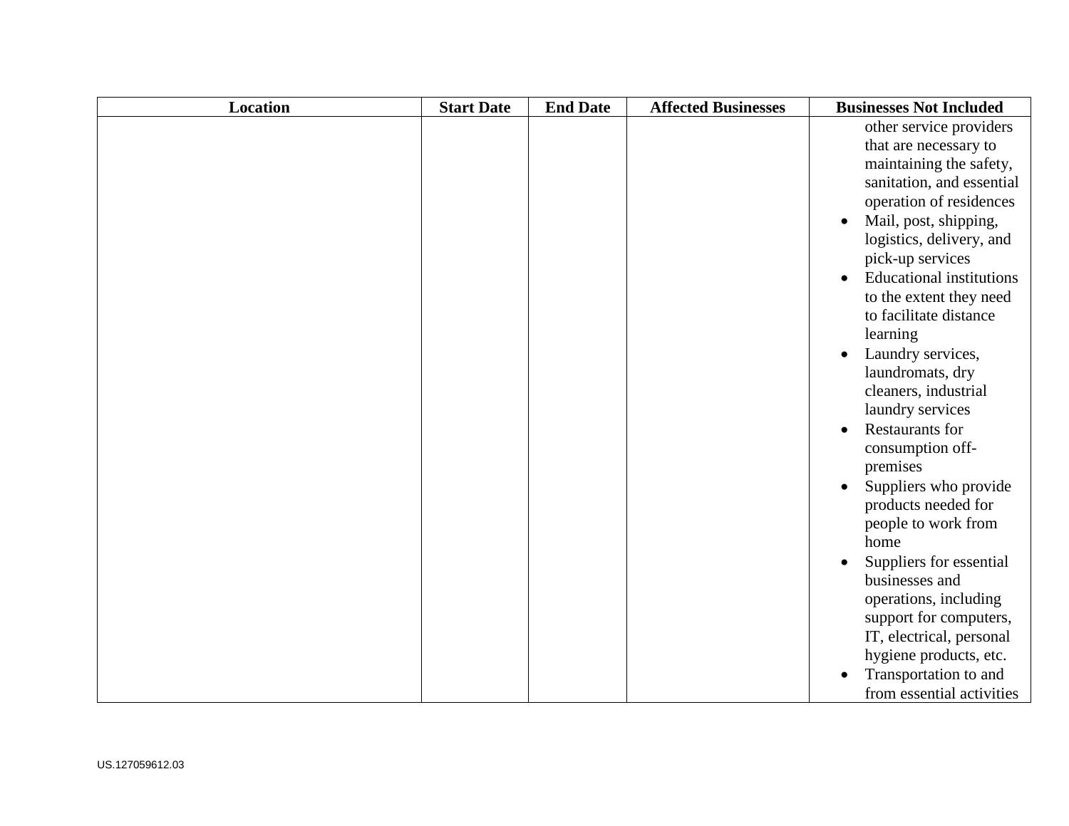| Location | Start Date | End Date | Affected Businesses | Businesses Not Included |
|---|---|---|---|---|
| | | | | other service providers that are necessary to maintaining the safety, sanitation, and essential operation of residences<br>• Mail, post, shipping, logistics, delivery, and pick-up services<br>• Educational institutions to the extent they need to facilitate distance learning<br>• Laundry services, laundromats, dry cleaners, industrial laundry services<br>• Restaurants for consumption off-premises<br>• Suppliers who provide products needed for people to work from home<br>• Suppliers for essential businesses and operations, including support for computers, IT, electrical, personal hygiene products, etc.<br>• Transportation to and from essential activities |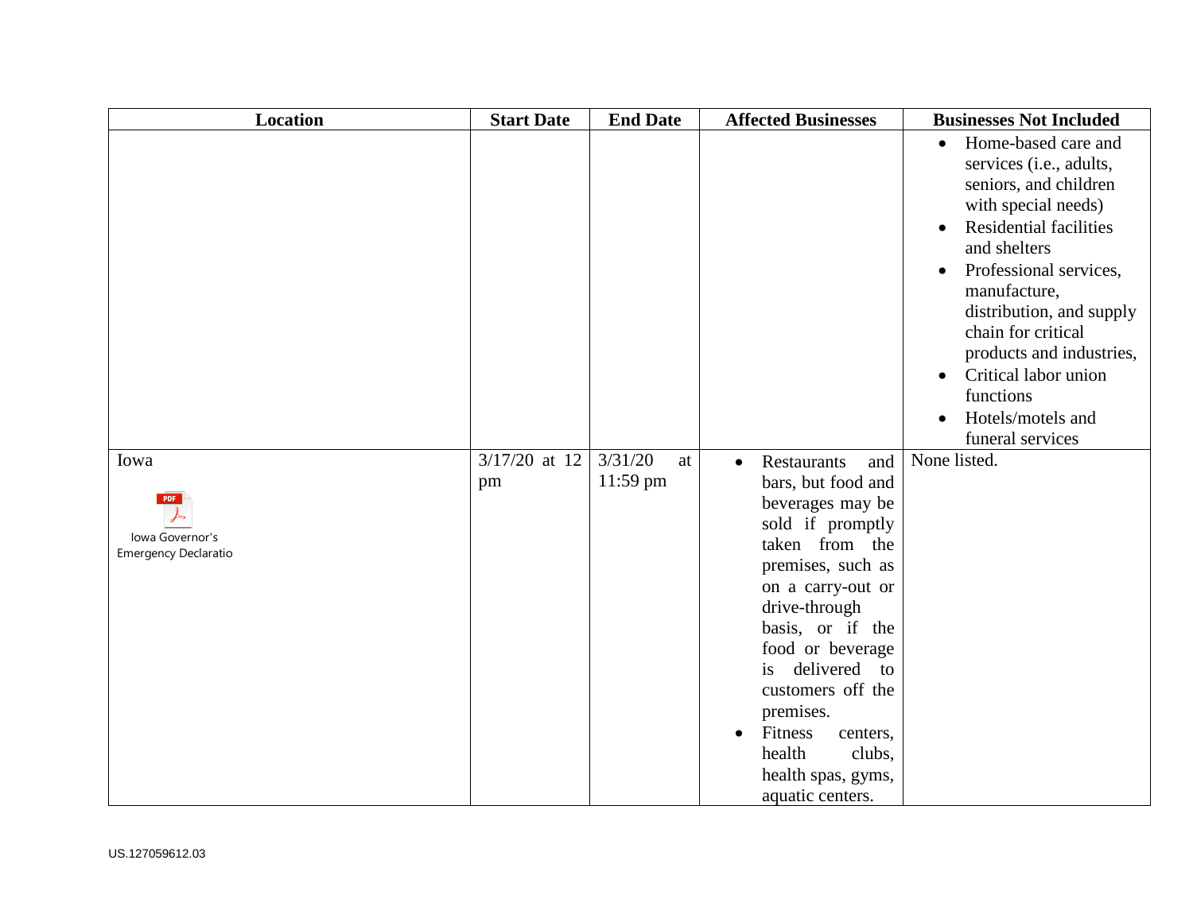| Location | Start Date | End Date | Affected Businesses | Businesses Not Included |
|---|---|---|---|---|
| | | | | • Home-based care and services (i.e., adults, seniors, and children with special needs)<br>• Residential facilities and shelters<br>• Professional services, manufacture, distribution, and supply chain for critical products and industries,<br>• Critical labor union functions<br>• Hotels/motels and funeral services |
| Iowa<br><br>Iowa Governor's Emergency Declaratio | 3/17/20 at 12 pm | 3/31/20 at 11:59 pm | • Restaurants and bars, but food and beverages may be sold if promptly taken from the premises, such as on a carry-out or drive-through basis, or if the food or beverage is delivered to customers off the premises.<br>• Fitness centers, health clubs, health spas, gyms, aquatic centers. | None listed. |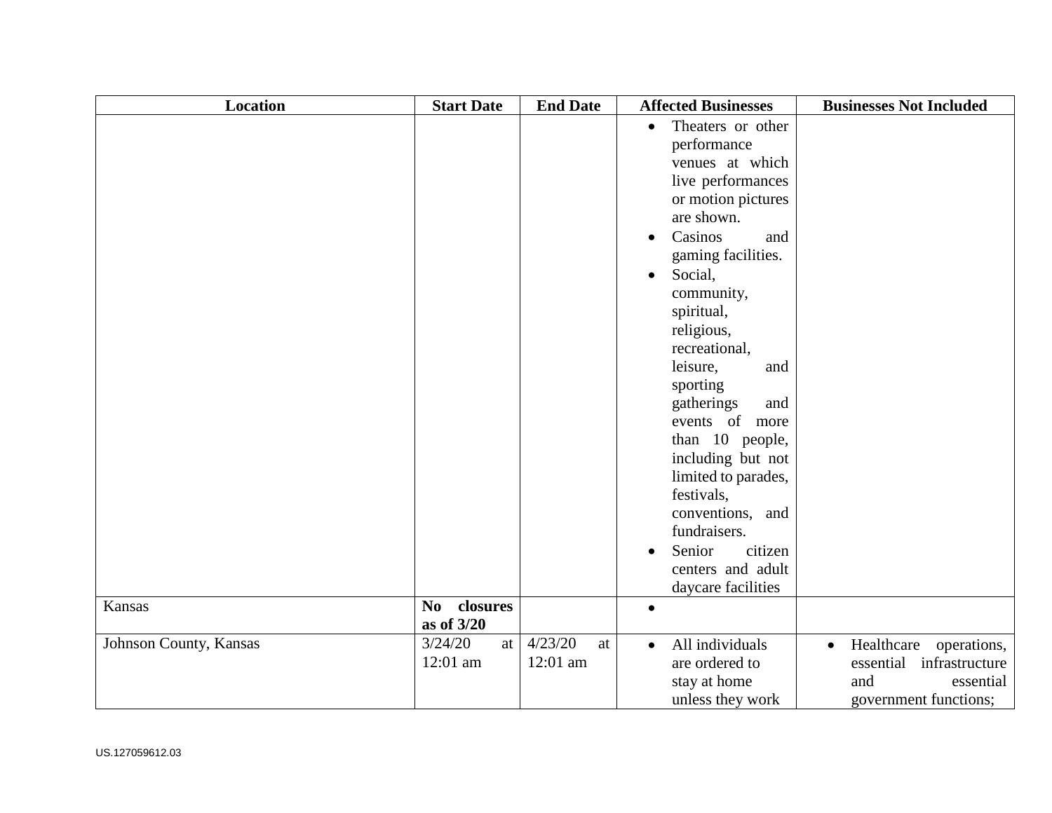| Location | Start Date | End Date | Affected Businesses | Businesses Not Included |
| --- | --- | --- | --- | --- |
| | | | • Theaters or other performance venues at which live performances or motion pictures are shown.<br>• Casinos and gaming facilities.<br>• Social, community, spiritual, religious, recreational, leisure, and sporting gatherings and events of more than 10 people, including but not limited to parades, festivals, conventions, and fundraisers.<br>• Senior citizen centers and adult daycare facilities | |
| Kansas | **No closures as of 3/20** | | • | |
| Johnson County, Kansas | 3/24/20 at 12:01 am | 4/23/20 at 12:01 am | • All individuals are ordered to stay at home unless they work | • Healthcare operations, essential infrastructure and essential government functions; |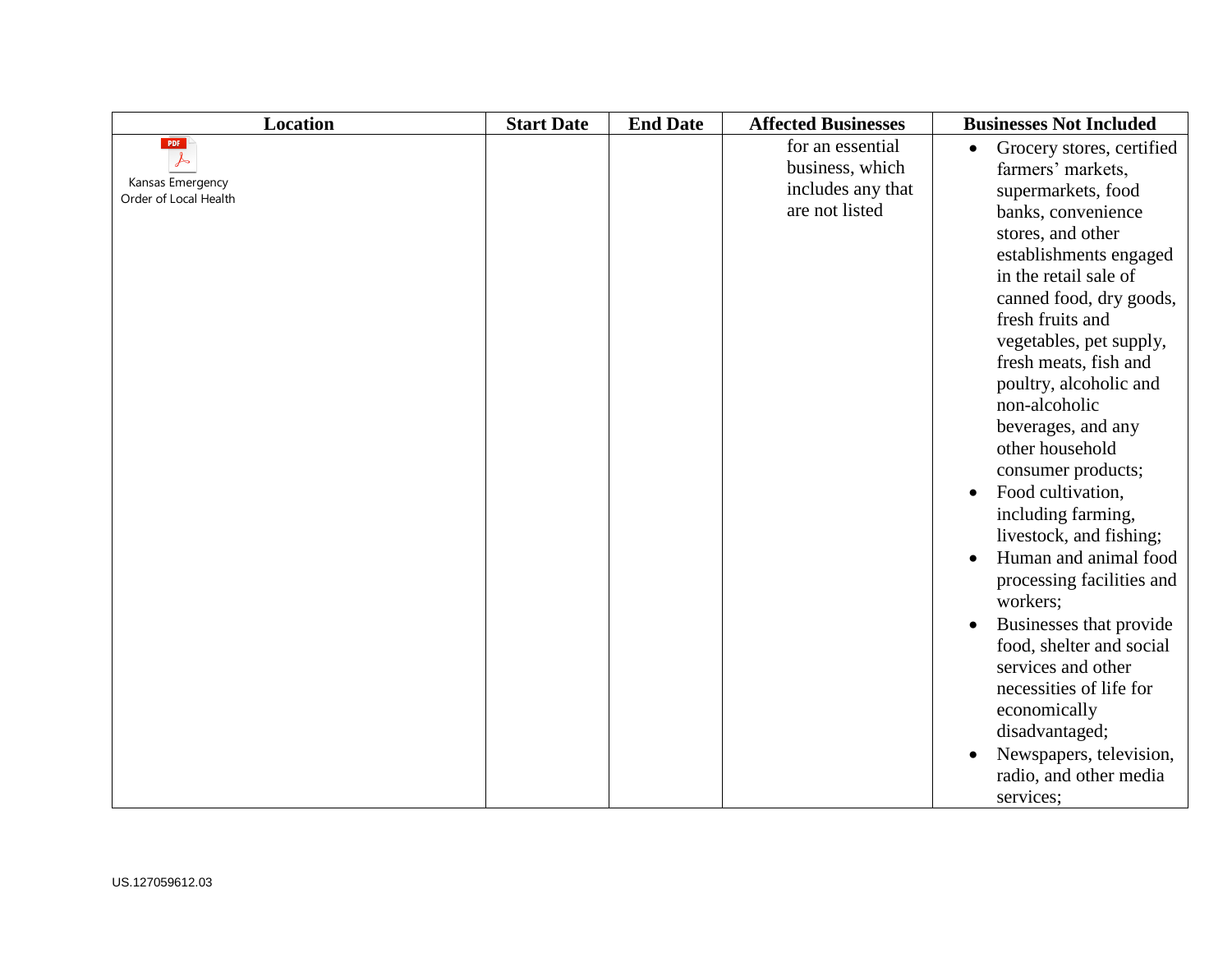| Location | Start Date | End Date | Affected Businesses | Businesses Not Included |
|---|---|---|---|---|
| Kansas Emergency Order of Local Health | | | for an essential business, which includes any that are not listed | • Grocery stores, certified farmers' markets, supermarkets, food banks, convenience stores, and other establishments engaged in the retail sale of canned food, dry goods, fresh fruits and vegetables, pet supply, fresh meats, fish and poultry, alcoholic and non-alcoholic beverages, and any other household consumer products;<br>• Food cultivation, including farming, livestock, and fishing;<br>• Human and animal food processing facilities and workers;<br>• Businesses that provide food, shelter and social services and other necessities of life for economically disadvantaged;<br>• Newspapers, television, radio, and other media services; |

US.127059612.03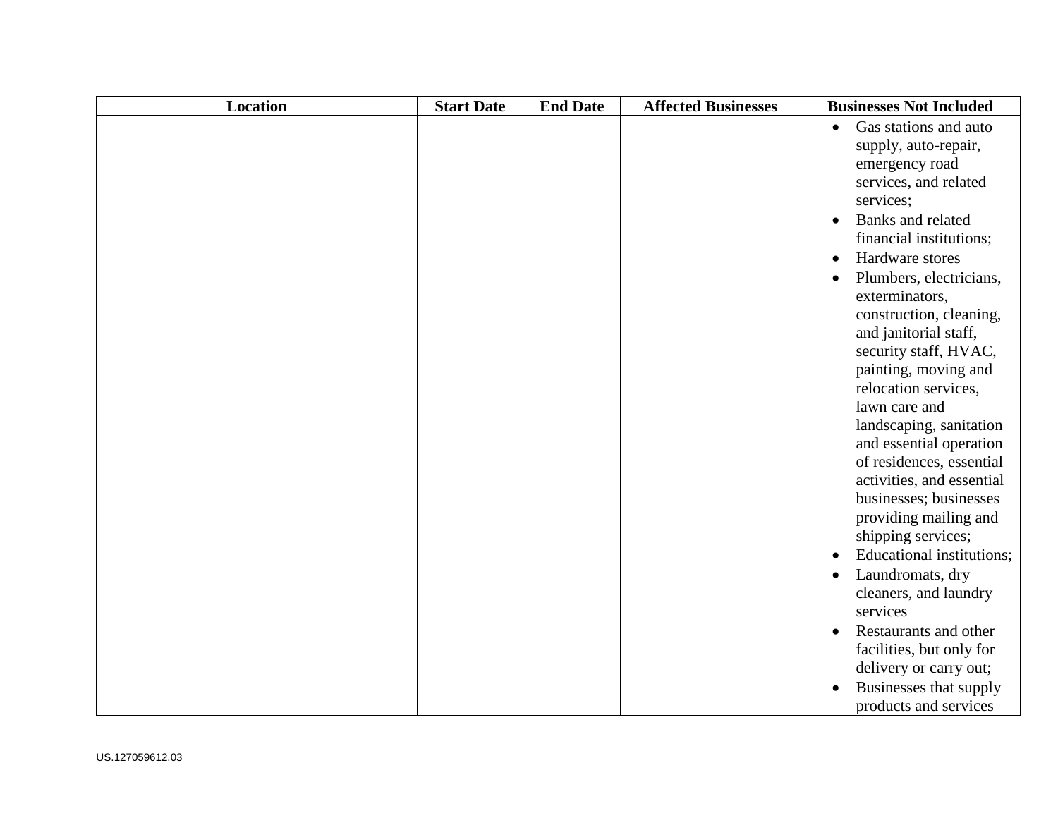| Location | Start Date | End Date | Affected Businesses | Businesses Not Included |
|---|---|---|---|---|
| | | | | • Gas stations and auto supply, auto-repair, emergency road services, and related services;<br>• Banks and related financial institutions;<br>• Hardware stores<br>• Plumbers, electricians, exterminators, construction, cleaning, and janitorial staff, security staff, HVAC, painting, moving and relocation services, lawn care and landscaping, sanitation and essential operation of residences, essential activities, and essential businesses; businesses providing mailing and shipping services;<br>• Educational institutions;<br>• Laundromats, dry cleaners, and laundry services<br>• Restaurants and other facilities, but only for delivery or carry out;<br>• Businesses that supply products and services |

US.127059612.03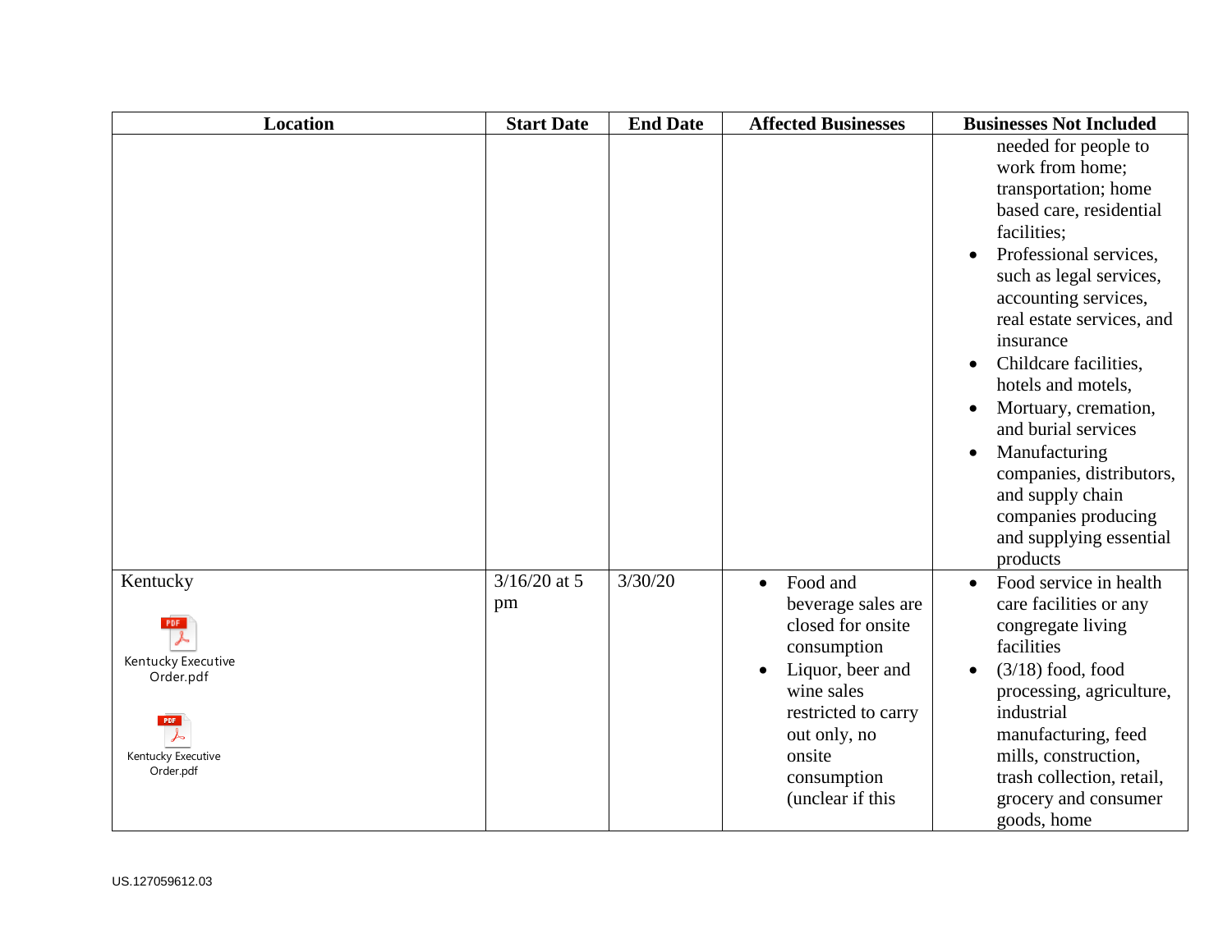| Location | Start Date | End Date | Affected Businesses | Businesses Not Included |
|---|---|---|---|---|
| | | | | needed for people to work from home; transportation; home based care, residential facilities;<br>• Professional services, such as legal services, accounting services, real estate services, and insurance<br>• Childcare facilities, hotels and motels,<br>• Mortuary, cremation, and burial services<br>• Manufacturing companies, distributors, and supply chain companies producing and supplying essential products |
| Kentucky<br>Kentucky Executive Order.pdf<br>Kentucky Executive Order.pdf | 3/16/20 at 5 pm | 3/30/20 | • Food and beverage sales are closed for onsite consumption<br>• Liquor, beer and wine sales restricted to carry out only, no onsite consumption (unclear if this | • Food service in health care facilities or any congregate living facilities<br>• (3/18) food, food processing, agriculture, industrial manufacturing, feed mills, construction, trash collection, retail, grocery and consumer goods, home |

US.127059612.03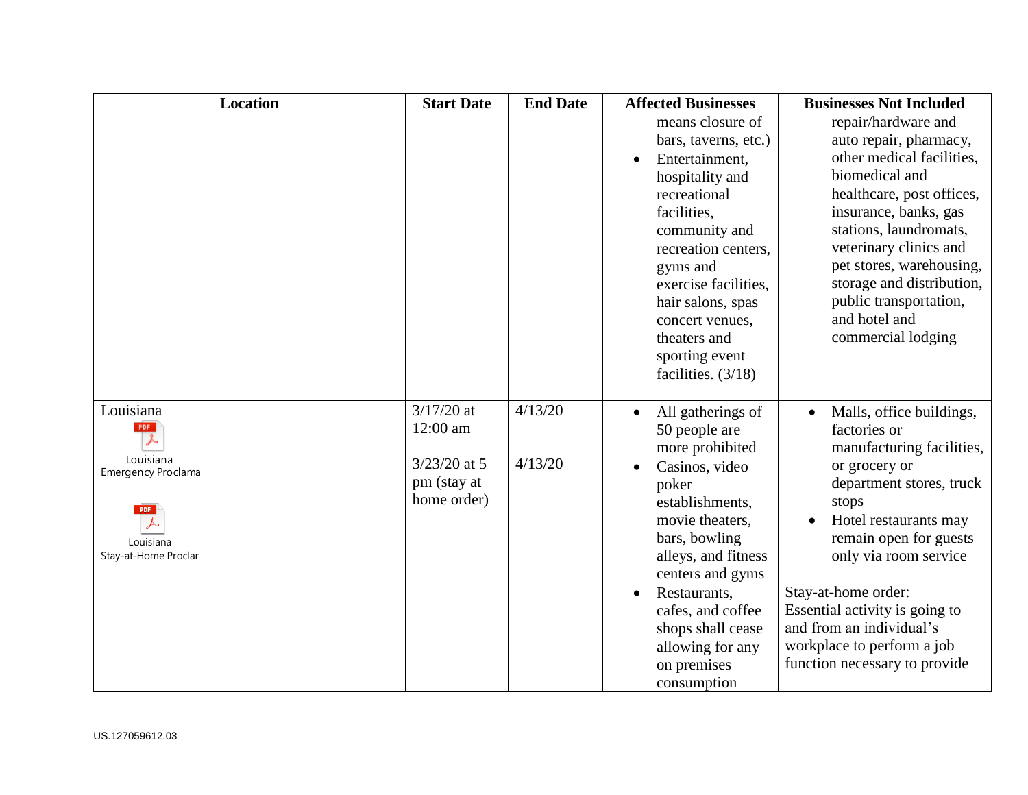| Location | Start Date | End Date | Affected Businesses | Businesses Not Included |
|---|---|---|---|---|
| | | | means closure of bars, taverns, etc.)<br>• Entertainment, hospitality and recreational facilities, community and recreation centers, gyms and exercise facilities, hair salons, spas concert venues, theaters and sporting event facilities. (3/18) | repair/hardware and auto repair, pharmacy, other medical facilities, biomedical and healthcare, post offices, insurance, banks, gas stations, laundromats, veterinary clinics and pet stores, warehousing, storage and distribution, public transportation, and hotel and commercial lodging |
| Louisiana<br>Louisiana Emergency Proclama<br>Louisiana Stay-at-Home Proclan | 3/17/20 at 12:00 am<br><br>3/23/20 at 5 pm (stay at home order) | 4/13/20<br><br>4/13/20 | • All gatherings of 50 people are more prohibited<br>• Casinos, video poker establishments, movie theaters, bars, bowling alleys, and fitness centers and gyms<br>• Restaurants, cafes, and coffee shops shall cease allowing for any on premises consumption | • Malls, office buildings, factories or manufacturing facilities, or grocery or department stores, truck stops<br>• Hotel restaurants may remain open for guests only via room service<br><br>Stay-at-home order: Essential activity is going to and from an individual's workplace to perform a job function necessary to provide |

US.127059612.03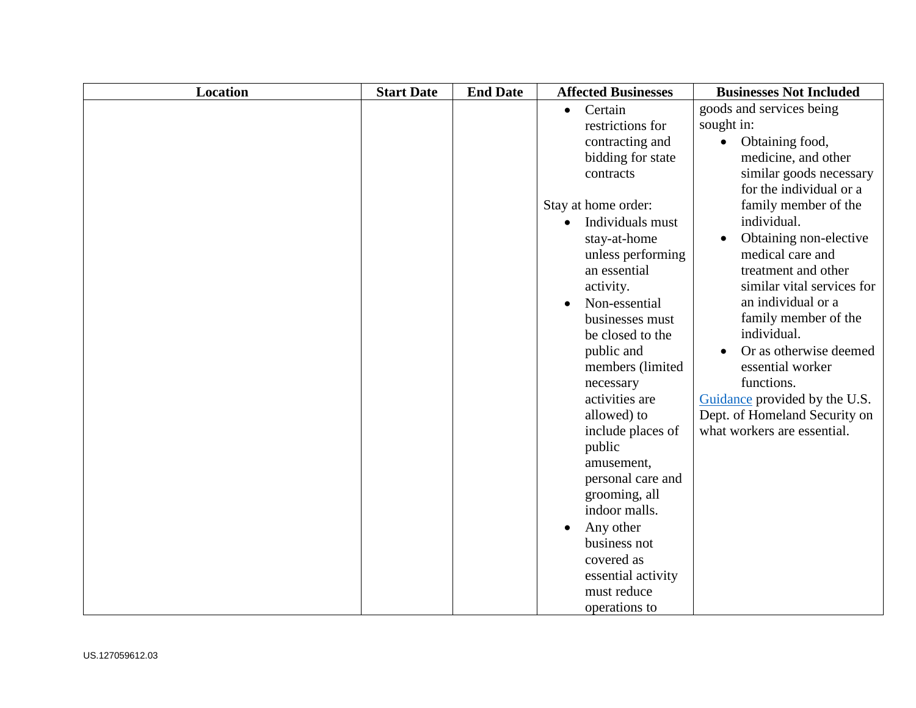| Location | Start Date | End Date | Affected Businesses | Businesses Not Included |
|---|---|---|---|---|
| | | | • Certain restrictions for contracting and bidding for state contracts<br><br>Stay at home order:<br>• Individuals must stay-at-home unless performing an essential activity.<br>• Non-essential businesses must be closed to the public and members (limited necessary activities are allowed) to include places of public amusement, personal care and grooming, all indoor malls.<br>• Any other business not covered as essential activity must reduce operations to | goods and services being sought in:<br>• Obtaining food, medicine, and other similar goods necessary for the individual or a family member of the individual.<br>• Obtaining non-elective medical care and treatment and other similar vital services for an individual or a family member of the individual.<br>• Or as otherwise deemed essential worker functions.<br>Guidance provided by the U.S. Dept. of Homeland Security on what workers are essential. |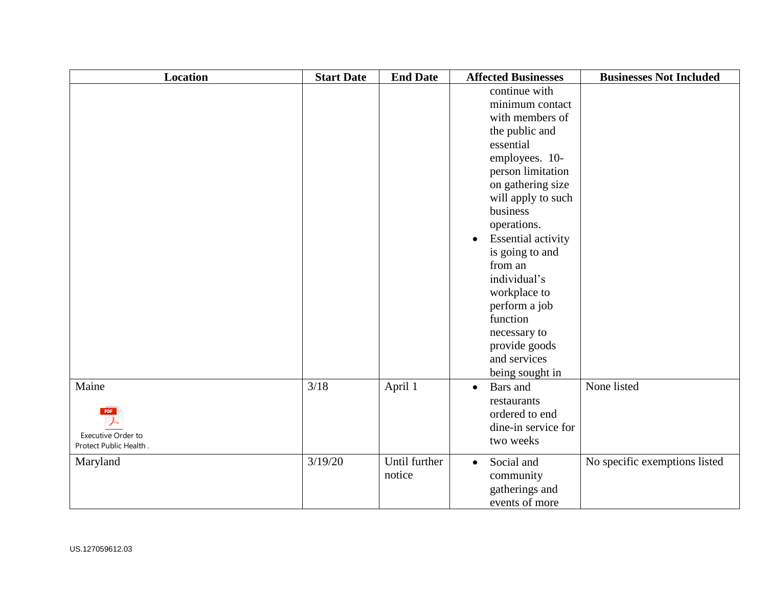| Location | Start Date | End Date | Affected Businesses | Businesses Not Included |
|---|---|---|---|---|
| | | | continue with minimum contact with members of the public and essential employees. 10-person limitation on gathering size will apply to such business operations.<br>• Essential activity is going to and from an individual's workplace to perform a job function necessary to provide goods and services being sought in | |
| Maine<br>Executive Order to Protect Public Health . | 3/18 | April 1 | • Bars and restaurants ordered to end dine-in service for two weeks | None listed |
| Maryland | 3/19/20 | Until further notice | • Social and community gatherings and events of more | No specific exemptions listed |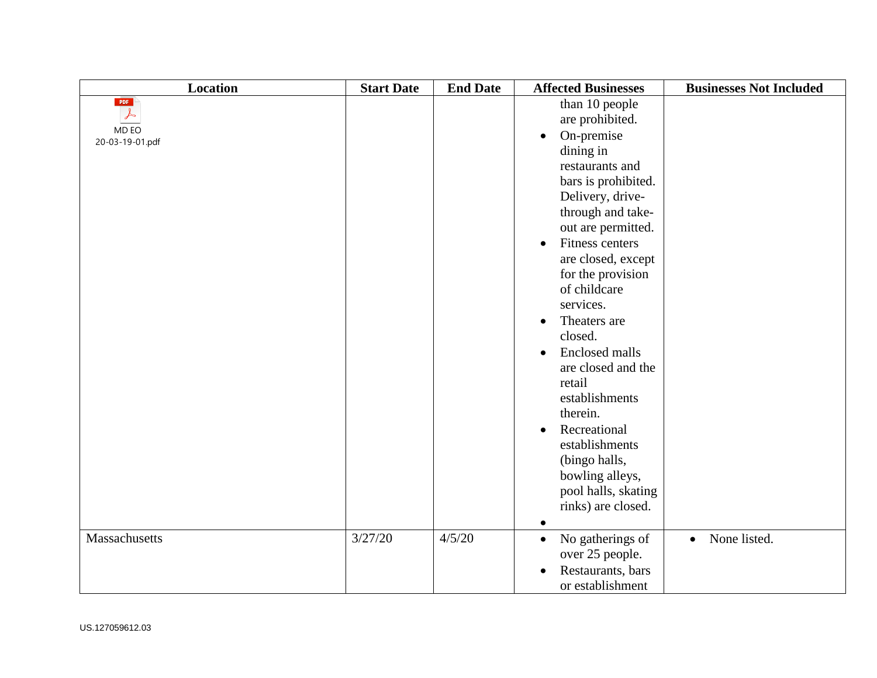| Location | Start Date | End Date | Affected Businesses | Businesses Not Included |
|---|---|---|---|---|
| MD EO 20-03-19-01.pdf | | | than 10 people are prohibited.<br>• On-premise dining in restaurants and bars is prohibited. Delivery, drive-through and take-out are permitted.<br>• Fitness centers are closed, except for the provision of childcare services.<br>• Theaters are closed.<br>• Enclosed malls are closed and the retail establishments therein.<br>• Recreational establishments (bingo halls, bowling alleys, pool halls, skating rinks) are closed.<br>• | |
| Massachusetts | 3/27/20 | 4/5/20 | • No gatherings of over 25 people.<br>• Restaurants, bars or establishment | • None listed. |

US.127059612.03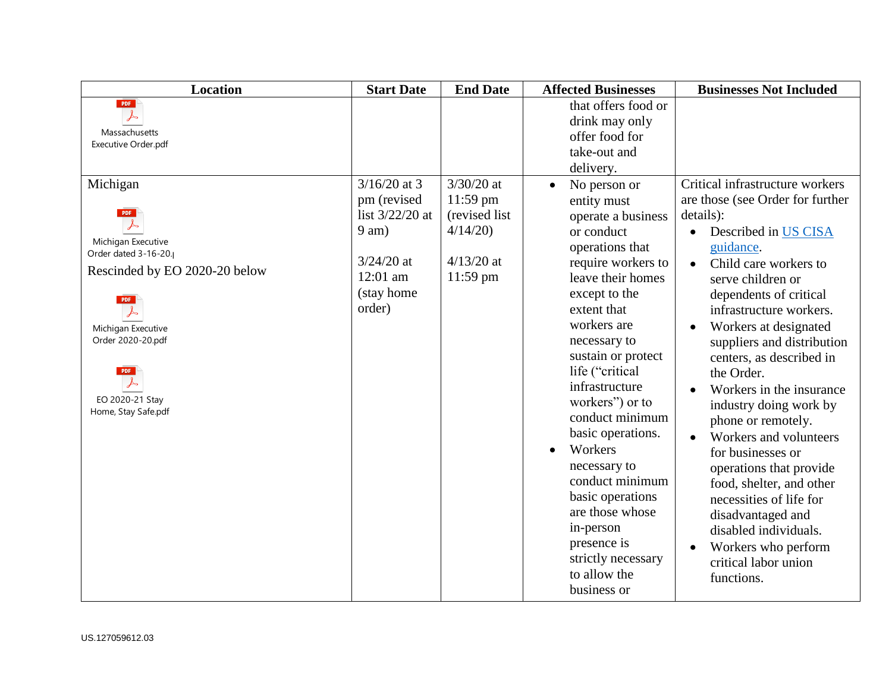| Location | Start Date | End Date | Affected Businesses | Businesses Not Included |
|---|---|---|---|---|
| Massachusetts Executive Order.pdf | | | that offers food or drink may only offer food for take-out and delivery. | |
| Michigan<br><br>Michigan Executive Order dated 3-16-20.<br><br>Rescinded by EO 2020-20 below<br><br>Michigan Executive Order 2020-20.pdf<br><br>EO 2020-21 Stay Home, Stay Safe.pdf | 3/16/20 at 3 pm (revised list 3/22/20 at 9 am)<br><br>3/24/20 at 12:01 am (stay home order) | 3/30/20 at 11:59 pm (revised list 4/14/20)<br><br>4/13/20 at 11:59 pm | • No person or entity must operate a business or conduct operations that require workers to leave their homes except to the extent that workers are necessary to sustain or protect life ("critical infrastructure workers") or to conduct minimum basic operations.<br>• Workers necessary to conduct minimum basic operations are those whose in-person presence is strictly necessary to allow the business or | Critical infrastructure workers are those (see Order for further details):<br>• Described in US CISA guidance.<br>• Child care workers to serve children or dependents of critical infrastructure workers.<br>• Workers at designated suppliers and distribution centers, as described in the Order.<br>• Workers in the insurance industry doing work by phone or remotely.<br>• Workers and volunteers for businesses or operations that provide food, shelter, and other necessities of life for disadvantaged and disabled individuals.<br>• Workers who perform critical labor union functions. |

US.127059612.03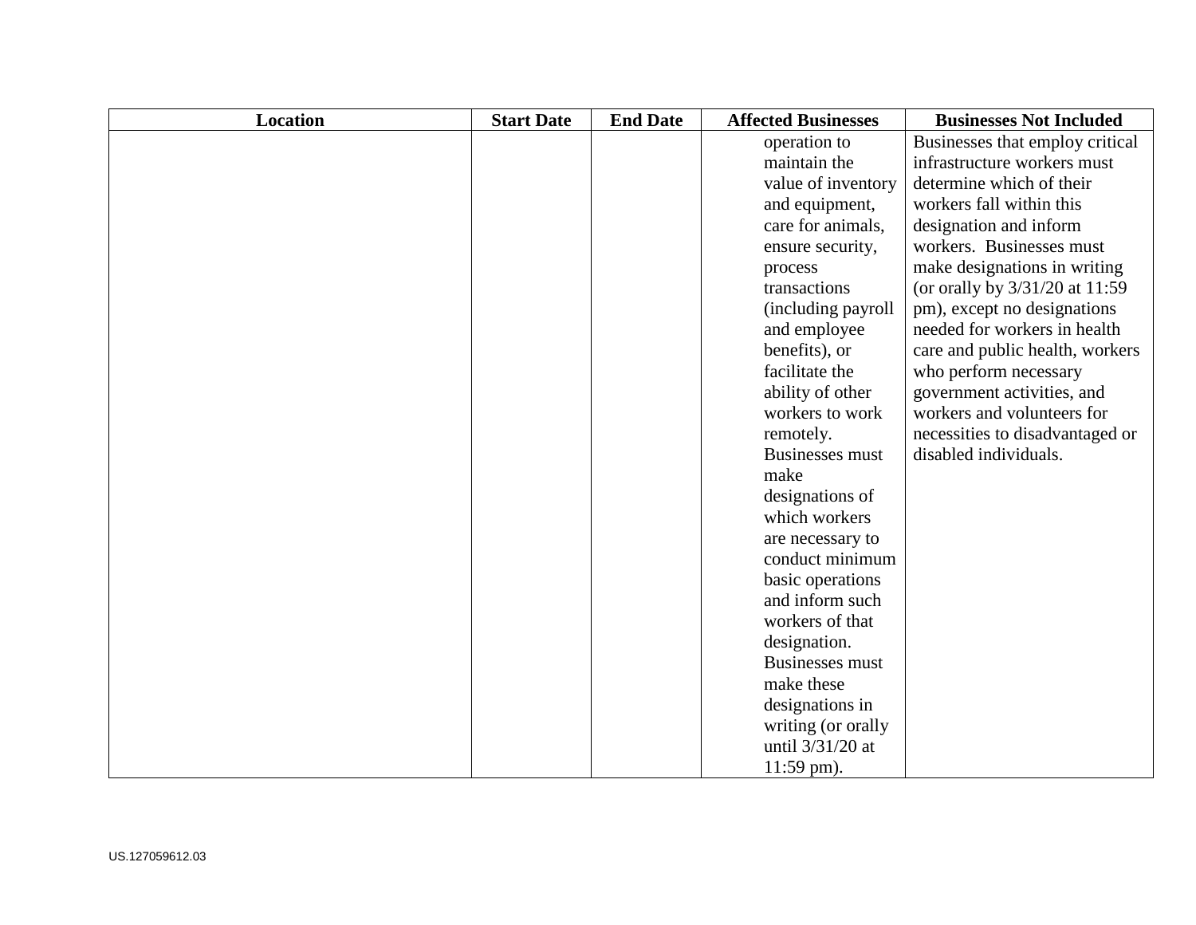| Location | Start Date | End Date | Affected Businesses | Businesses Not Included |
| --- | --- | --- | --- | --- |
| | | | operation to maintain the value of inventory and equipment, care for animals, ensure security, process transactions (including payroll and employee benefits), or facilitate the ability of other workers to work remotely. Businesses must make designations of which workers are necessary to conduct minimum basic operations and inform such workers of that designation. Businesses must make these designations in writing (or orally until 3/31/20 at 11:59 pm). | Businesses that employ critical infrastructure workers must determine which of their workers fall within this designation and inform workers. Businesses must make designations in writing (or orally by 3/31/20 at 11:59 pm), except no designations needed for workers in health care and public health, workers who perform necessary government activities, and workers and volunteers for necessities to disadvantaged or disabled individuals. |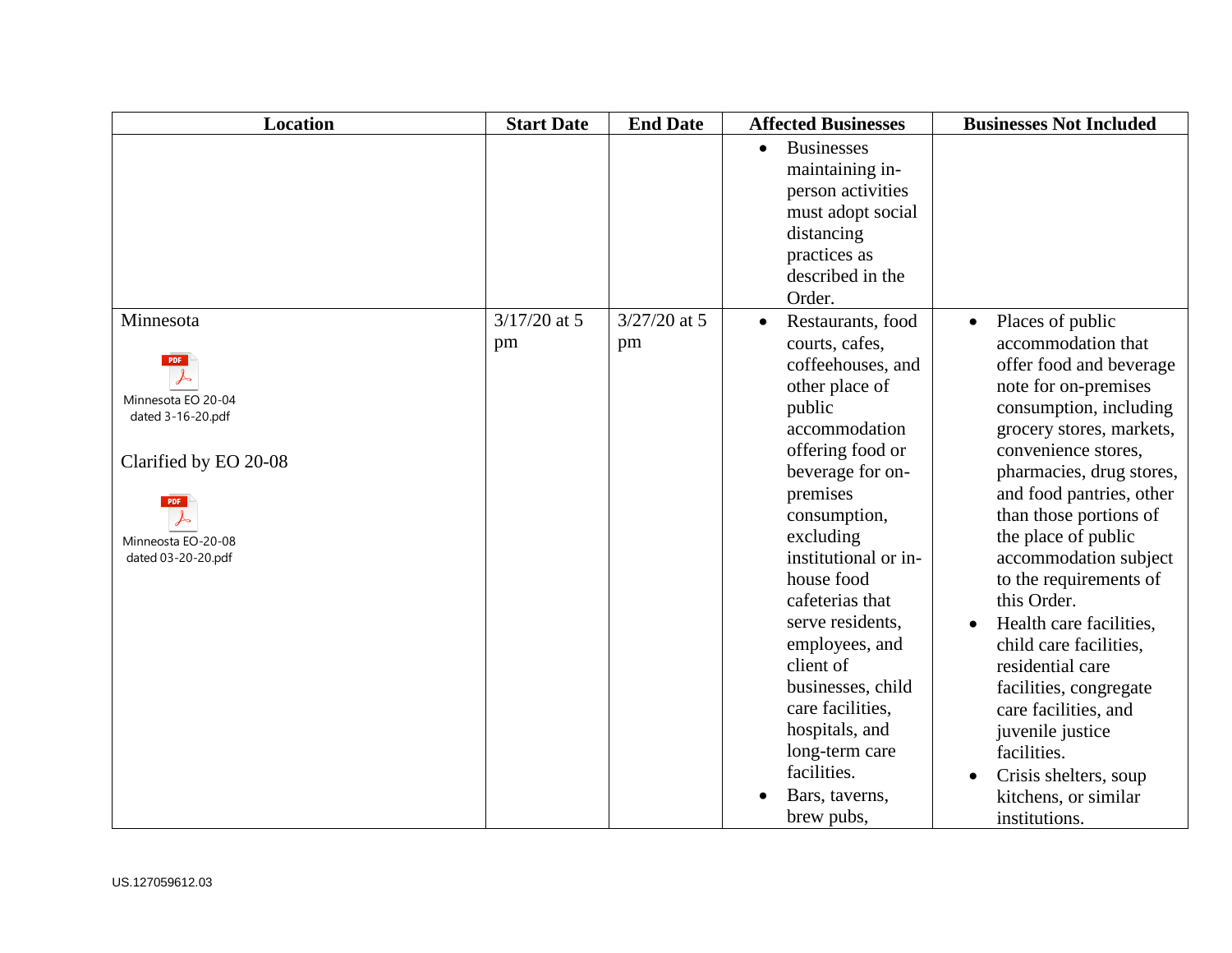| Location | Start Date | End Date | Affected Businesses | Businesses Not Included |
|---|---|---|---|---|
| | | | • Businesses maintaining in-person activities must adopt social distancing practices as described in the Order. | |
| Minnesota<br><br>Minnesota EO 20-04 dated 3-16-20.pdf<br><br>Clarified by EO 20-08<br><br>Minneosta EO-20-08 dated 03-20-20.pdf | 3/17/20 at 5 pm | 3/27/20 at 5 pm | • Restaurants, food courts, cafes, coffeehouses, and other place of public accommodation offering food or beverage for on-premises consumption, excluding institutional or in-house food cafeterias that serve residents, employees, and client of businesses, child care facilities, hospitals, and long-term care facilities.<br>• Bars, taverns, brew pubs, | • Places of public accommodation that offer food and beverage note for on-premises consumption, including grocery stores, markets, convenience stores, pharmacies, drug stores, and food pantries, other than those portions of the place of public accommodation subject to the requirements of this Order.<br>• Health care facilities, child care facilities, residential care facilities, congregate care facilities, and juvenile justice facilities.<br>• Crisis shelters, soup kitchens, or similar institutions. |

US.127059612.03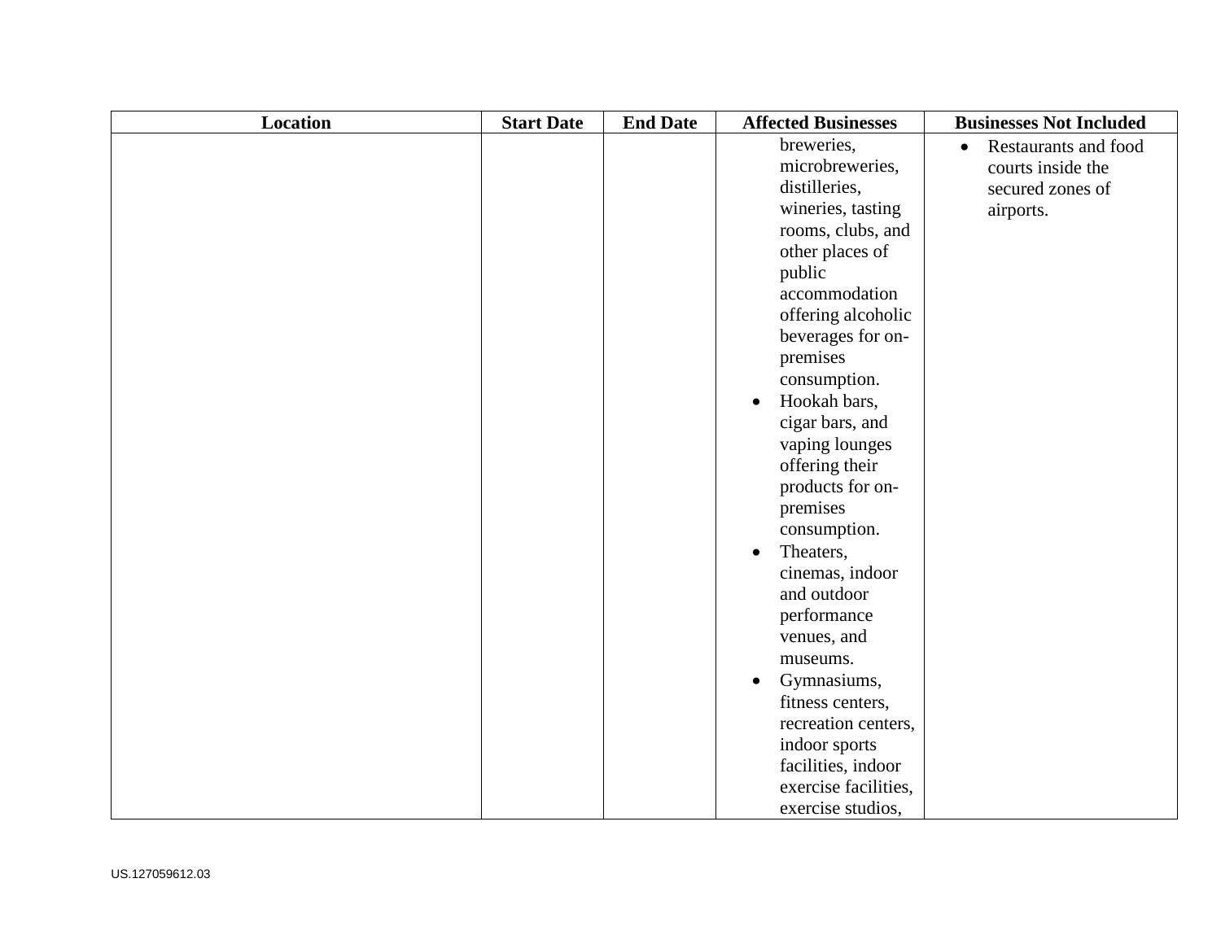| Location | Start Date | End Date | Affected Businesses | Businesses Not Included |
| --- | --- | --- | --- | --- |
| | | | breweries, microbreweries, distilleries, wineries, tasting rooms, clubs, and other places of public accommodation offering alcoholic beverages for on-premises consumption.<br>• Hookah bars, cigar bars, and vaping lounges offering their products for on-premises consumption.<br>• Theaters, cinemas, indoor and outdoor performance venues, and museums.<br>• Gymnasiums, fitness centers, recreation centers, indoor sports facilities, indoor exercise facilities, exercise studios, | • Restaurants and food courts inside the secured zones of airports. |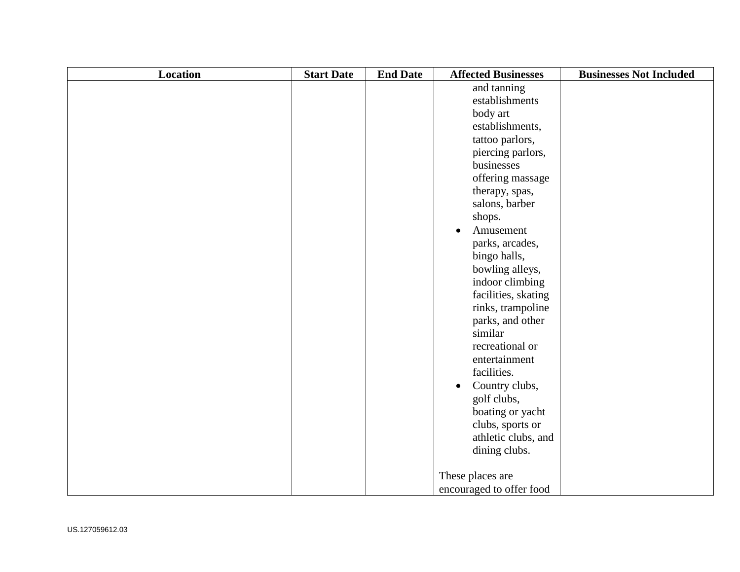| Location | Start Date | End Date | Affected Businesses | Businesses Not Included |
|---|---|---|---|---|
| | | | and tanning establishments body art establishments, tattoo parlors, piercing parlors, businesses offering massage therapy, spas, salons, barber shops.<br>• Amusement parks, arcades, bingo halls, bowling alleys, indoor climbing facilities, skating rinks, trampoline parks, and other similar recreational or entertainment facilities.<br>• Country clubs, golf clubs, boating or yacht clubs, sports or athletic clubs, and dining clubs.<br><br>These places are encouraged to offer food | |

US.127059612.03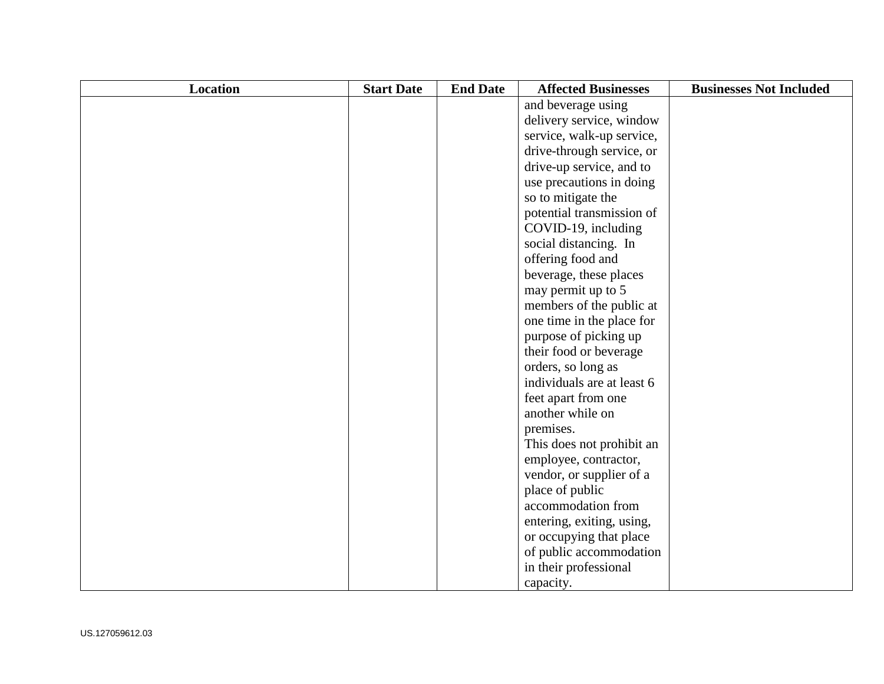| Location | Start Date | End Date | Affected Businesses | Businesses Not Included |
|---|---|---|---|---|
| | | | and beverage using delivery service, window service, walk-up service, drive-through service, or drive-up service, and to use precautions in doing so to mitigate the potential transmission of COVID-19, including social distancing. In offering food and beverage, these places may permit up to 5 members of the public at one time in the place for purpose of picking up their food or beverage orders, so long as individuals are at least 6 feet apart from one another while on premises.<br>This does not prohibit an employee, contractor, vendor, or supplier of a place of public accommodation from entering, exiting, using, or occupying that place of public accommodation in their professional capacity. | |

US.127059612.03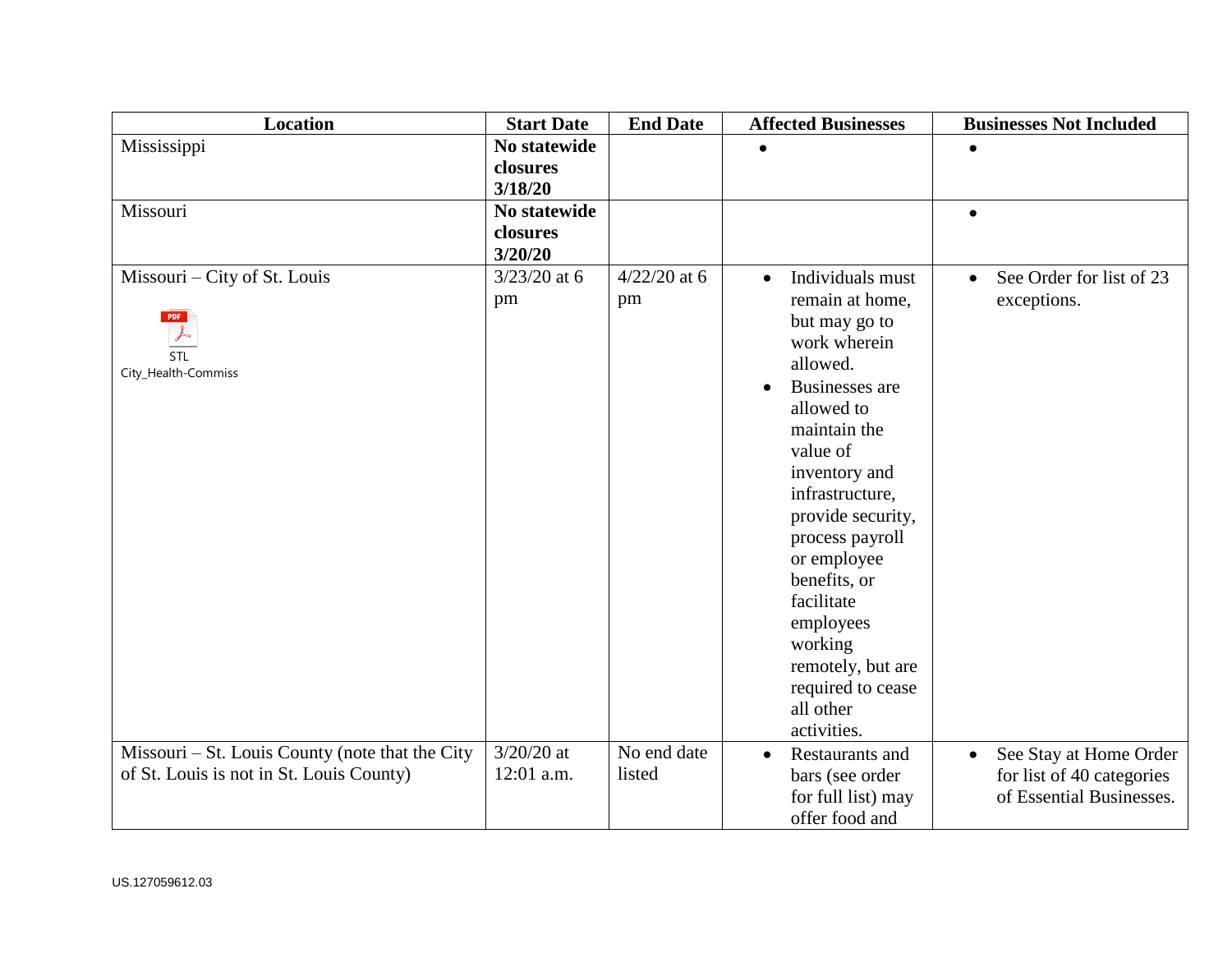| Location | Start Date | End Date | Affected Businesses | Businesses Not Included |
|---|---|---|---|---|
| Mississippi | **No statewide closures 3/18/20** | | • | • |
| Missouri | **No statewide closures 3/20/20** | | | • |
| Missouri – City of St. Louis<br>STL City_Health-Commiss | 3/23/20 at 6 pm | 4/22/20 at 6 pm | • Individuals must remain at home, but may go to work wherein allowed.<br>• Businesses are allowed to maintain the value of inventory and infrastructure, provide security, process payroll or employee benefits, or facilitate employees working remotely, but are required to cease all other activities. | • See Order for list of 23 exceptions. |
| Missouri – St. Louis County (note that the City of St. Louis is not in St. Louis County) | 3/20/20 at 12:01 a.m. | No end date listed | • Restaurants and bars (see order for full list) may offer food and | • See Stay at Home Order for list of 40 categories of Essential Businesses. |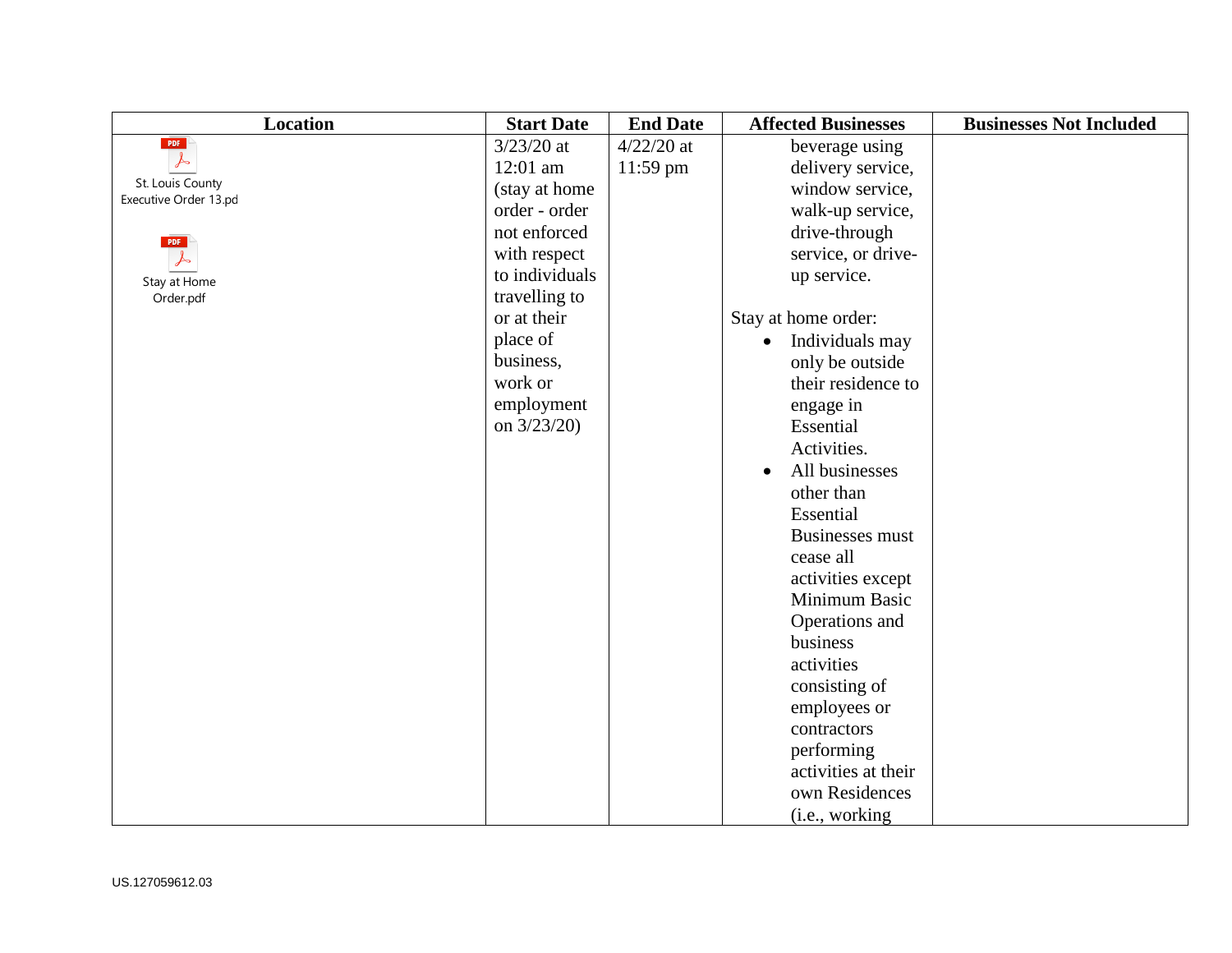| Location | Start Date | End Date | Affected Businesses | Businesses Not Included |
|---|---|---|---|---|
| St. Louis County Executive Order 13.pd<br><br>Stay at Home Order.pdf | 3/23/20 at 12:01 am (stay at home order - order not enforced with respect to individuals travelling to or at their place of business, work or employment on 3/23/20) | 4/22/20 at 11:59 pm | beverage using delivery service, window service, walk-up service, drive-through service, or drive-up service.<br><br>Stay at home order:<br>• Individuals may only be outside their residence to engage in Essential Activities.<br>• All businesses other than Essential Businesses must cease all activities except Minimum Basic Operations and business activities consisting of employees or contractors performing activities at their own Residences (i.e., working | |

US.127059612.03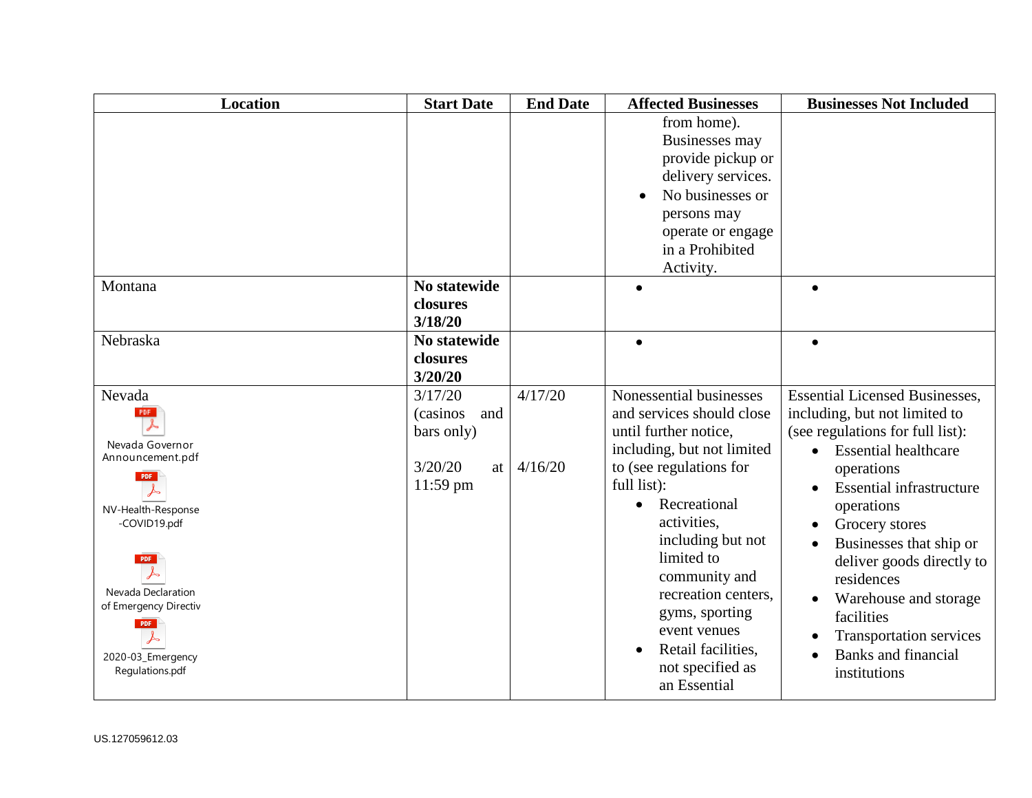| Location | Start Date | End Date | Affected Businesses | Businesses Not Included |
|---|---|---|---|---|
| | | | from home). Businesses may provide pickup or delivery services.<br>• No businesses or persons may operate or engage in a Prohibited Activity. | |
| Montana | **No statewide closures 3/18/20** | | • | • |
| Nebraska | **No statewide closures 3/20/20** | | • | • |
| Nevada<br>Nevada Governor Announcement.pdf<br>NV-Health-Response-COVID19.pdf<br>Nevada Declaration of Emergency Directiv<br>2020-03_Emergency Regulations.pdf | 3/17/20 (casinos and bars only)<br><br>3/20/20 at 11:59 pm | 4/17/20<br><br>4/16/20 | Nonessential businesses and services should close until further notice, including, but not limited to (see regulations for full list):<br>• Recreational activities, including but not limited to community and recreation centers, gyms, sporting event venues<br>• Retail facilities, not specified as an Essential | Essential Licensed Businesses, including, but not limited to (see regulations for full list):<br>• Essential healthcare operations<br>• Essential infrastructure operations<br>• Grocery stores<br>• Businesses that ship or deliver goods directly to residences<br>• Warehouse and storage facilities<br>• Transportation services<br>• Banks and financial institutions |

US.127059612.03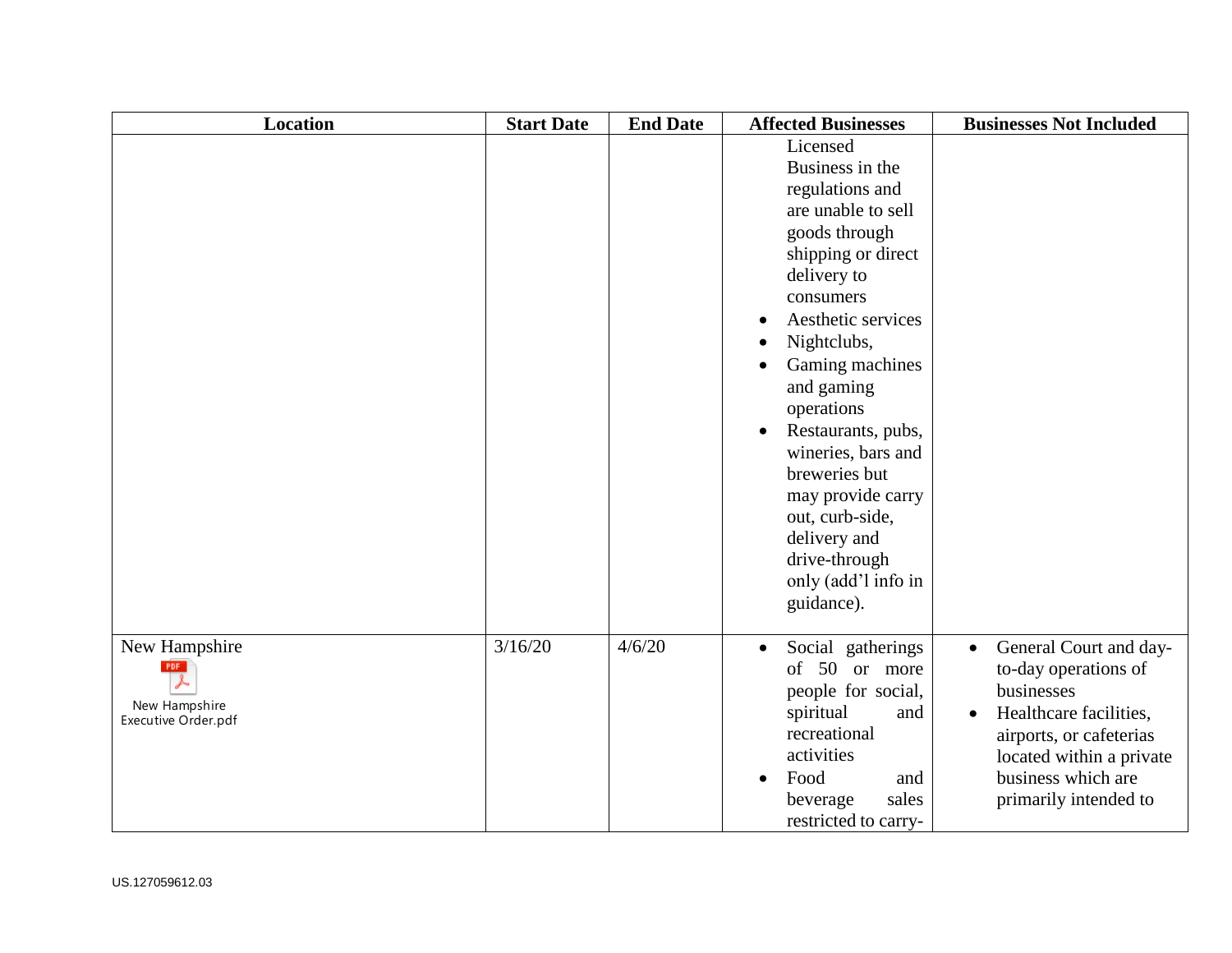| Location | Start Date | End Date | Affected Businesses | Businesses Not Included |
|---|---|---|---|---|
| | | | Licensed Business in the regulations and are unable to sell goods through shipping or direct delivery to consumers<br>• Aesthetic services<br>• Nightclubs,<br>• Gaming machines and gaming operations<br>• Restaurants, pubs, wineries, bars and breweries but may provide carry out, curb-side, delivery and drive-through only (add'l info in guidance). | |
| New Hampshire<br>New Hampshire Executive Order.pdf | 3/16/20 | 4/6/20 | • Social gatherings of 50 or more people for social, spiritual and recreational activities<br>• Food and beverage sales restricted to carry- | • General Court and day-to-day operations of businesses<br>• Healthcare facilities, airports, or cafeterias located within a private business which are primarily intended to |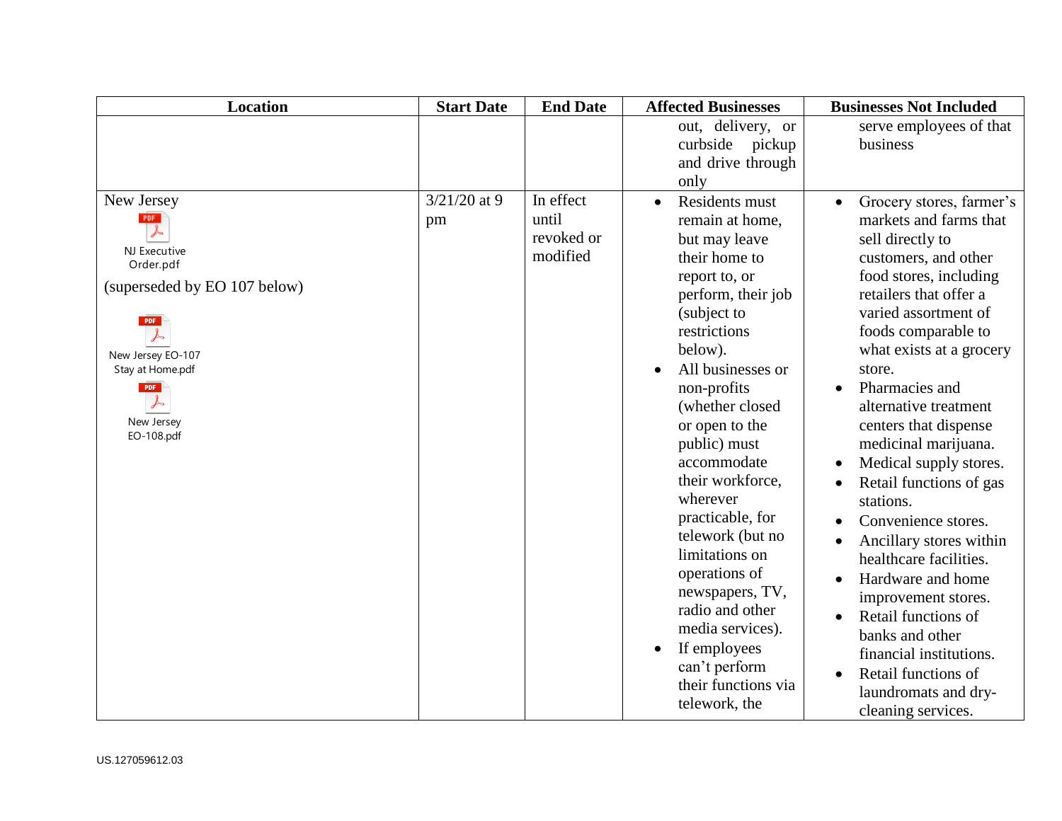| Location | Start Date | End Date | Affected Businesses | Businesses Not Included |
|---|---|---|---|---|
| | | | out, delivery, or curbside pickup and drive through only | serve employees of that business |
| New Jersey<br>NJ Executive Order.pdf<br>(superseded by EO 107 below)<br>New Jersey EO-107 Stay at Home.pdf<br>New Jersey EO-108.pdf | 3/21/20 at 9 pm | In effect until revoked or modified | • Residents must remain at home, but may leave their home to report to, or perform, their job (subject to restrictions below).<br>• All businesses or non-profits (whether closed or open to the public) must accommodate their workforce, wherever practicable, for telework (but no limitations on operations of newspapers, TV, radio and other media services).<br>• If employees can't perform their functions via telework, the | • Grocery stores, farmer's markets and farms that sell directly to customers, and other food stores, including retailers that offer a varied assortment of foods comparable to what exists at a grocery store.<br>• Pharmacies and alternative treatment centers that dispense medicinal marijuana.<br>• Medical supply stores.<br>• Retail functions of gas stations.<br>• Convenience stores.<br>• Ancillary stores within healthcare facilities.<br>• Hardware and home improvement stores.<br>• Retail functions of banks and other financial institutions.<br>• Retail functions of laundromats and dry-cleaning services. |

US.127059612.03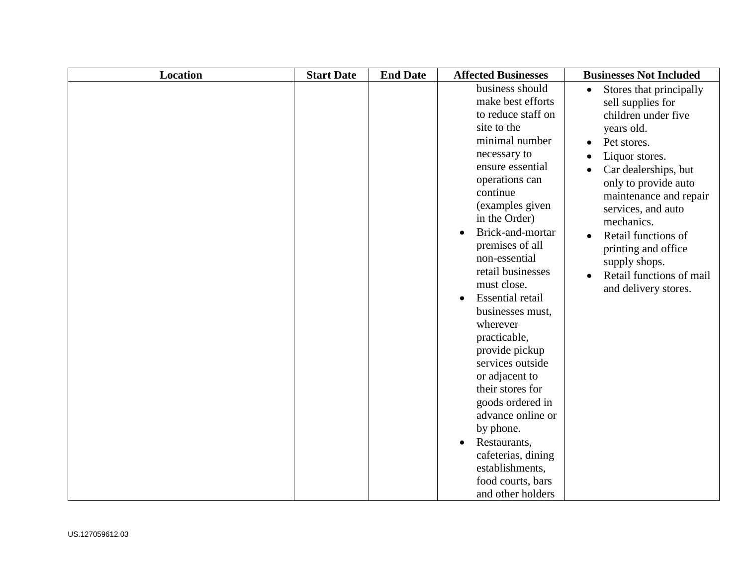| Location | Start Date | End Date | Affected Businesses | Businesses Not Included |
| --- | --- | --- | --- | --- |
| | | | business should make best efforts to reduce staff on site to the minimal number necessary to ensure essential operations can continue (examples given in the Order)<br>• Brick-and-mortar premises of all non-essential retail businesses must close.<br>• Essential retail businesses must, wherever practicable, provide pickup services outside or adjacent to their stores for goods ordered in advance online or by phone.<br>• Restaurants, cafeterias, dining establishments, food courts, bars and other holders | • Stores that principally sell supplies for children under five years old.<br>• Pet stores.<br>• Liquor stores.<br>• Car dealerships, but only to provide auto maintenance and repair services, and auto mechanics.<br>• Retail functions of printing and office supply shops.<br>• Retail functions of mail and delivery stores. |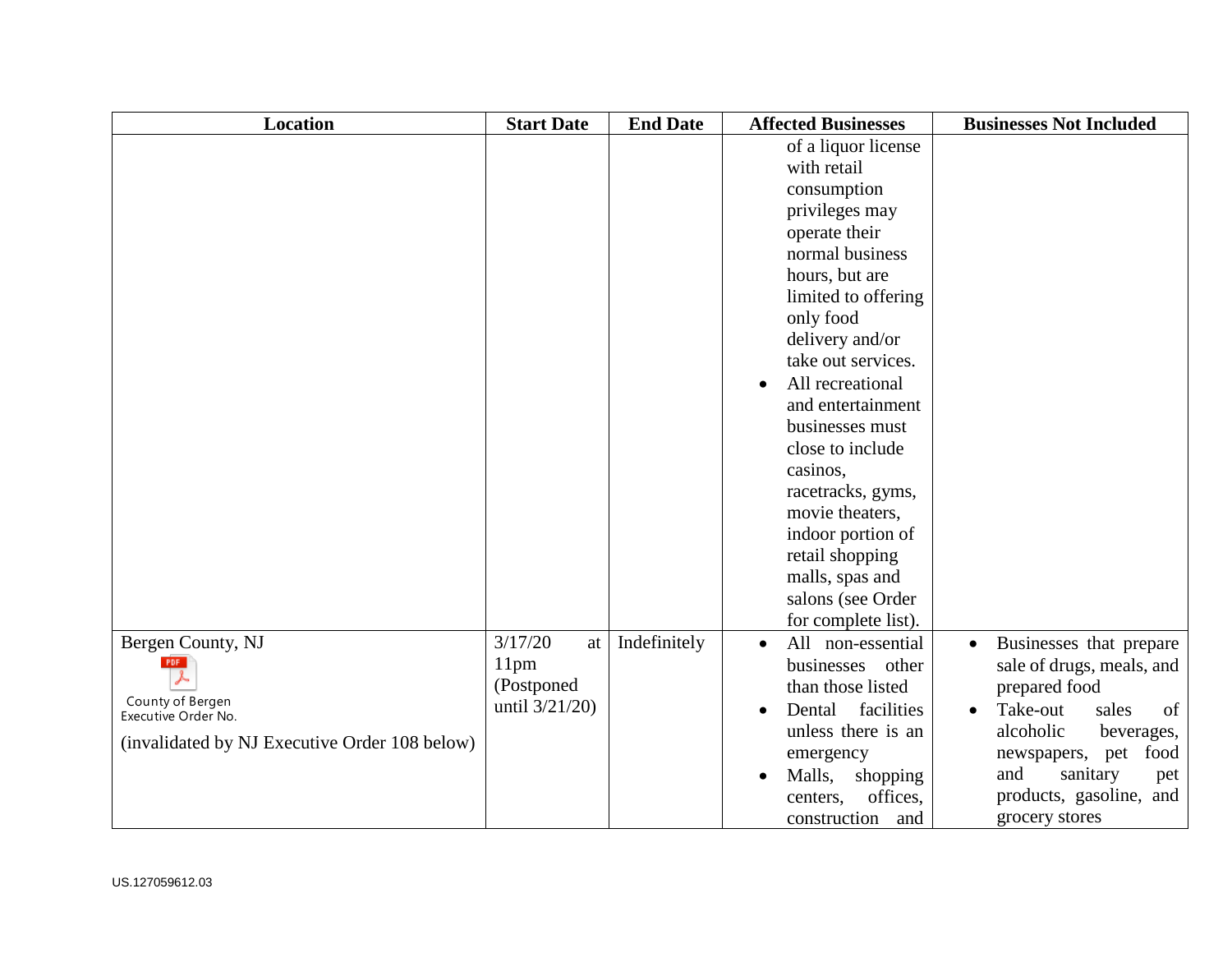| Location | Start Date | End Date | Affected Businesses | Businesses Not Included |
| --- | --- | --- | --- | --- |
| | | | of a liquor license with retail consumption privileges may operate their normal business hours, but are limited to offering only food delivery and/or take out services.<br>• All recreational and entertainment businesses must close to include casinos, racetracks, gyms, movie theaters, indoor portion of retail shopping malls, spas and salons (see Order for complete list). | |
| Bergen County, NJ<br>County of Bergen Executive Order No.<br>(invalidated by NJ Executive Order 108 below) | 3/17/20 at 11pm (Postponed until 3/21/20) | Indefinitely | • All non-essential businesses other than those listed<br>• Dental facilities unless there is an emergency<br>• Malls, shopping centers, offices, construction and | • Businesses that prepare sale of drugs, meals, and prepared food<br>• Take-out sales of alcoholic beverages, newspapers, pet food and sanitary pet products, gasoline, and grocery stores |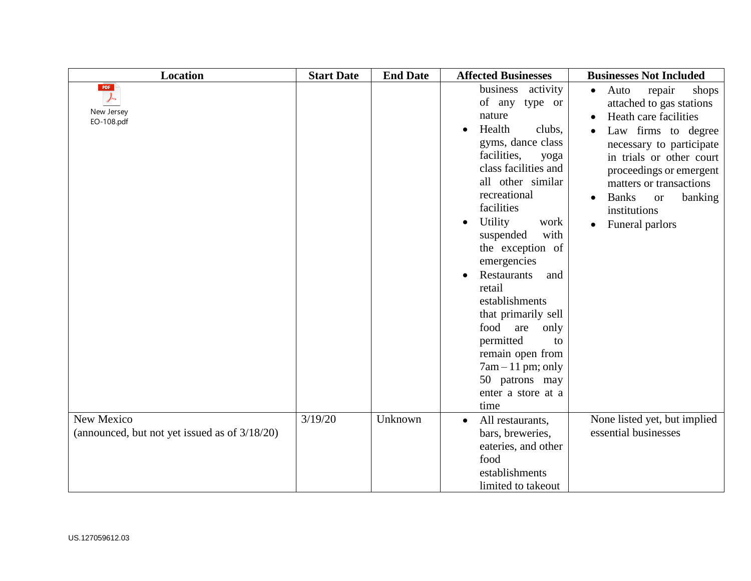| Location | Start Date | End Date | Affected Businesses | Businesses Not Included |
| --- | --- | --- | --- | --- |
| New Jersey EO-108.pdf | | | business activity of any type or nature<br>• Health clubs, gyms, dance class facilities, yoga class facilities and all other similar recreational facilities<br>• Utility work suspended with the exception of emergencies<br>• Restaurants and retail establishments that primarily sell food are only permitted to remain open from 7am – 11 pm; only 50 patrons may enter a store at a time | • Auto repair shops attached to gas stations<br>• Heath care facilities<br>• Law firms to degree necessary to participate in trials or other court proceedings or emergent matters or transactions<br>• Banks or banking institutions<br>• Funeral parlors |
| New Mexico (announced, but not yet issued as of 3/18/20) | 3/19/20 | Unknown | • All restaurants, bars, breweries, eateries, and other food establishments limited to takeout | None listed yet, but implied essential businesses |

US.127059612.03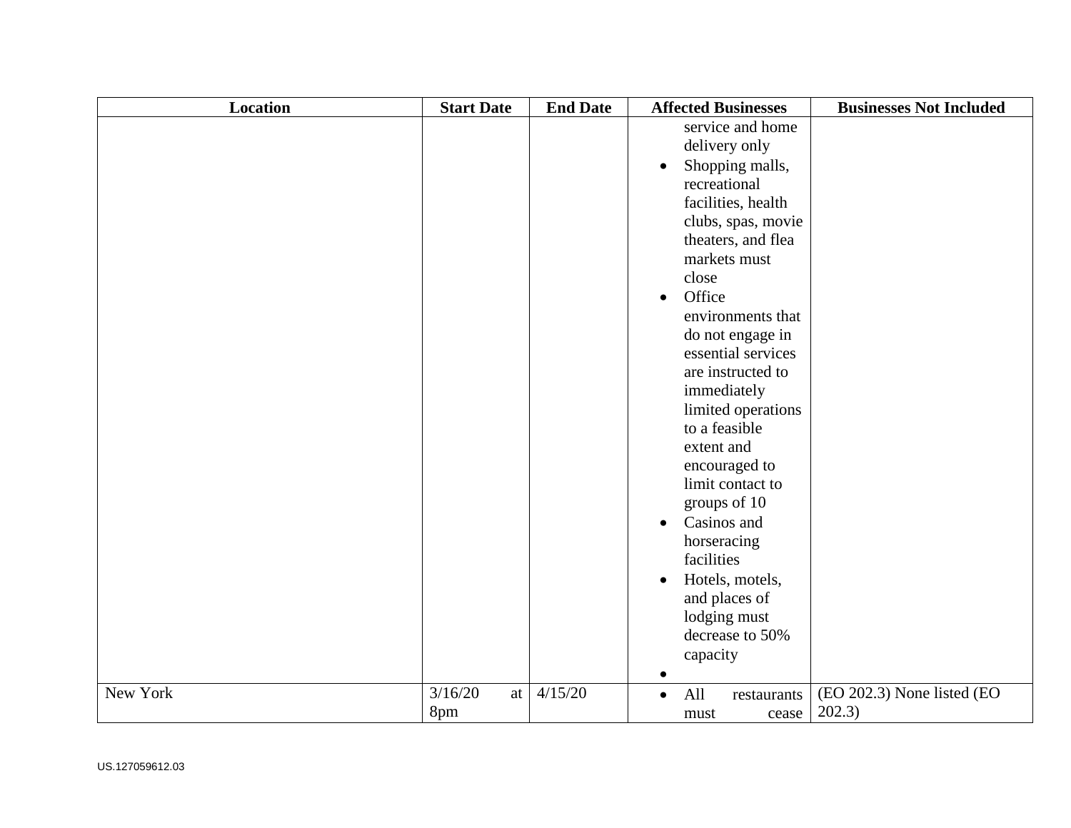| Location | Start Date | End Date | Affected Businesses | Businesses Not Included |
| --- | --- | --- | --- | --- |
| | | | service and home delivery only<br>• Shopping malls, recreational facilities, health clubs, spas, movie theaters, and flea markets must close<br>• Office environments that do not engage in essential services are instructed to immediately limited operations to a feasible extent and encouraged to limit contact to groups of 10<br>• Casinos and horseracing facilities<br>• Hotels, motels, and places of lodging must decrease to 50% capacity<br>• | |
| New York | 3/16/20 at 8pm | 4/15/20 | • All restaurants must cease | (EO 202.3) None listed (EO 202.3) |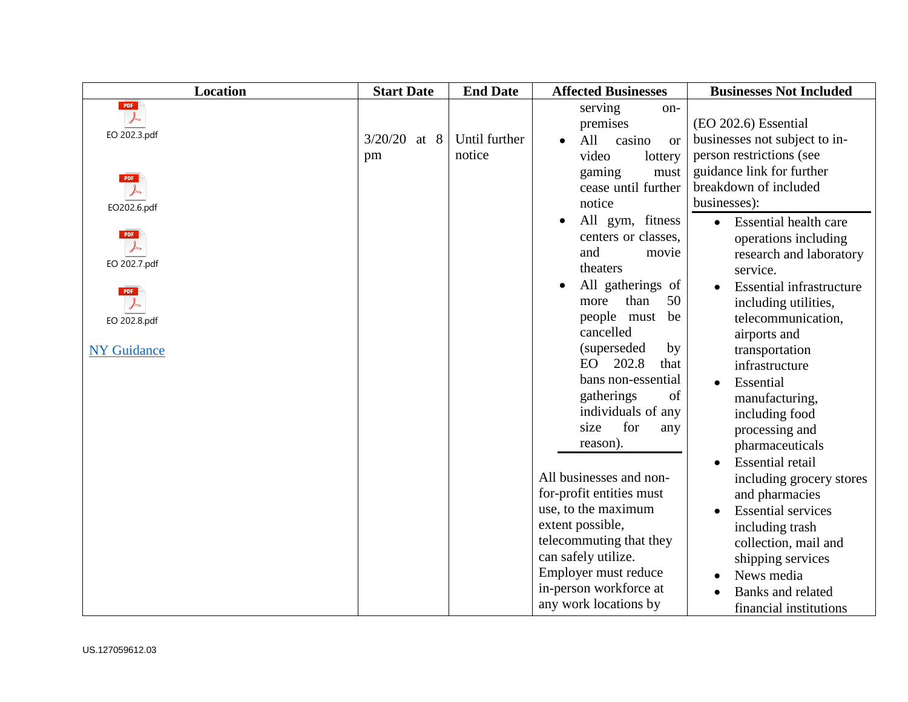| Location | Start Date | End Date | Affected Businesses | Businesses Not Included |
|---|---|---|---|---|
| EO 202.3.pdf<br><br>EO202.6.pdf<br><br>EO 202.7.pdf<br><br>EO 202.8.pdf<br><br>NY Guidance | 3/20/20 at 8 pm | Until further notice | serving on-premises<br>• All casino or video lottery gaming must cease until further notice<br>• All gym, fitness centers or classes, and movie theaters<br>• All gatherings of more than 50 people must be cancelled (superseded by EO 202.8 that bans non-essential gatherings of individuals of any size for any reason).<br><br>All businesses and non-for-profit entities must use, to the maximum extent possible, telecommuting that they can safely utilize. Employer must reduce in-person workforce at any work locations by | (EO 202.6) Essential businesses not subject to in-person restrictions (see guidance link for further breakdown of included businesses):<br>• Essential health care operations including research and laboratory service.<br>• Essential infrastructure including utilities, telecommunication, airports and transportation infrastructure<br>• Essential manufacturing, including food processing and pharmaceuticals<br>• Essential retail including grocery stores and pharmacies<br>• Essential services including trash collection, mail and shipping services<br>• News media<br>• Banks and related financial institutions |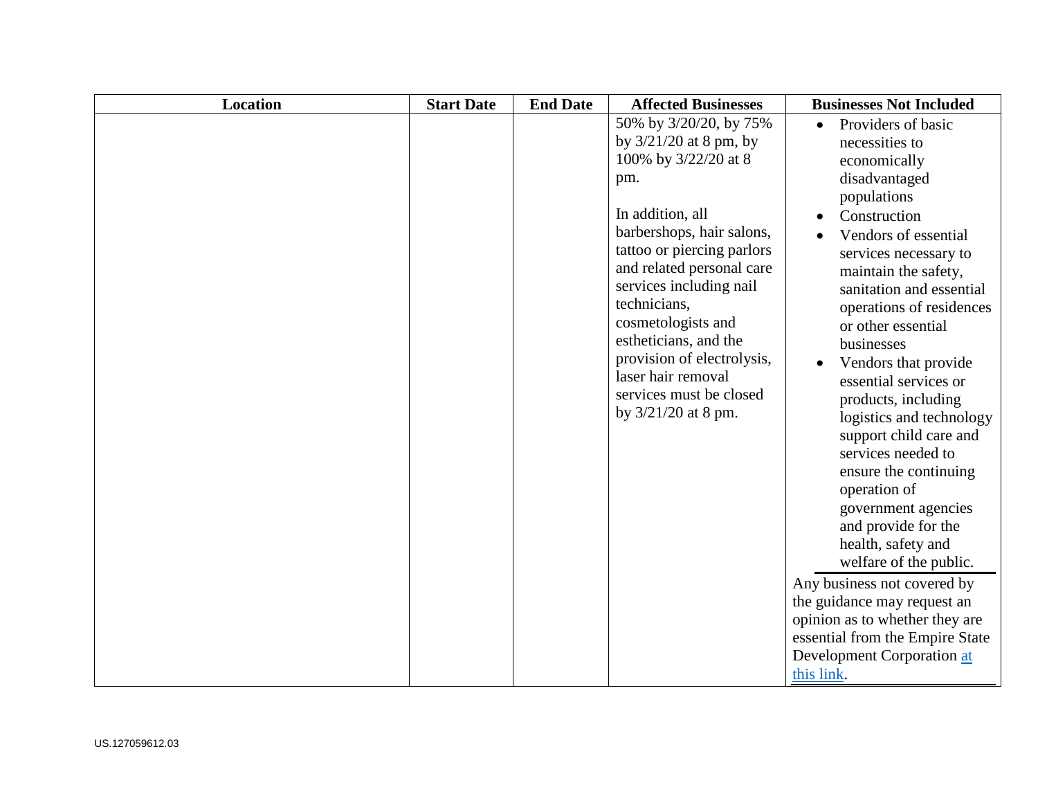| Location | Start Date | End Date | Affected Businesses | Businesses Not Included |
|---|---|---|---|---|
| | | | 50% by 3/20/20, by 75% by 3/21/20 at 8 pm, by 100% by 3/22/20 at 8 pm.<br><br>In addition, all barbershops, hair salons, tattoo or piercing parlors and related personal care services including nail technicians, cosmetologists and estheticians, and the provision of electrolysis, laser hair removal services must be closed by 3/21/20 at 8 pm. | • Providers of basic necessities to economically disadvantaged populations<br>• Construction<br>• Vendors of essential services necessary to maintain the safety, sanitation and essential operations of residences or other essential businesses<br>• Vendors that provide essential services or products, including logistics and technology support child care and services needed to ensure the continuing operation of government agencies and provide for the health, safety and welfare of the public.<br><br>Any business not covered by the guidance may request an opinion as to whether they are essential from the Empire State Development Corporation at this link. |

US.127059612.03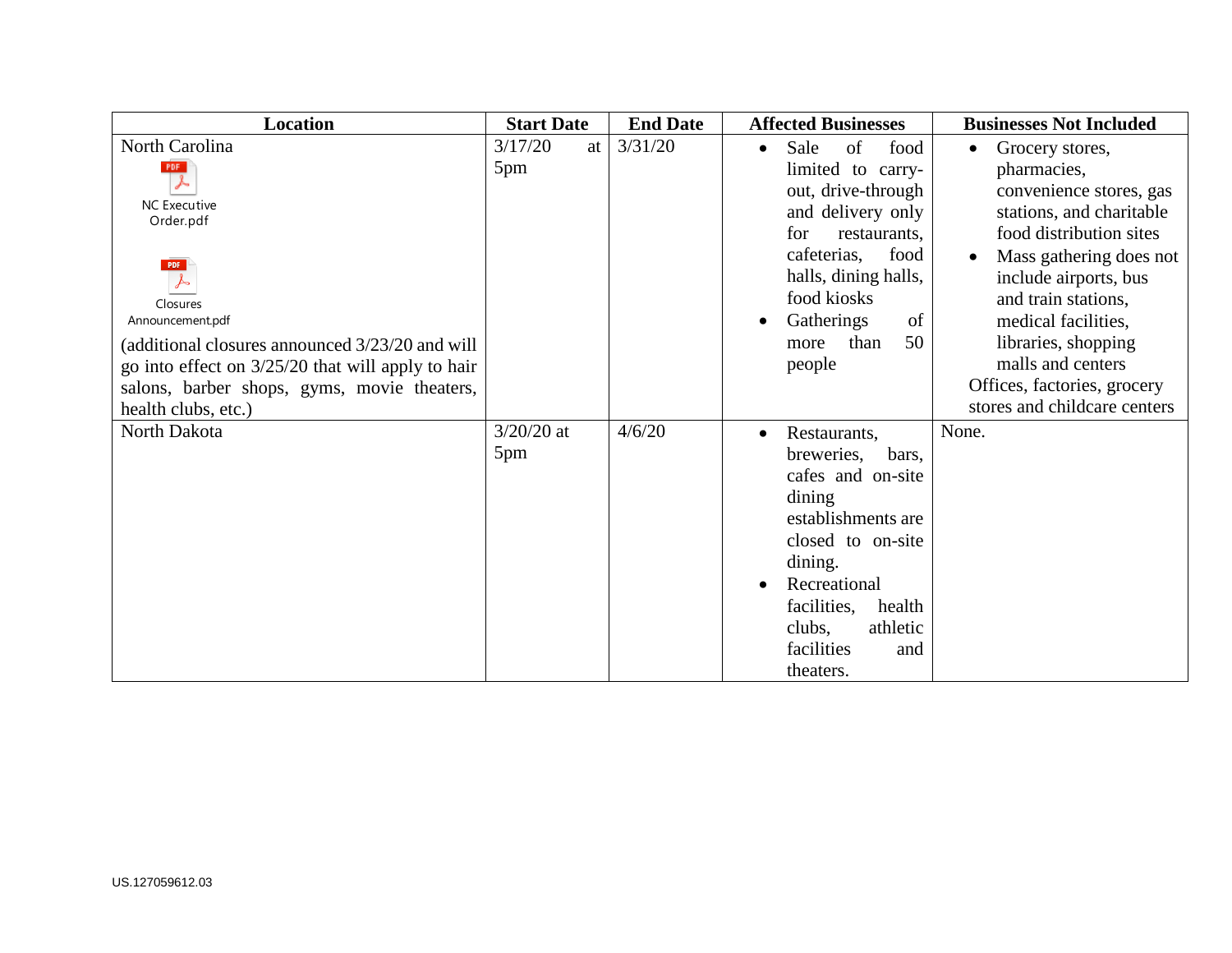| Location | Start Date | End Date | Affected Businesses | Businesses Not Included |
|---|---|---|---|---|
| North Carolina<br>NC Executive Order.pdf<br>Closures Announcement.pdf<br>(additional closures announced 3/23/20 and will go into effect on 3/25/20 that will apply to hair salons, barber shops, gyms, movie theaters, health clubs, etc.) | 3/17/20 at 5pm | 3/31/20 | • Sale of food limited to carry-out, drive-through and delivery only for restaurants, cafeterias, food halls, dining halls, food kiosks<br>• Gatherings of more than 50 people | • Grocery stores, pharmacies, convenience stores, gas stations, and charitable food distribution sites<br>• Mass gathering does not include airports, bus and train stations, medical facilities, libraries, shopping malls and centers<br>Offices, factories, grocery stores and childcare centers |
| North Dakota | 3/20/20 at 5pm | 4/6/20 | • Restaurants, breweries, bars, cafes and on-site dining establishments are closed to on-site dining.<br>• Recreational facilities, health clubs, athletic facilities and theaters. | None. |

US.127059612.03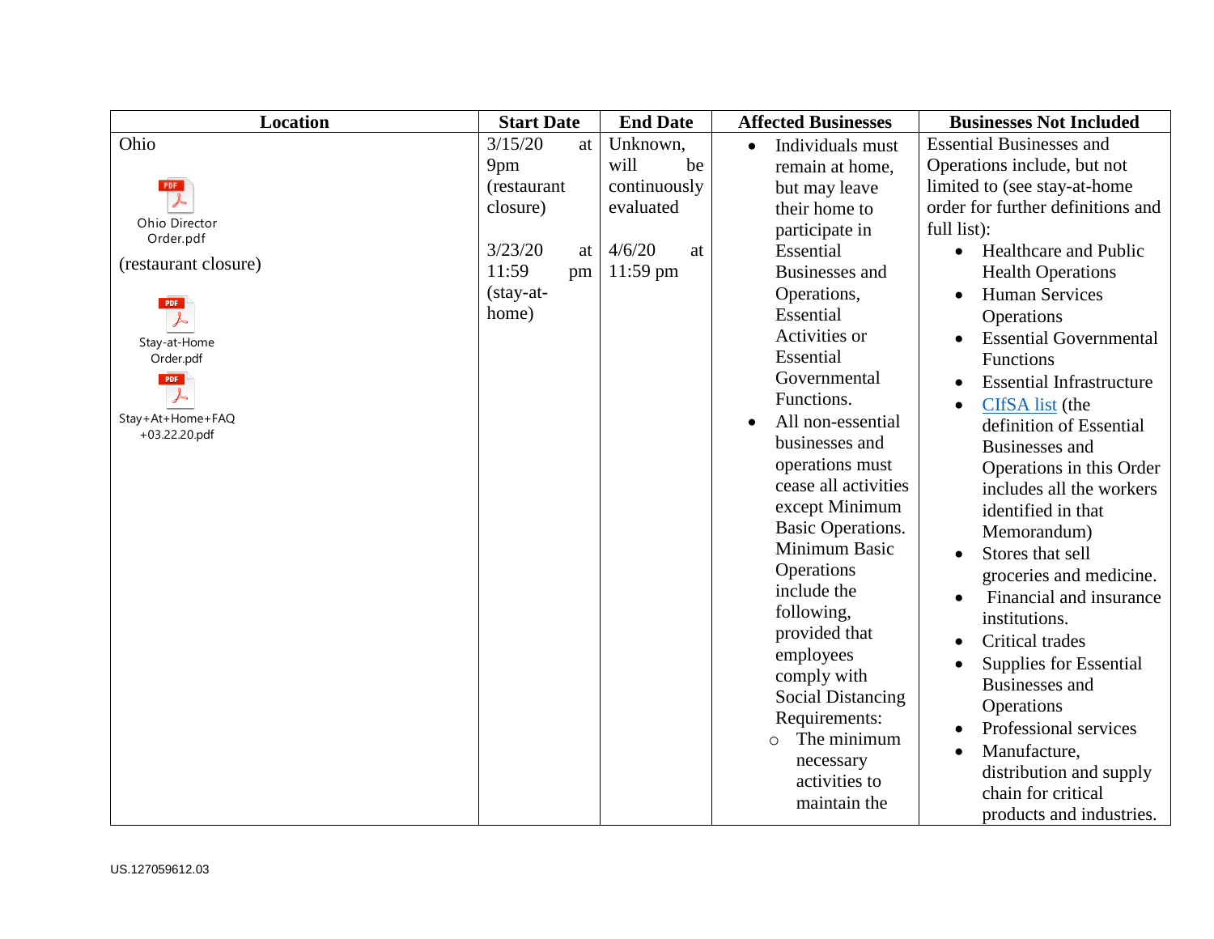| Location | Start Date | End Date | Affected Businesses | Businesses Not Included |
|---|---|---|---|---|
| Ohio<br><br>Ohio Director Order.pdf<br><br>(restaurant closure)<br><br>Stay-at-Home Order.pdf<br><br>Stay+At+Home+FAQ +03.22.20.pdf | 3/15/20 at 9pm (restaurant closure)<br><br>3/23/20 at 11:59 pm (stay-at-home) | Unknown, will be continuously evaluated<br><br>4/6/20 at 11:59 pm | • Individuals must remain at home, but may leave their home to participate in Essential Businesses and Operations, Essential Activities or Essential Governmental Functions.<br>• All non-essential businesses and operations must cease all activities except Minimum Basic Operations. Minimum Basic Operations include the following, provided that employees comply with Social Distancing Requirements:<br>○ The minimum necessary activities to maintain the | Essential Businesses and Operations include, but not limited to (see stay-at-home order for further definitions and full list):<br>• Healthcare and Public Health Operations<br>• Human Services Operations<br>• Essential Governmental Functions<br>• Essential Infrastructure<br>• CIfSA list (the definition of Essential Businesses and Operations in this Order includes all the workers identified in that Memorandum)<br>• Stores that sell groceries and medicine.<br>• Financial and insurance institutions.<br>• Critical trades<br>• Supplies for Essential Businesses and Operations<br>• Professional services<br>• Manufacture, distribution and supply chain for critical products and industries. |

US.127059612.03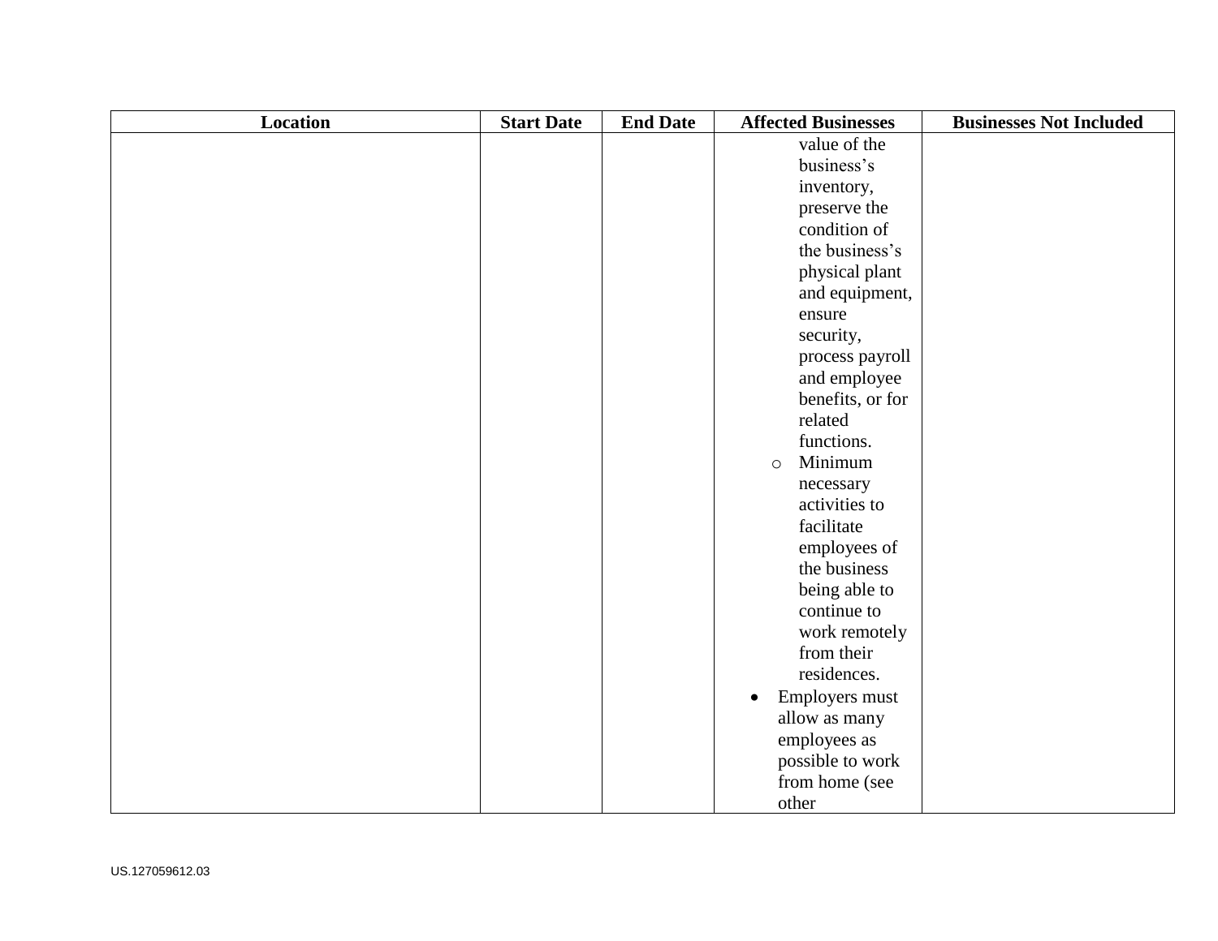| Location | Start Date | End Date | Affected Businesses | Businesses Not Included |
| --- | --- | --- | --- | --- |
| | | | value of the business's inventory, preserve the condition of the business's physical plant and equipment, ensure security, process payroll and employee benefits, or for related functions.<br>◦ Minimum necessary activities to facilitate employees of the business being able to continue to work remotely from their residences.<br>• Employers must allow as many employees as possible to work from home (see other | |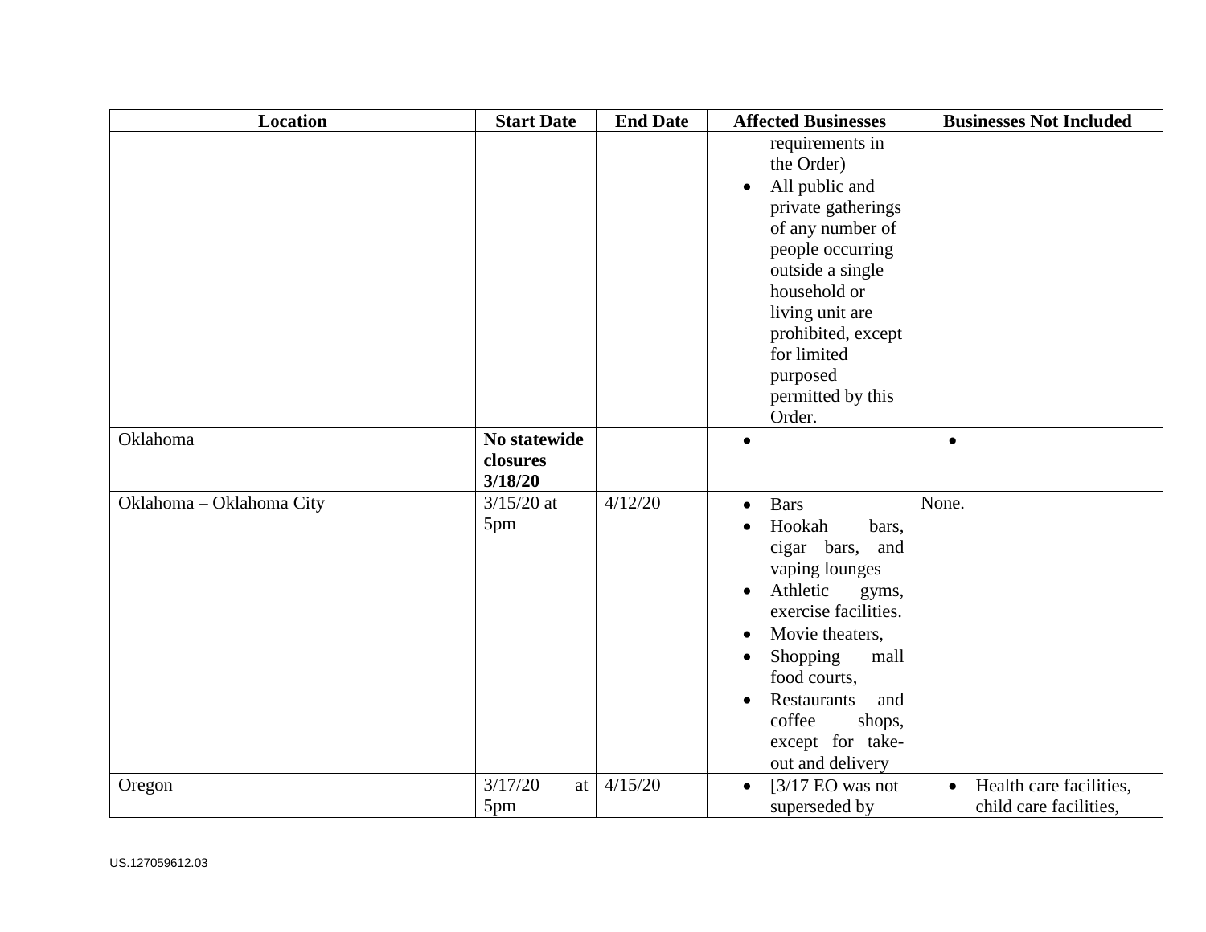| Location | Start Date | End Date | Affected Businesses | Businesses Not Included |
| --- | --- | --- | --- | --- |
| | | | requirements in the Order)<br>• All public and private gatherings of any number of people occurring outside a single household or living unit are prohibited, except for limited purposed permitted by this Order. | |
| Oklahoma | **No statewide closures 3/18/20** | | • | • |
| Oklahoma – Oklahoma City | 3/15/20 at 5pm | 4/12/20 | • Bars<br>• Hookah bars, cigar bars, and vaping lounges<br>• Athletic gyms, exercise facilities.<br>• Movie theaters,<br>• Shopping mall food courts,<br>• Restaurants and coffee shops, except for take-out and delivery | None. |
| Oregon | 3/17/20 at 5pm | 4/15/20 | • [3/17 EO was not superseded by | • Health care facilities, child care facilities, |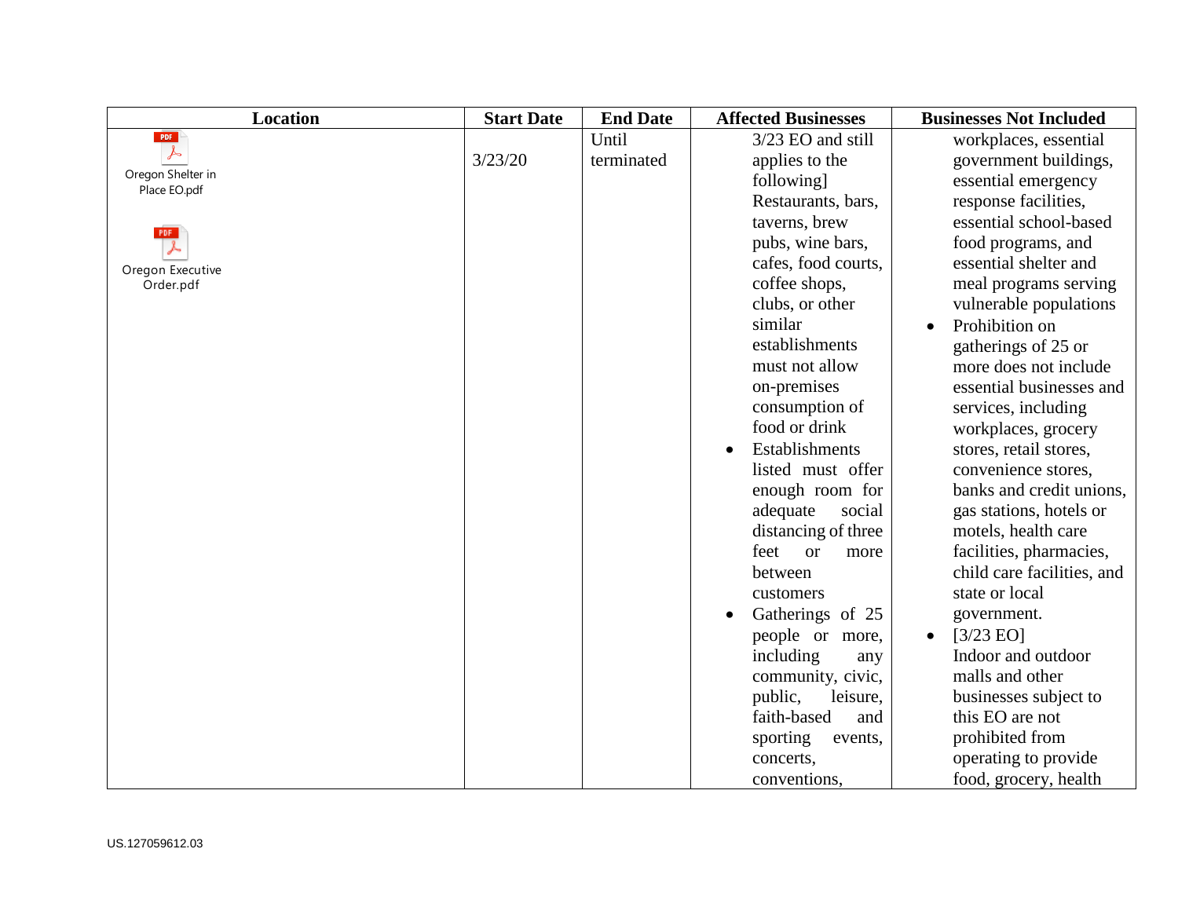| Location | Start Date | End Date | Affected Businesses | Businesses Not Included |
|---|---|---|---|---|
| Oregon Shelter in Place EO.pdf<br><br>Oregon Executive Order.pdf | 3/23/20 | Until terminated | 3/23 EO and still applies to the following] Restaurants, bars, taverns, brew pubs, wine bars, cafes, food courts, coffee shops, clubs, or other similar establishments must not allow on-premises consumption of food or drink<br>• Establishments listed must offer enough room for adequate social distancing of three feet or more between customers<br>• Gatherings of 25 people or more, including any community, civic, public, leisure, faith-based and sporting events, concerts, conventions, | workplaces, essential government buildings, essential emergency response facilities, essential school-based food programs, and essential shelter and meal programs serving vulnerable populations<br>• Prohibition on gatherings of 25 or more does not include essential businesses and services, including workplaces, grocery stores, retail stores, convenience stores, banks and credit unions, gas stations, hotels or motels, health care facilities, pharmacies, child care facilities, and state or local government.<br>• [3/23 EO] Indoor and outdoor malls and other businesses subject to this EO are not prohibited from operating to provide food, grocery, health |

US.127059612.03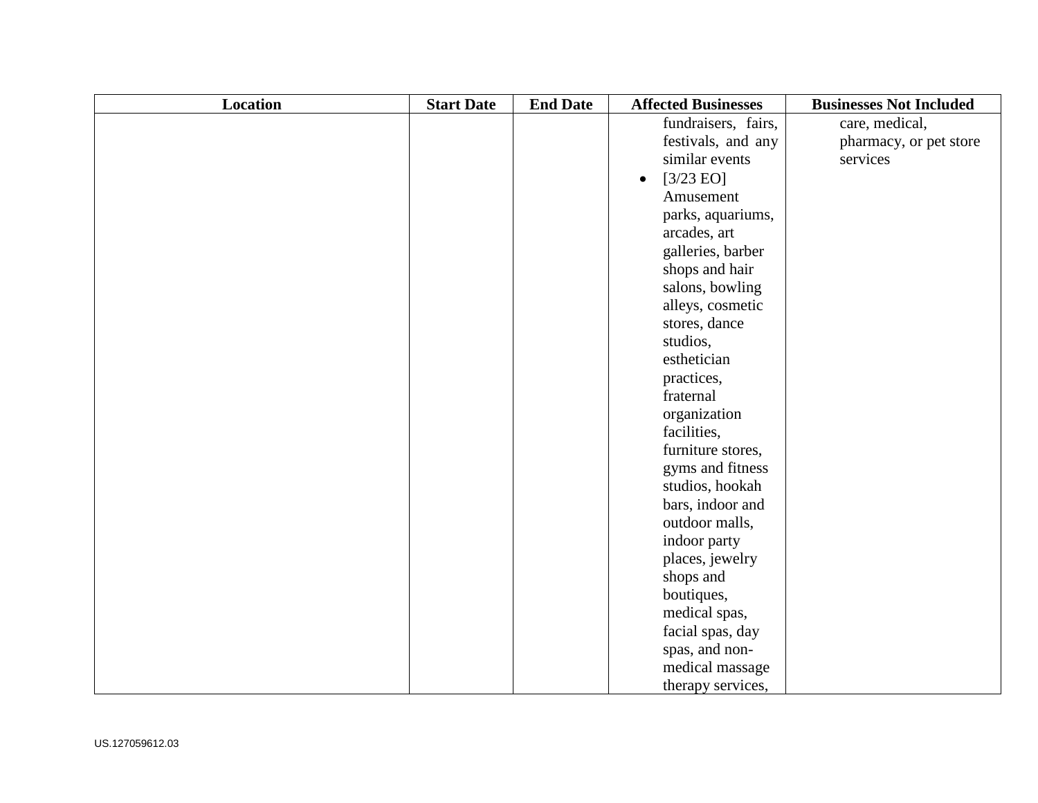| Location | Start Date | End Date | Affected Businesses | Businesses Not Included |
|---|---|---|---|---|
| | | | fundraisers, fairs, festivals, and any similar events<br>• [3/23 EO] Amusement parks, aquariums, arcades, art galleries, barber shops and hair salons, bowling alleys, cosmetic stores, dance studios, esthetician practices, fraternal organization facilities, furniture stores, gyms and fitness studios, hookah bars, indoor and outdoor malls, indoor party places, jewelry shops and boutiques, medical spas, facial spas, day spas, and non-medical massage therapy services, | care, medical, pharmacy, or pet store services |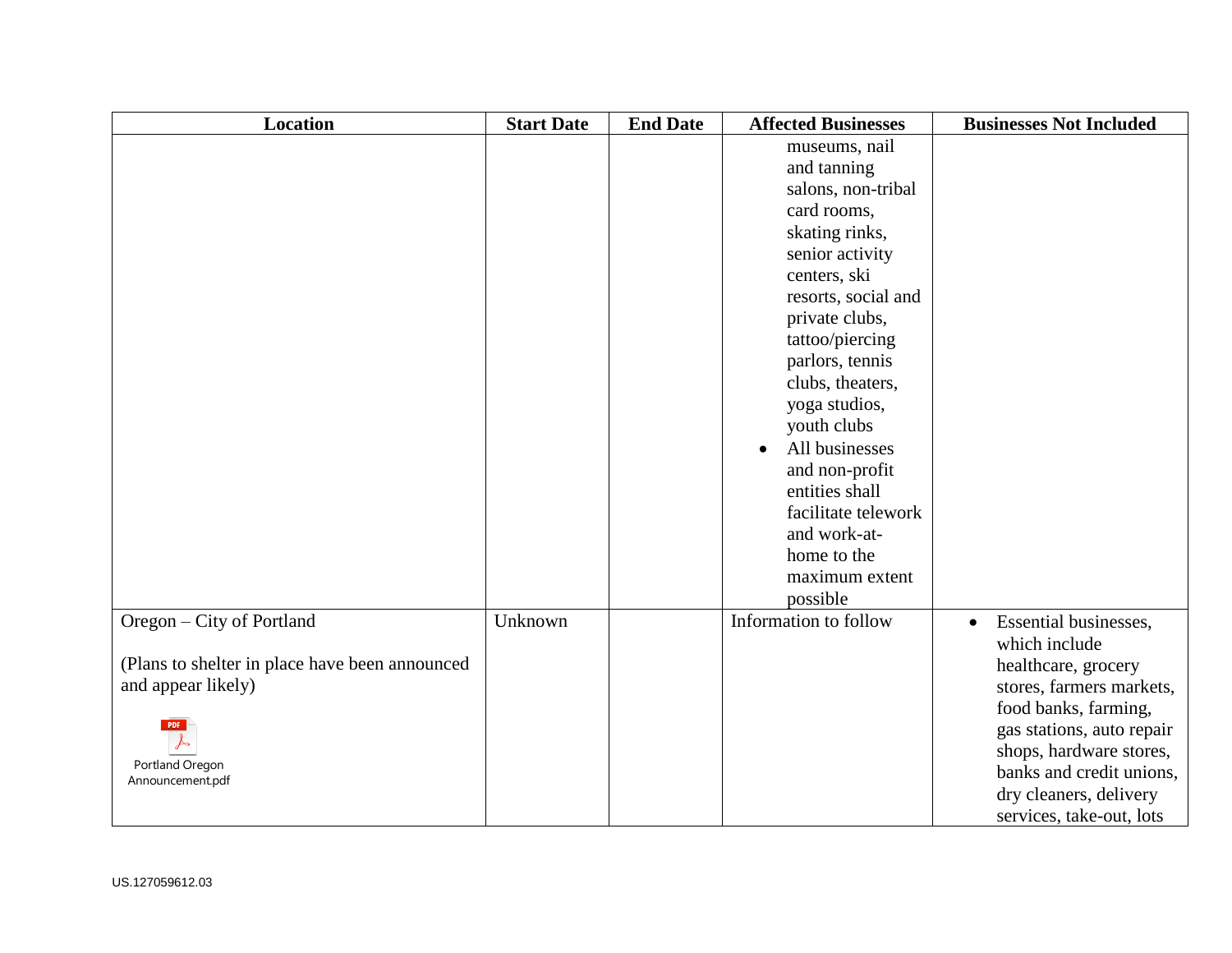| Location | Start Date | End Date | Affected Businesses | Businesses Not Included |
|---|---|---|---|---|
| | | | museums, nail and tanning salons, non-tribal card rooms, skating rinks, senior activity centers, ski resorts, social and private clubs, tattoo/piercing parlors, tennis clubs, theaters, yoga studios, youth clubs<br>• All businesses and non-profit entities shall facilitate telework and work-at-home to the maximum extent possible | |
| Oregon – City of Portland<br><br>(Plans to shelter in place have been announced and appear likely)<br><br>Portland Oregon Announcement.pdf | Unknown | | Information to follow | • Essential businesses, which include healthcare, grocery stores, farmers markets, food banks, farming, gas stations, auto repair shops, hardware stores, banks and credit unions, dry cleaners, delivery services, take-out, lots |

US.127059612.03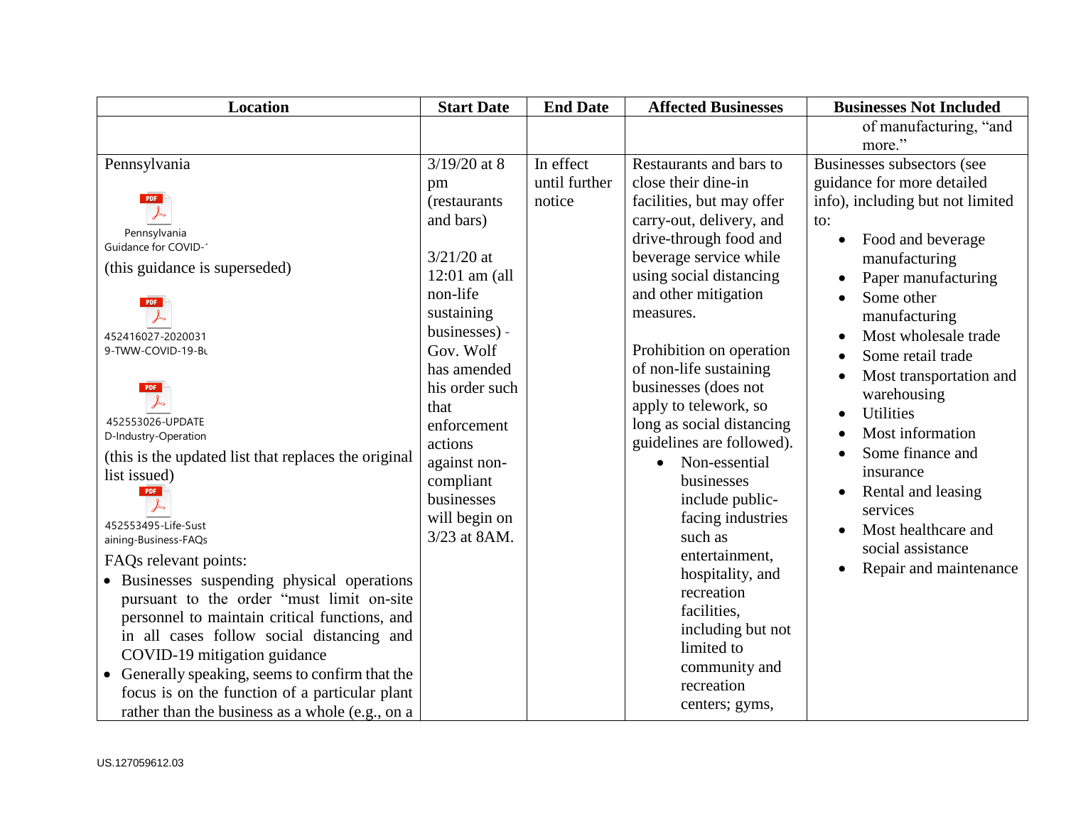| Location | Start Date | End Date | Affected Businesses | Businesses Not Included |
|---|---|---|---|---|
| | | | | of manufacturing, "and more." |
| Pennsylvania<br><br>Pennsylvania Guidance for COVID-1<br>(this guidance is superseded)<br><br>452416027-20200319-TWW-COVID-19-Bu<br><br>452553026-UPDATED-Industry-Operation<br>(this is the updated list that replaces the original list issued)<br><br>452553495-Life-Sustaining-Business-FAQs<br>FAQs relevant points:<br>• Businesses suspending physical operations pursuant to the order "must limit on-site personnel to maintain critical functions, and in all cases follow social distancing and COVID-19 mitigation guidance<br>• Generally speaking, seems to confirm that the focus is on the function of a particular plant rather than the business as a whole (e.g., on a | 3/19/20 at 8 pm (restaurants and bars)<br><br>3/21/20 at 12:01 am (all non-life sustaining businesses) - Gov. Wolf has amended his order such that enforcement actions against non-compliant businesses will begin on 3/23 at 8AM. | In effect until further notice | Restaurants and bars to close their dine-in facilities, but may offer carry-out, delivery, and drive-through food and beverage service while using social distancing and other mitigation measures.<br><br>Prohibition on operation of non-life sustaining businesses (does not apply to telework, so long as social distancing guidelines are followed).<br>• Non-essential businesses include public-facing industries such as entertainment, hospitality, and recreation facilities, including but not limited to community and recreation centers; gyms, | Businesses subsectors (see guidance for more detailed info), including but not limited to:<br>• Food and beverage manufacturing<br>• Paper manufacturing<br>• Some other manufacturing<br>• Most wholesale trade<br>• Some retail trade<br>• Most transportation and warehousing<br>• Utilities<br>• Most information<br>• Some finance and insurance<br>• Rental and leasing services<br>• Most healthcare and social assistance<br>• Repair and maintenance |

US.127059612.03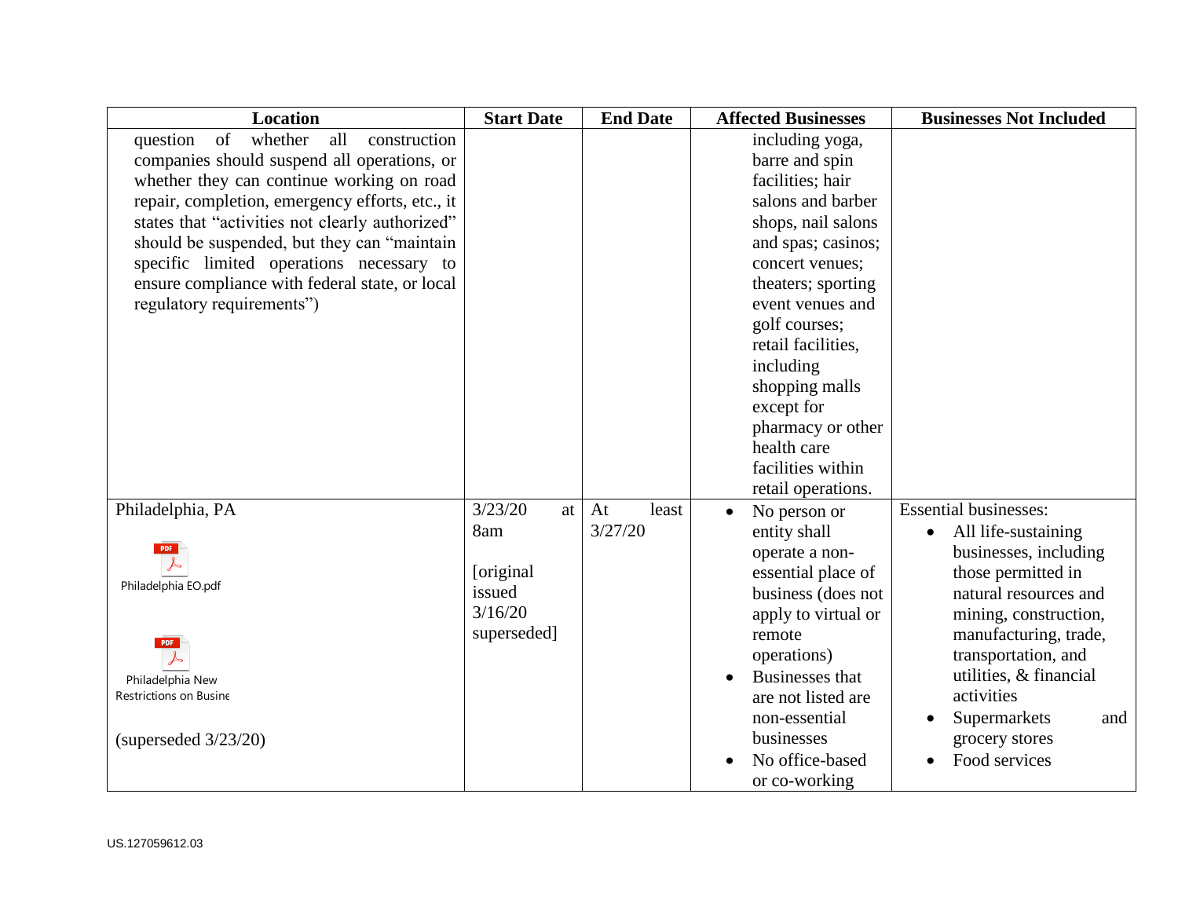| Location | Start Date | End Date | Affected Businesses | Businesses Not Included |
|---|---|---|---|---|
| question of whether all construction companies should suspend all operations, or whether they can continue working on road repair, completion, emergency efforts, etc., it states that "activities not clearly authorized" should be suspended, but they can "maintain specific limited operations necessary to ensure compliance with federal state, or local regulatory requirements") | | | including yoga, barre and spin facilities; hair salons and barber shops, nail salons and spas; casinos; concert venues; theaters; sporting event venues and golf courses; retail facilities, including shopping malls except for pharmacy or other health care facilities within retail operations. | |
| Philadelphia, PA<br><br>Philadelphia EO.pdf<br><br>Philadelphia New Restrictions on Busine<br><br>(superseded 3/23/20) | 3/23/20 at 8am<br><br>[original issued 3/16/20 superseded] | At least 3/27/20 | • No person or entity shall operate a non-essential place of business (does not apply to virtual or remote operations)<br>• Businesses that are not listed are non-essential businesses<br>• No office-based or co-working | Essential businesses:<br>• All life-sustaining businesses, including those permitted in natural resources and mining, construction, manufacturing, trade, transportation, and utilities, & financial activities<br>• Supermarkets and grocery stores<br>• Food services |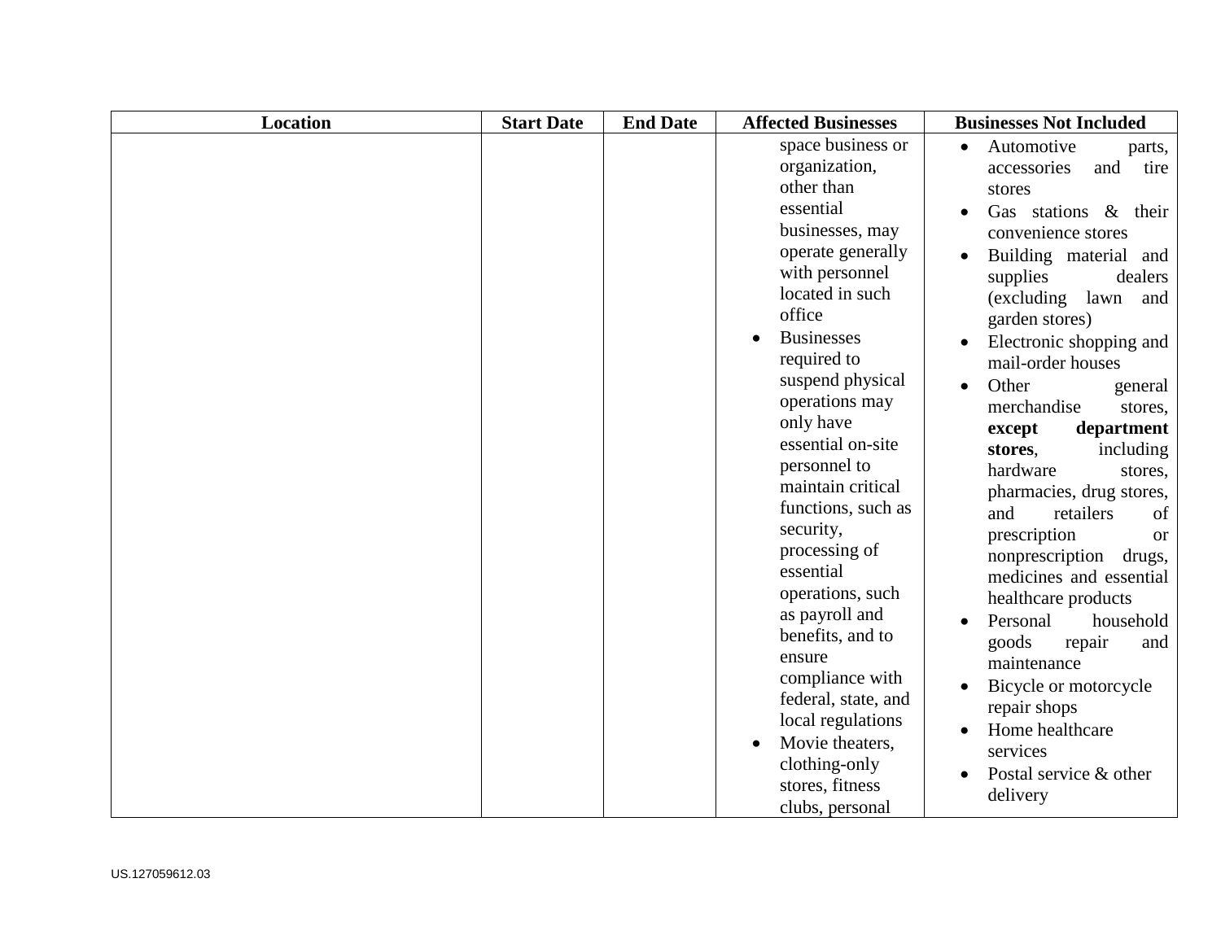| Location | Start Date | End Date | Affected Businesses | Businesses Not Included |
|---|---|---|---|---|
| | | | space business or organization, other than essential businesses, may operate generally with personnel located in such office<br>• Businesses required to suspend physical operations may only have essential on-site personnel to maintain critical functions, such as security, processing of essential operations, such as payroll and benefits, and to ensure compliance with federal, state, and local regulations<br>• Movie theaters, clothing-only stores, fitness clubs, personal | • Automotive parts, accessories and tire stores<br>• Gas stations & their convenience stores<br>• Building material and supplies dealers (excluding lawn and garden stores)<br>• Electronic shopping and mail-order houses<br>• Other general merchandise stores, **except department stores**, including hardware stores, pharmacies, drug stores, and retailers of prescription or nonprescription drugs, medicines and essential healthcare products<br>• Personal household goods repair and maintenance<br>• Bicycle or motorcycle repair shops<br>• Home healthcare services<br>• Postal service & other delivery |

US.127059612.03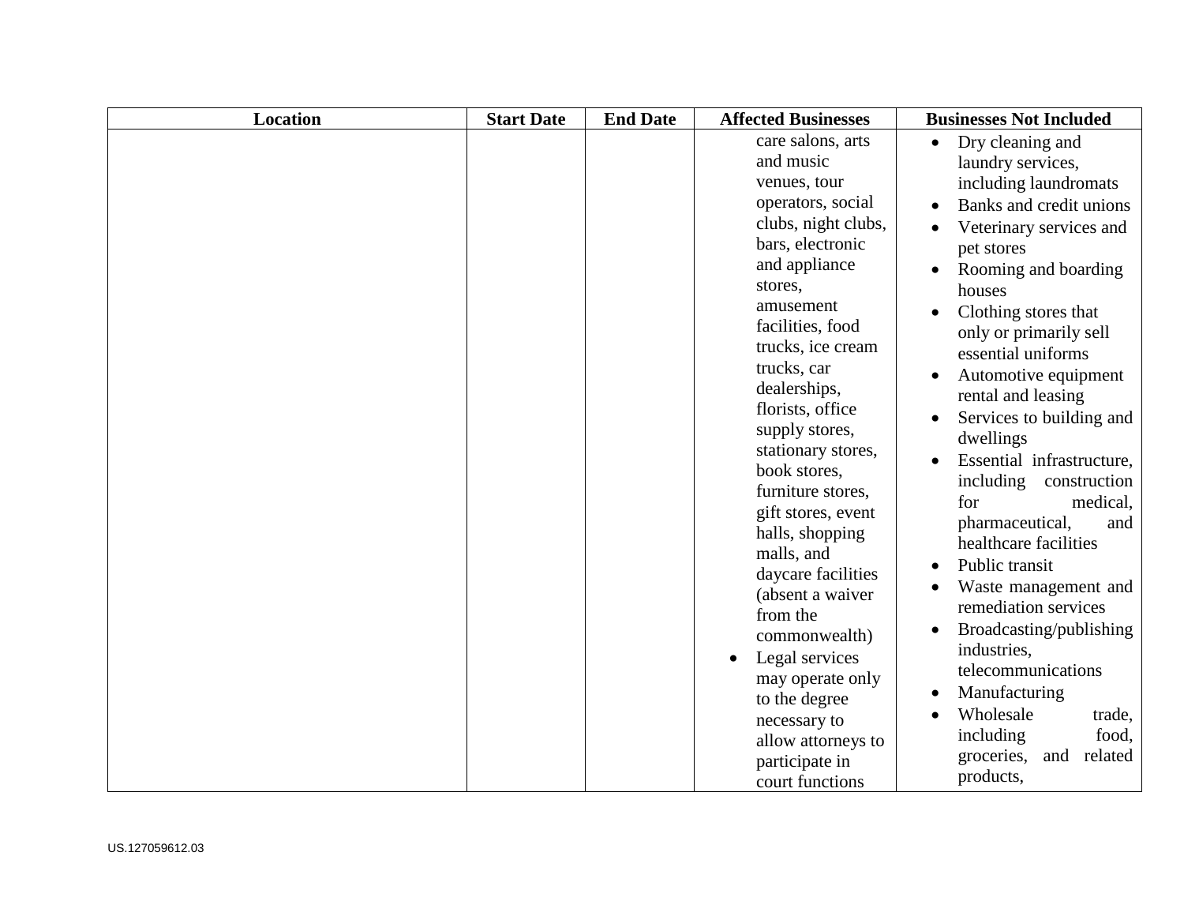| Location | Start Date | End Date | Affected Businesses | Businesses Not Included |
|---|---|---|---|---|
| | | | care salons, arts and music venues, tour operators, social clubs, night clubs, bars, electronic and appliance stores, amusement facilities, food trucks, ice cream trucks, car dealerships, florists, office supply stores, stationary stores, book stores, furniture stores, gift stores, event halls, shopping malls, and daycare facilities (absent a waiver from the commonwealth)<br>• Legal services may operate only to the degree necessary to allow attorneys to participate in court functions | • Dry cleaning and laundry services, including laundromats<br>• Banks and credit unions<br>• Veterinary services and pet stores<br>• Rooming and boarding houses<br>• Clothing stores that only or primarily sell essential uniforms<br>• Automotive equipment rental and leasing<br>• Services to building and dwellings<br>• Essential infrastructure, including construction for medical, pharmaceutical, and healthcare facilities<br>• Public transit<br>• Waste management and remediation services<br>• Broadcasting/publishing industries, telecommunications<br>• Manufacturing<br>• Wholesale trade, including food, groceries, and related products, |

US.127059612.03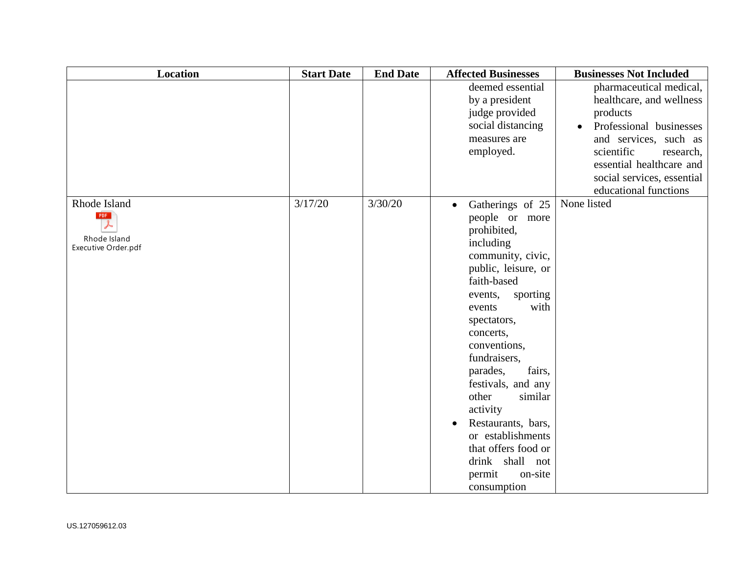| Location | Start Date | End Date | Affected Businesses | Businesses Not Included |
|---|---|---|---|---|
| | | | deemed essential by a president judge provided social distancing measures are employed. | pharmaceutical medical, healthcare, and wellness products<br>• Professional businesses and services, such as scientific research, essential healthcare and social services, essential educational functions |
| Rhode Island<br>Rhode Island Executive Order.pdf | 3/17/20 | 3/30/20 | • Gatherings of 25 people or more prohibited, including community, civic, public, leisure, or faith-based events, sporting events with spectators, concerts, conventions, fundraisers, parades, fairs, festivals, and any other similar activity<br>• Restaurants, bars, or establishments that offers food or drink shall not permit on-site consumption | None listed |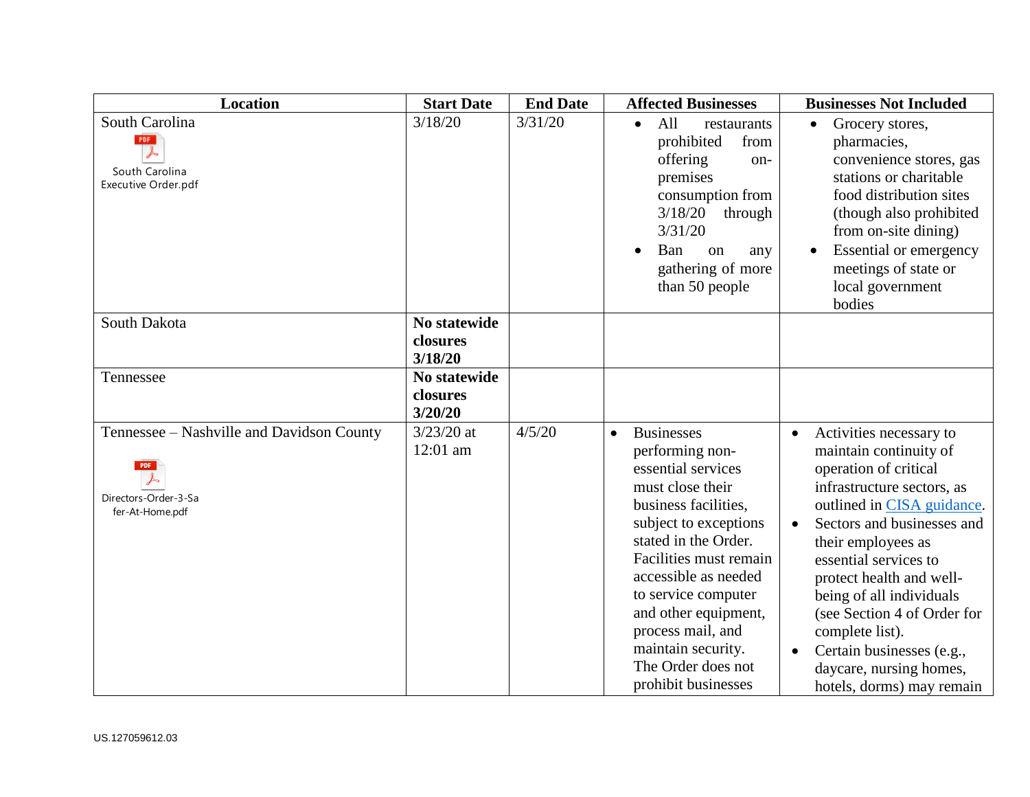| Location | Start Date | End Date | Affected Businesses | Businesses Not Included |
|---|---|---|---|---|
| South Carolina<br>South Carolina Executive Order.pdf | 3/18/20 | 3/31/20 | • All restaurants prohibited from offering on-premises consumption from 3/18/20 through 3/31/20<br>• Ban on any gathering of more than 50 people | • Grocery stores, pharmacies, convenience stores, gas stations or charitable food distribution sites (though also prohibited from on-site dining)<br>• Essential or emergency meetings of state or local government bodies |
| South Dakota | **No statewide closures 3/18/20** | | | |
| Tennessee | **No statewide closures 3/20/20** | | | |
| Tennessee – Nashville and Davidson County<br>Directors-Order-3-Safer-At-Home.pdf | 3/23/20 at 12:01 am | 4/5/20 | • Businesses performing non-essential services must close their business facilities, subject to exceptions stated in the Order. Facilities must remain accessible as needed to service computer and other equipment, process mail, and maintain security. The Order does not prohibit businesses | • Activities necessary to maintain continuity of operation of critical infrastructure sectors, as outlined in CISA guidance.<br>• Sectors and businesses and their employees as essential services to protect health and well-being of all individuals (see Section 4 of Order for complete list).<br>• Certain businesses (e.g., daycare, nursing homes, hotels, dorms) may remain |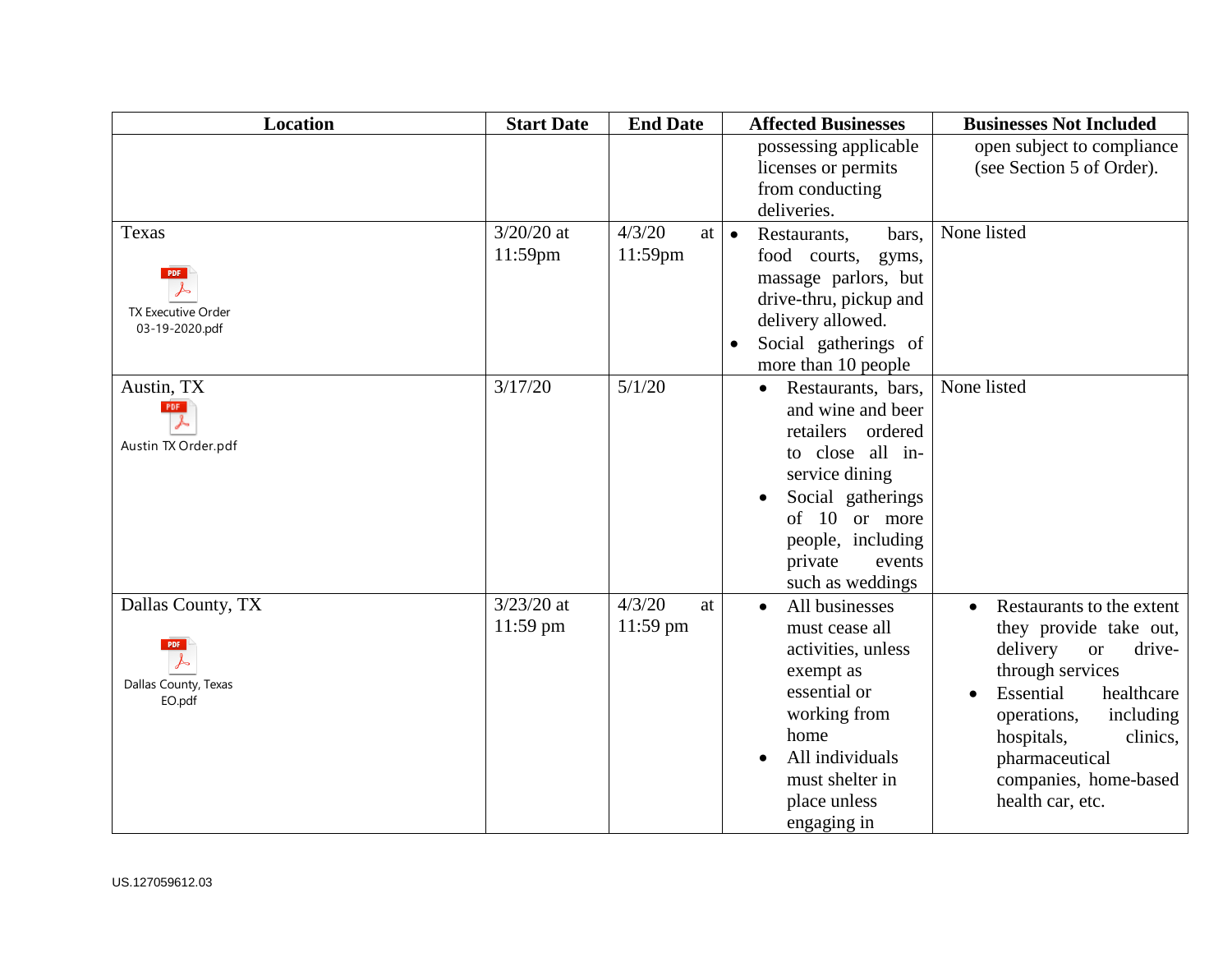| Location | Start Date | End Date | Affected Businesses | Businesses Not Included |
|---|---|---|---|---|
| | | | possessing applicable licenses or permits from conducting deliveries. | open subject to compliance (see Section 5 of Order). |
| Texas<br>TX Executive Order 03-19-2020.pdf | 3/20/20 at 11:59pm | 4/3/20 at 11:59pm | • Restaurants, bars, food courts, gyms, massage parlors, but drive-thru, pickup and delivery allowed.<br>• Social gatherings of more than 10 people | None listed |
| Austin, TX<br>Austin TX Order.pdf | 3/17/20 | 5/1/20 | • Restaurants, bars, and wine and beer retailers ordered to close all in-service dining<br>• Social gatherings of 10 or more people, including private events such as weddings | None listed |
| Dallas County, TX<br>Dallas County, Texas EO.pdf | 3/23/20 at 11:59 pm | 4/3/20 at 11:59 pm | • All businesses must cease all activities, unless exempt as essential or working from home<br>• All individuals must shelter in place unless engaging in | • Restaurants to the extent they provide take out, delivery or drive-through services<br>• Essential healthcare operations, including hospitals, clinics, pharmaceutical companies, home-based health car, etc. |

US.127059612.03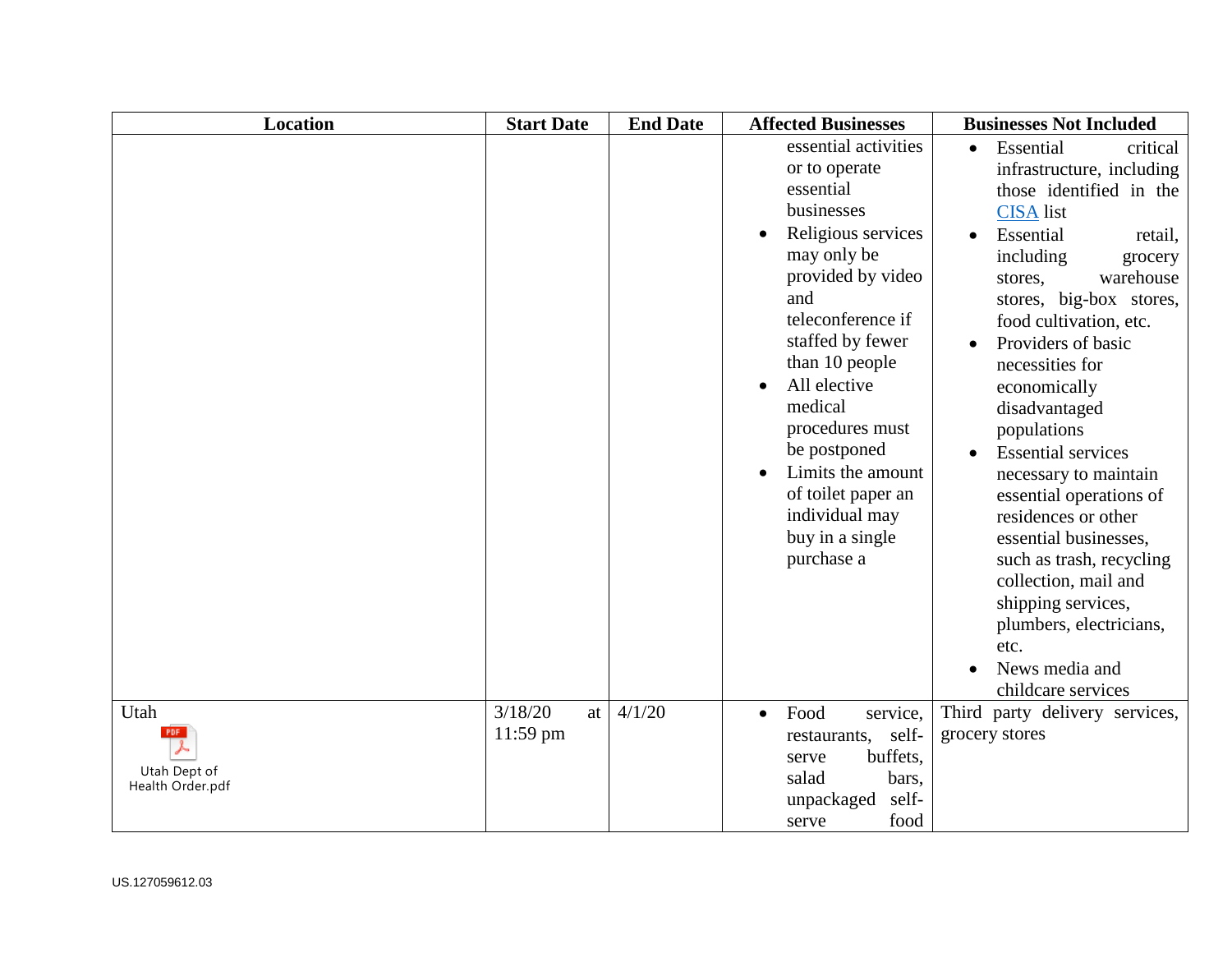| Location | Start Date | End Date | Affected Businesses | Businesses Not Included |
|---|---|---|---|---|
| | | | essential activities or to operate essential businesses<br>• Religious services may only be provided by video and teleconference if staffed by fewer than 10 people<br>• All elective medical procedures must be postponed<br>• Limits the amount of toilet paper an individual may buy in a single purchase a | • Essential critical infrastructure, including those identified in the CISA list<br>• Essential retail, including grocery stores, warehouse stores, big-box stores, food cultivation, etc.<br>• Providers of basic necessities for economically disadvantaged populations<br>• Essential services necessary to maintain essential operations of residences or other essential businesses, such as trash, recycling collection, mail and shipping services, plumbers, electricians, etc.<br>• News media and childcare services |
| Utah<br>Utah Dept of Health Order.pdf | 3/18/20 at 11:59 pm | 4/1/20 | • Food service, restaurants, self-serve buffets, salad bars, unpackaged self-serve food | Third party delivery services, grocery stores |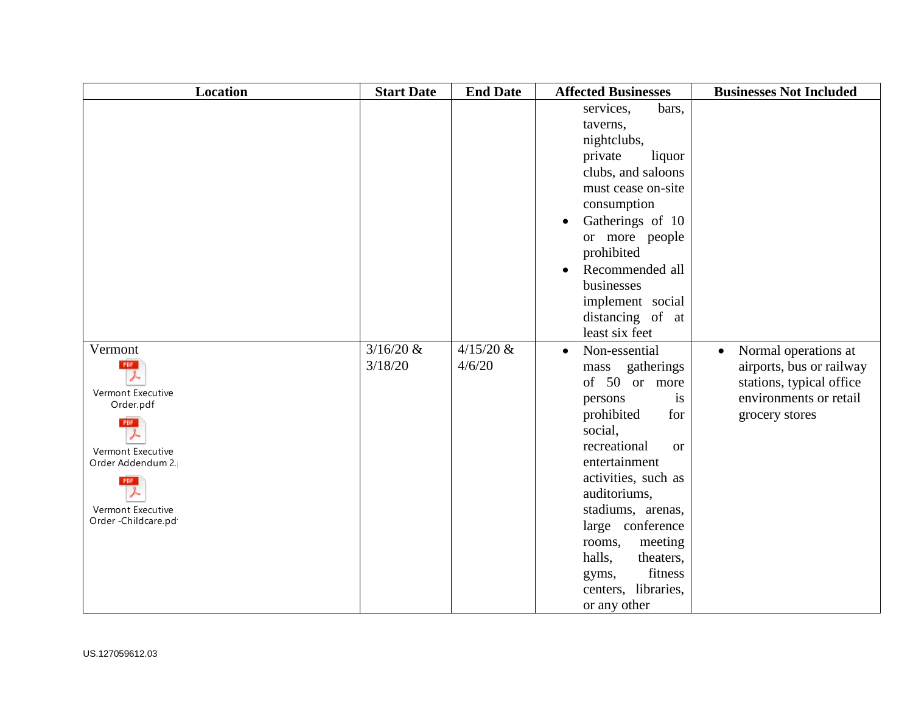| Location | Start Date | End Date | Affected Businesses | Businesses Not Included |
|---|---|---|---|---|
| | | | services, bars, taverns, nightclubs, private liquor clubs, and saloons must cease on-site consumption<br>• Gatherings of 10 or more people prohibited<br>• Recommended all businesses implement social distancing of at least six feet | |
| Vermont<br>Vermont Executive Order.pdf<br>Vermont Executive Order Addendum 2.<br>Vermont Executive Order -Childcare.pd | 3/16/20 & 3/18/20 | 4/15/20 & 4/6/20 | • Non-essential mass gatherings of 50 or more persons is prohibited for social, recreational or entertainment activities, such as auditoriums, stadiums, arenas, large conference rooms, meeting halls, theaters, gyms, fitness centers, libraries, or any other | • Normal operations at airports, bus or railway stations, typical office environments or retail grocery stores |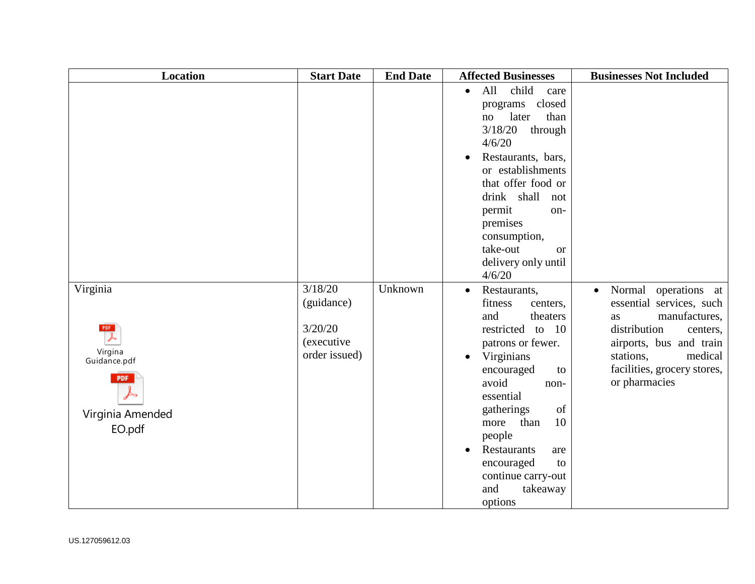| Location | Start Date | End Date | Affected Businesses | Businesses Not Included |
|---|---|---|---|---|
| | | | • All child care programs closed no later than 3/18/20 through 4/6/20<br>• Restaurants, bars, or establishments that offer food or drink shall not permit on-premises consumption, take-out or delivery only until 4/6/20 | |
| Virginia<br><br>Virgina Guidance.pdf<br><br>Virginia Amended EO.pdf | 3/18/20 (guidance)<br><br>3/20/20 (executive order issued) | Unknown | • Restaurants, fitness centers, and theaters restricted to 10 patrons or fewer.<br>• Virginians encouraged to avoid non-essential gatherings of more than 10 people<br>• Restaurants are encouraged to continue carry-out and takeaway options | • Normal operations at essential services, such as manufactures, distribution centers, airports, bus and train stations, medical facilities, grocery stores, or pharmacies |

US.127059612.03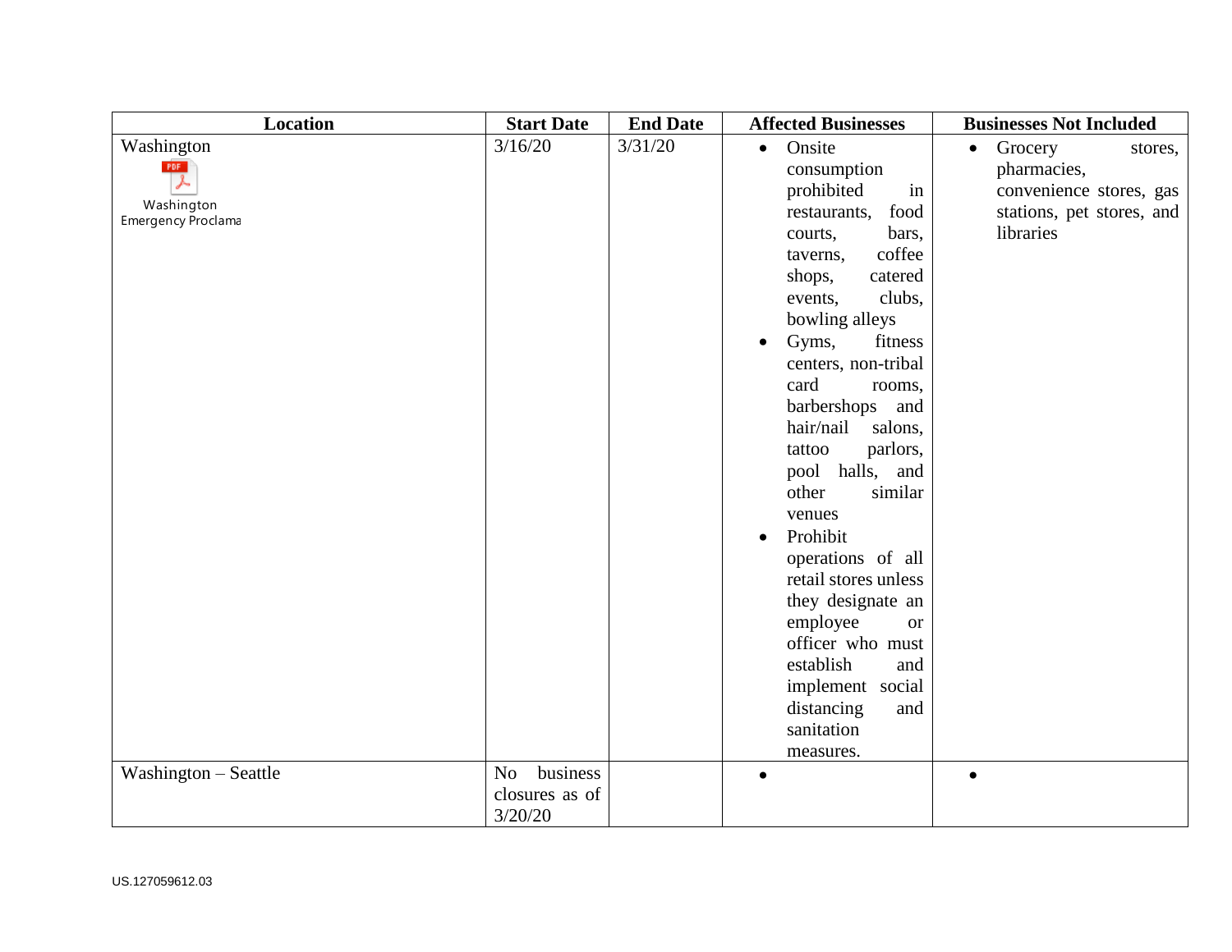| Location | Start Date | End Date | Affected Businesses | Businesses Not Included |
| --- | --- | --- | --- | --- |
| Washington<br>Washington Emergency Proclama | 3/16/20 | 3/31/20 | • Onsite consumption prohibited in restaurants, food courts, bars, taverns, coffee shops, catered events, clubs, bowling alleys<br>• Gyms, fitness centers, non-tribal card rooms, barbershops and hair/nail salons, tattoo parlors, pool halls, and other similar venues<br>• Prohibit operations of all retail stores unless they designate an employee or officer who must establish and implement social distancing and sanitation measures. | • Grocery stores, pharmacies, convenience stores, gas stations, pet stores, and libraries |
| Washington – Seattle | No business closures as of 3/20/20 | | • | • |

US.127059612.03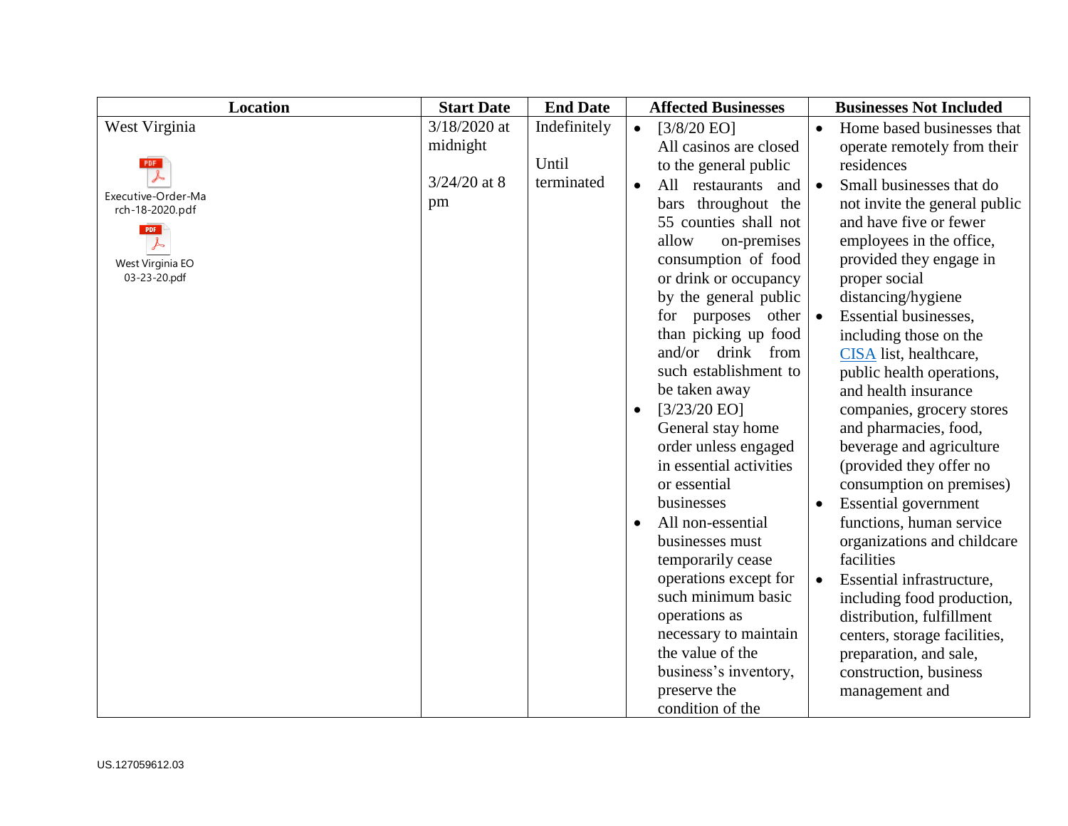| Location | Start Date | End Date | Affected Businesses | Businesses Not Included |
|---|---|---|---|---|
| West Virginia<br><br>Executive-Order-March-18-2020.pdf<br><br>West Virginia EO 03-23-20.pdf | 3/18/2020 at midnight<br><br>3/24/20 at 8 pm | Indefinitely<br><br>Until terminated | • [3/8/20 EO] All casinos are closed to the general public<br>• All restaurants and bars throughout the 55 counties shall not allow on-premises consumption of food or drink or occupancy by the general public for purposes other than picking up food and/or drink from such establishment to be taken away<br>• [3/23/20 EO] General stay home order unless engaged in essential activities or essential businesses<br>• All non-essential businesses must temporarily cease operations except for such minimum basic operations as necessary to maintain the value of the business's inventory, preserve the condition of the | • Home based businesses that operate remotely from their residences<br>• Small businesses that do not invite the general public and have five or fewer employees in the office, provided they engage in proper social distancing/hygiene<br>• Essential businesses, including those on the CISA list, healthcare, public health operations, and health insurance companies, grocery stores and pharmacies, food, beverage and agriculture (provided they offer no consumption on premises)<br>• Essential government functions, human service organizations and childcare facilities<br>• Essential infrastructure, including food production, distribution, fulfillment centers, storage facilities, preparation, and sale, construction, business management and |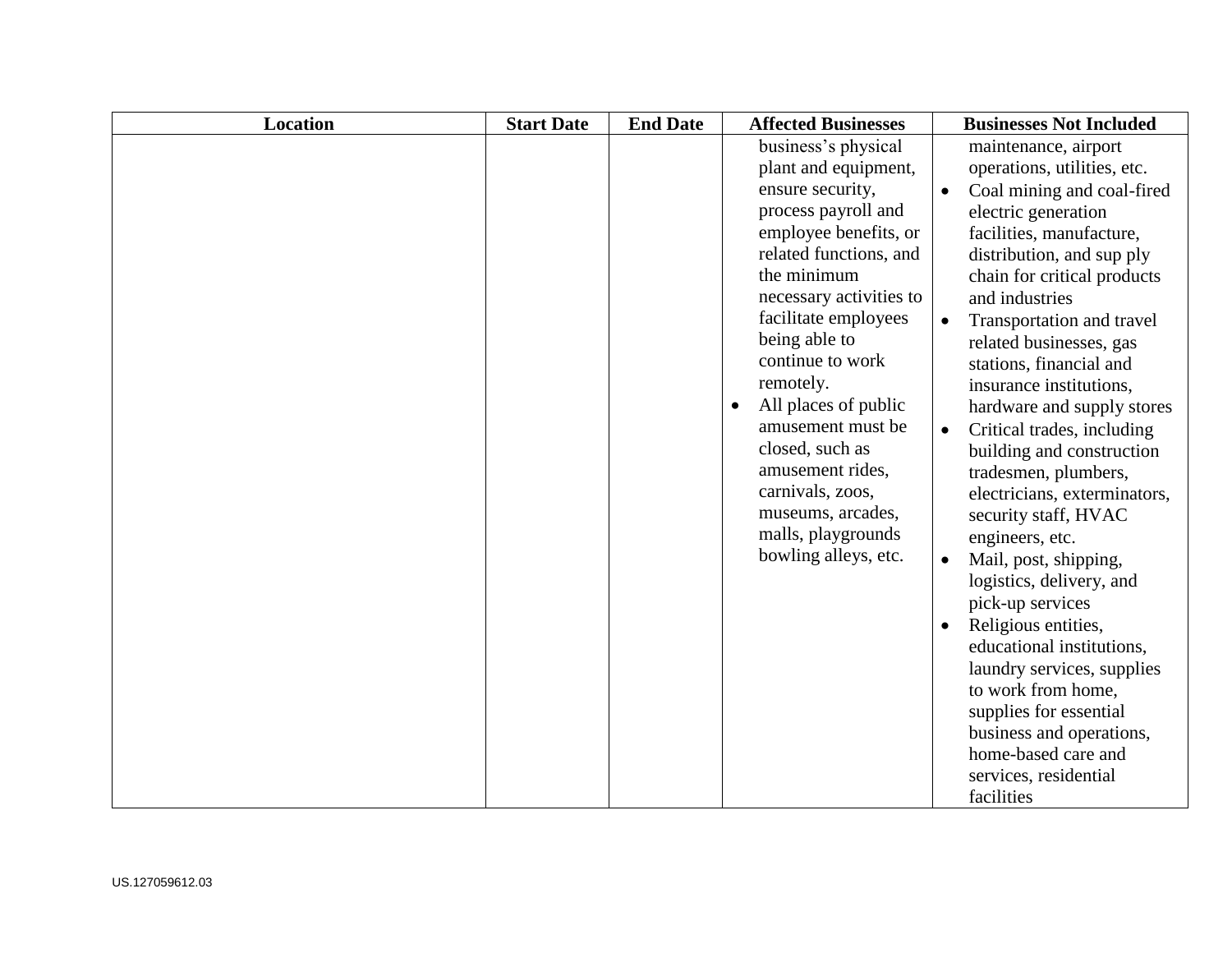| Location | Start Date | End Date | Affected Businesses | Businesses Not Included |
| --- | --- | --- | --- | --- |
| | | | business's physical plant and equipment, ensure security, process payroll and employee benefits, or related functions, and the minimum necessary activities to facilitate employees being able to continue to work remotely.<br>• All places of public amusement must be closed, such as amusement rides, carnivals, zoos, museums, arcades, malls, playgrounds bowling alleys, etc. | maintenance, airport operations, utilities, etc.<br>• Coal mining and coal-fired electric generation facilities, manufacture, distribution, and sup ply chain for critical products and industries<br>• Transportation and travel related businesses, gas stations, financial and insurance institutions, hardware and supply stores<br>• Critical trades, including building and construction tradesmen, plumbers, electricians, exterminators, security staff, HVAC engineers, etc.<br>• Mail, post, shipping, logistics, delivery, and pick-up services<br>• Religious entities, educational institutions, laundry services, supplies to work from home, supplies for essential business and operations, home-based care and services, residential facilities |

US.127059612.03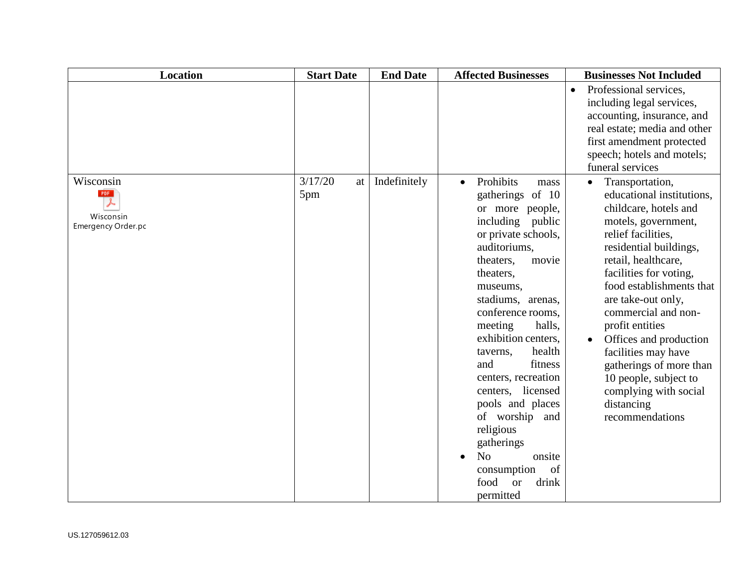| Location | Start Date | End Date | Affected Businesses | Businesses Not Included |
|---|---|---|---|---|
| | | | | • Professional services, including legal services, accounting, insurance, and real estate; media and other first amendment protected speech; hotels and motels; funeral services |
| Wisconsin<br>Wisconsin Emergency Order.pc | 3/17/20 at 5pm | Indefinitely | • Prohibits mass gatherings of 10 or more people, including public or private schools, auditoriums, theaters, movie theaters, museums, stadiums, arenas, conference rooms, meeting halls, exhibition centers, taverns, health and fitness centers, recreation centers, licensed pools and places of worship and religious gatherings<br>• No onsite consumption of food or drink permitted | • Transportation, educational institutions, childcare, hotels and motels, government, relief facilities, residential buildings, retail, healthcare, facilities for voting, food establishments that are take-out only, commercial and non-profit entities<br>• Offices and production facilities may have gatherings of more than 10 people, subject to complying with social distancing recommendations |

US.127059612.03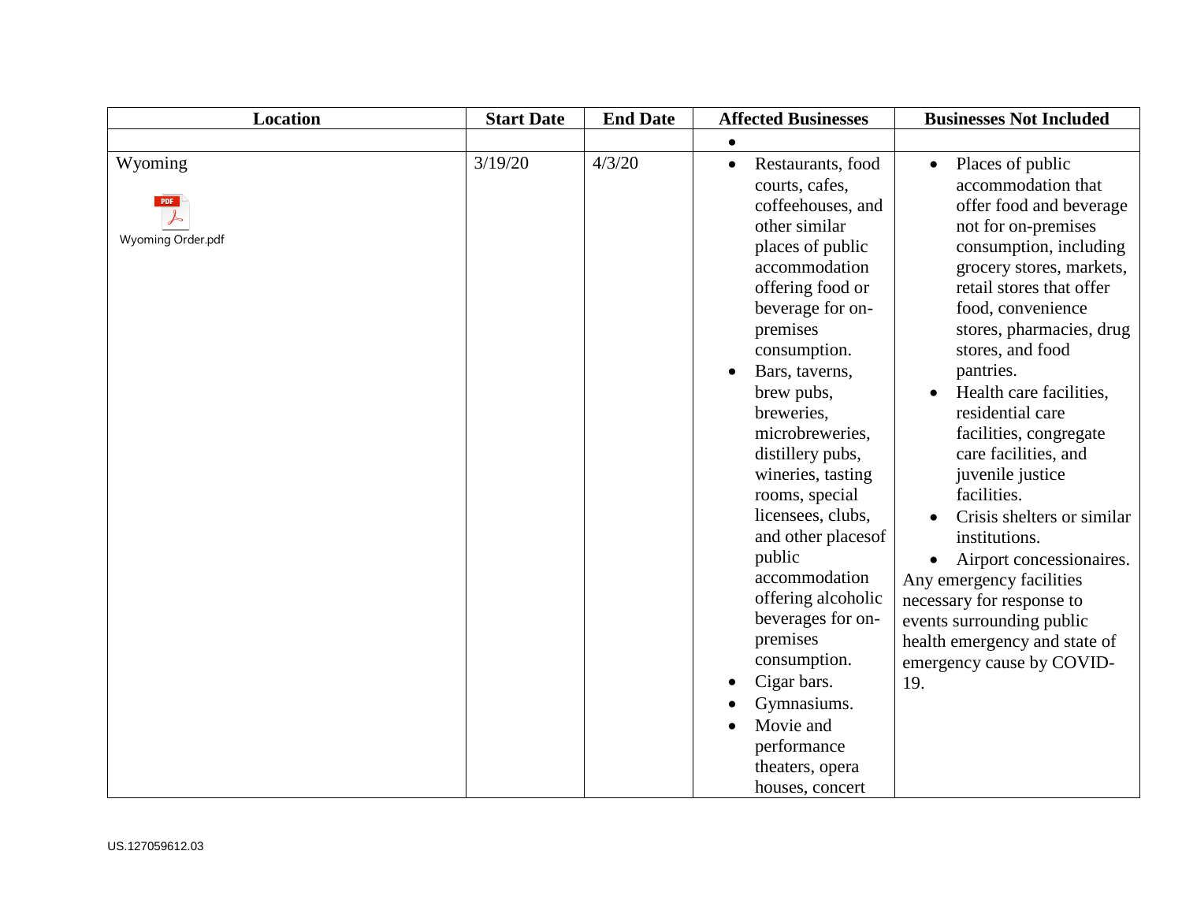| Location | Start Date | End Date | Affected Businesses | Businesses Not Included |
|---|---|---|---|---|
| | | | • | |
| Wyoming<br><br>Wyoming Order.pdf | 3/19/20 | 4/3/20 | • Restaurants, food courts, cafes, coffeehouses, and other similar places of public accommodation offering food or beverage for on-premises consumption.<br>• Bars, taverns, brew pubs, breweries, microbreweries, distillery pubs, wineries, tasting rooms, special licensees, clubs, and other placesof public accommodation offering alcoholic beverages for on-premises consumption.<br>• Cigar bars.<br>• Gymnasiums.<br>• Movie and performance theaters, opera houses, concert | • Places of public accommodation that offer food and beverage not for on-premises consumption, including grocery stores, markets, retail stores that offer food, convenience stores, pharmacies, drug stores, and food pantries.<br>• Health care facilities, residential care facilities, congregate care facilities, and juvenile justice facilities.<br>• Crisis shelters or similar institutions.<br>• Airport concessionaires.<br>Any emergency facilities necessary for response to events surrounding public health emergency and state of emergency cause by COVID-19. |

US.127059612.03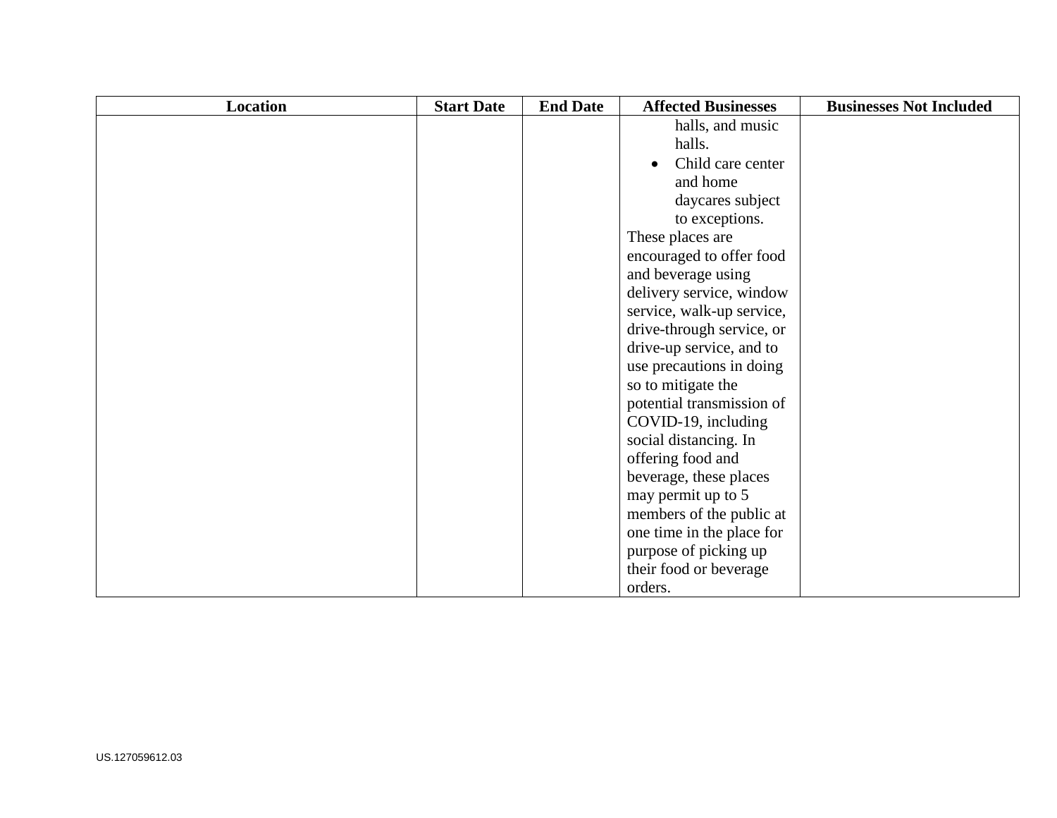| Location | Start Date | End Date | Affected Businesses | Businesses Not Included |
| --- | --- | --- | --- | --- |
| | | | halls, and music halls.<br>• Child care center and home daycares subject to exceptions.<br>These places are encouraged to offer food and beverage using delivery service, window service, walk-up service, drive-through service, or drive-up service, and to use precautions in doing so to mitigate the potential transmission of COVID-19, including social distancing. In offering food and beverage, these places may permit up to 5 members of the public at one time in the place for purpose of picking up their food or beverage orders. | |

US.127059612.03